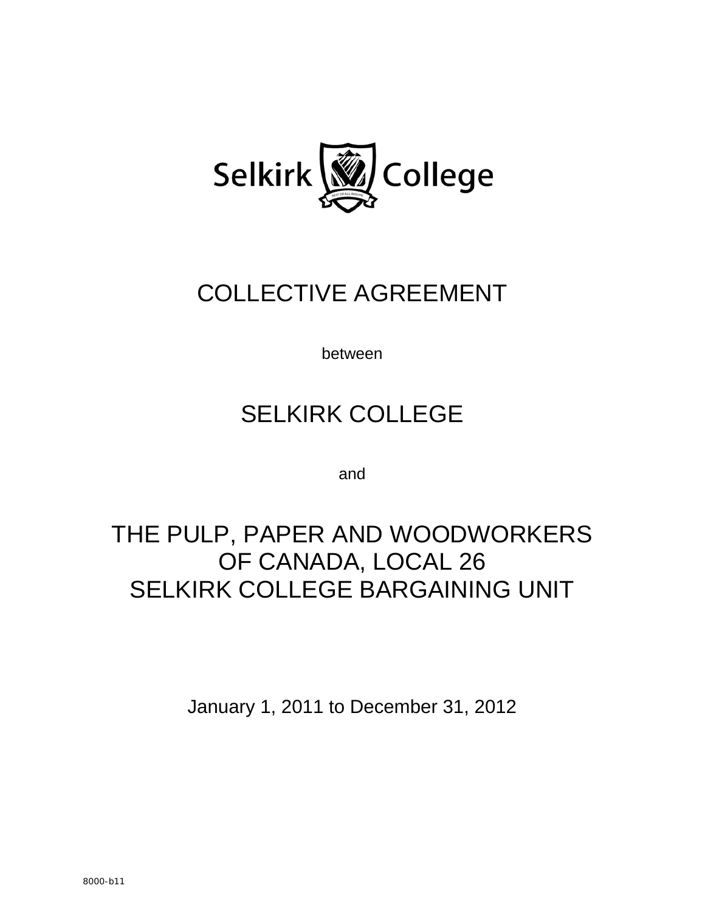Selkirk College

# COLLECTIVE AGREEMENT

between

# SELKIRK COLLEGE

and

# THE PULP, PAPER AND WOODWORKERS OF CANADA, LOCAL 26 SELKIRK COLLEGE BARGAINING UNIT

January 1, 2011 to December 31, 2012

8000-b11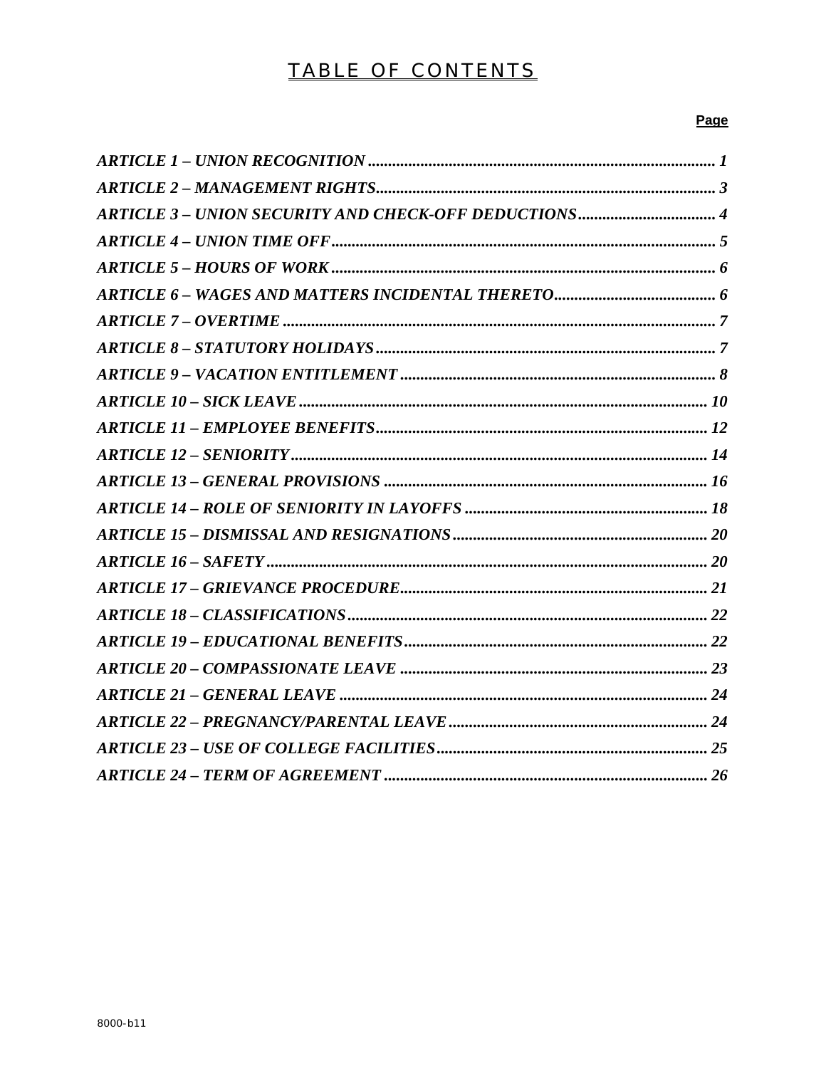# TABLE OF CONTENTS

| | Page |
|---|---|
| ***ARTICLE 1 – UNION RECOGNITION*** | ***1*** |
| ***ARTICLE 2 – MANAGEMENT RIGHTS*** | ***3*** |
| ***ARTICLE 3 – UNION SECURITY AND CHECK-OFF DEDUCTIONS*** | ***4*** |
| ***ARTICLE 4 – UNION TIME OFF*** | ***5*** |
| ***ARTICLE 5 – HOURS OF WORK*** | ***6*** |
| ***ARTICLE 6 – WAGES AND MATTERS INCIDENTAL THERETO*** | ***6*** |
| ***ARTICLE 7 – OVERTIME*** | ***7*** |
| ***ARTICLE 8 – STATUTORY HOLIDAYS*** | ***7*** |
| ***ARTICLE 9 – VACATION ENTITLEMENT*** | ***8*** |
| ***ARTICLE 10 – SICK LEAVE*** | ***10*** |
| ***ARTICLE 11 – EMPLOYEE BENEFITS*** | ***12*** |
| ***ARTICLE 12 – SENIORITY*** | ***14*** |
| ***ARTICLE 13 – GENERAL PROVISIONS*** | ***16*** |
| ***ARTICLE 14 – ROLE OF SENIORITY IN LAYOFFS*** | ***18*** |
| ***ARTICLE 15 – DISMISSAL AND RESIGNATIONS*** | ***20*** |
| ***ARTICLE 16 – SAFETY*** | ***20*** |
| ***ARTICLE 17 – GRIEVANCE PROCEDURE*** | ***21*** |
| ***ARTICLE 18 – CLASSIFICATIONS*** | ***22*** |
| ***ARTICLE 19 – EDUCATIONAL BENEFITS*** | ***22*** |
| ***ARTICLE 20 – COMPASSIONATE LEAVE*** | ***23*** |
| ***ARTICLE 21 – GENERAL LEAVE*** | ***24*** |
| ***ARTICLE 22 – PREGNANCY/PARENTAL LEAVE*** | ***24*** |
| ***ARTICLE 23 – USE OF COLLEGE FACILITIES*** | ***25*** |
| ***ARTICLE 24 – TERM OF AGREEMENT*** | ***26*** |

8000-b11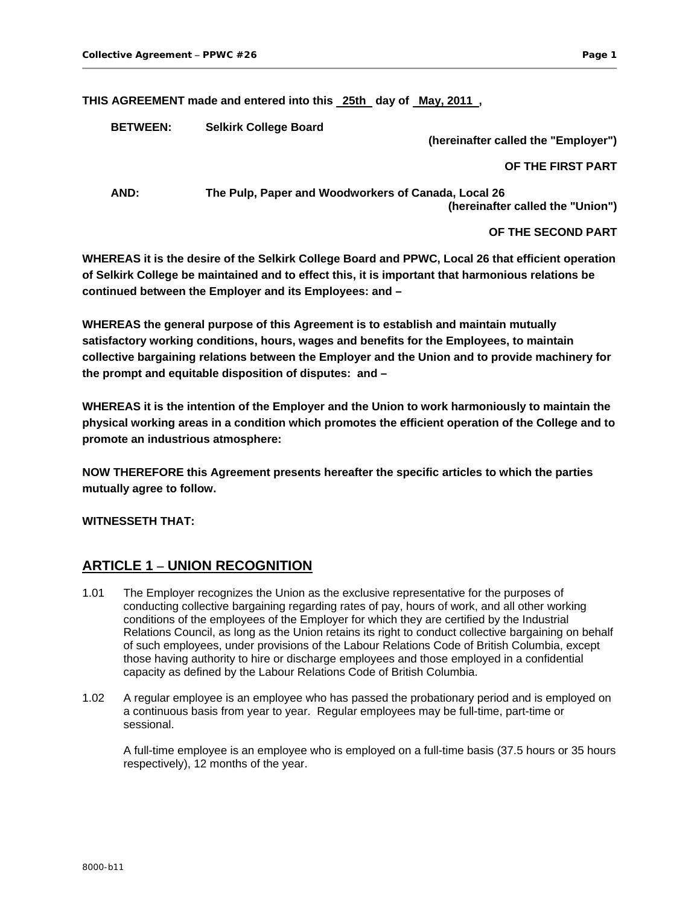**THIS AGREEMENT made and entered into this 25th day of May, 2011 ,**

**BETWEEN: Selkirk College Board**

**(hereinafter called the "Employer")**

**OF THE FIRST PART**

**AND: The Pulp, Paper and Woodworkers of Canada, Local 26**

**(hereinafter called the "Union")**

**OF THE SECOND PART**

**WHEREAS it is the desire of the Selkirk College Board and PPWC, Local 26 that efficient operation of Selkirk College be maintained and to effect this, it is important that harmonious relations be continued between the Employer and its Employees: and –**

**WHEREAS the general purpose of this Agreement is to establish and maintain mutually satisfactory working conditions, hours, wages and benefits for the Employees, to maintain collective bargaining relations between the Employer and the Union and to provide machinery for the prompt and equitable disposition of disputes: and –**

**WHEREAS it is the intention of the Employer and the Union to work harmoniously to maintain the physical working areas in a condition which promotes the efficient operation of the College and to promote an industrious atmosphere:**

**NOW THEREFORE this Agreement presents hereafter the specific articles to which the parties mutually agree to follow.**

**WITNESSETH THAT:**

## ARTICLE 1 – UNION RECOGNITION

1.01 The Employer recognizes the Union as the exclusive representative for the purposes of conducting collective bargaining regarding rates of pay, hours of work, and all other working conditions of the employees of the Employer for which they are certified by the Industrial Relations Council, as long as the Union retains its right to conduct collective bargaining on behalf of such employees, under provisions of the Labour Relations Code of British Columbia, except those having authority to hire or discharge employees and those employed in a confidential capacity as defined by the Labour Relations Code of British Columbia.

1.02 A regular employee is an employee who has passed the probationary period and is employed on a continuous basis from year to year. Regular employees may be full-time, part-time or sessional.

A full-time employee is an employee who is employed on a full-time basis (37.5 hours or 35 hours respectively), 12 months of the year.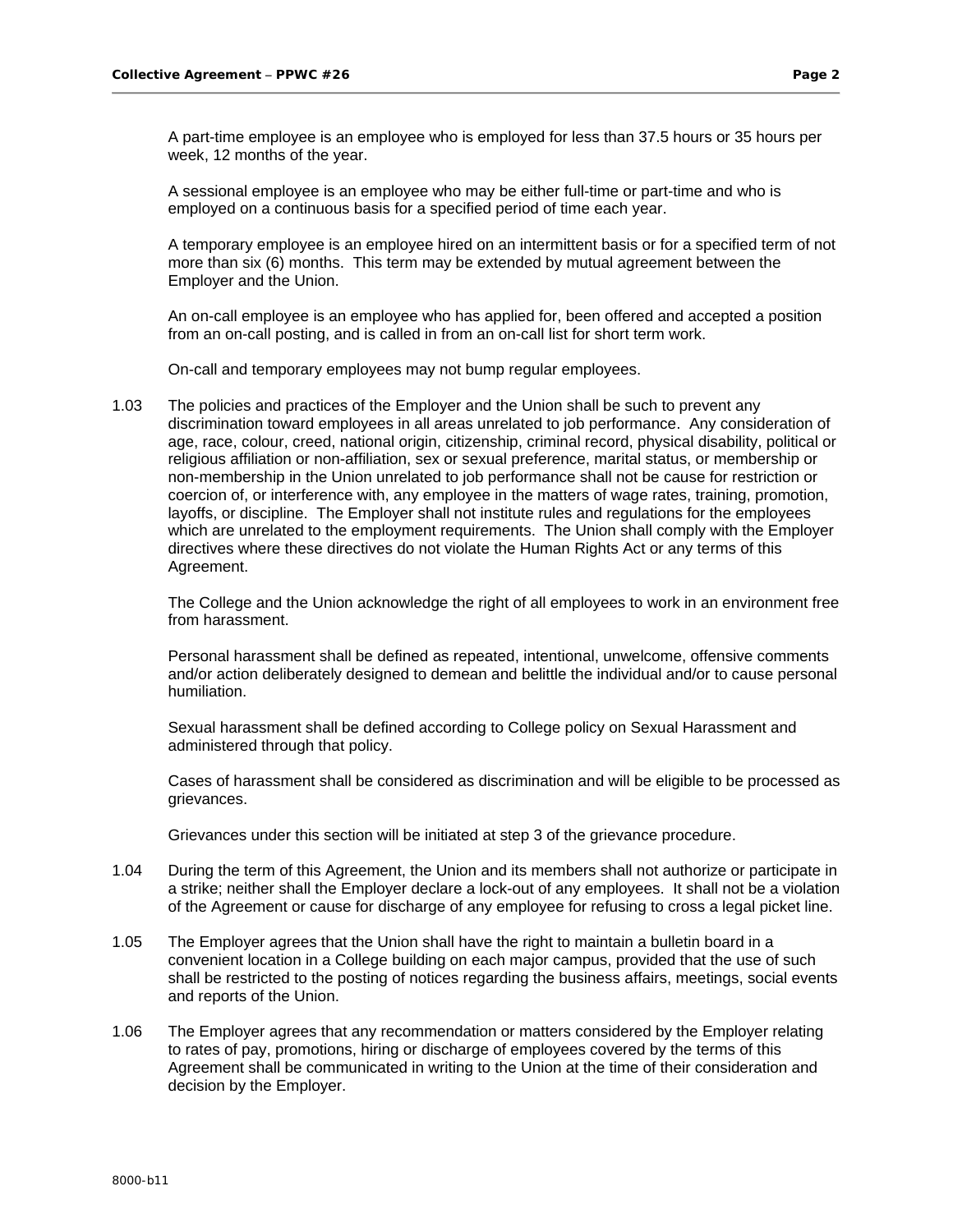A part-time employee is an employee who is employed for less than 37.5 hours or 35 hours per week, 12 months of the year.

A sessional employee is an employee who may be either full-time or part-time and who is employed on a continuous basis for a specified period of time each year.

A temporary employee is an employee hired on an intermittent basis or for a specified term of not more than six (6) months. This term may be extended by mutual agreement between the Employer and the Union.

An on-call employee is an employee who has applied for, been offered and accepted a position from an on-call posting, and is called in from an on-call list for short term work.

On-call and temporary employees may not bump regular employees.

1.03 The policies and practices of the Employer and the Union shall be such to prevent any discrimination toward employees in all areas unrelated to job performance. Any consideration of age, race, colour, creed, national origin, citizenship, criminal record, physical disability, political or religious affiliation or non-affiliation, sex or sexual preference, marital status, or membership or non-membership in the Union unrelated to job performance shall not be cause for restriction or coercion of, or interference with, any employee in the matters of wage rates, training, promotion, layoffs, or discipline. The Employer shall not institute rules and regulations for the employees which are unrelated to the employment requirements. The Union shall comply with the Employer directives where these directives do not violate the Human Rights Act or any terms of this Agreement.

The College and the Union acknowledge the right of all employees to work in an environment free from harassment.

Personal harassment shall be defined as repeated, intentional, unwelcome, offensive comments and/or action deliberately designed to demean and belittle the individual and/or to cause personal humiliation.

Sexual harassment shall be defined according to College policy on Sexual Harassment and administered through that policy.

Cases of harassment shall be considered as discrimination and will be eligible to be processed as grievances.

Grievances under this section will be initiated at step 3 of the grievance procedure.

1.04 During the term of this Agreement, the Union and its members shall not authorize or participate in a strike; neither shall the Employer declare a lock-out of any employees. It shall not be a violation of the Agreement or cause for discharge of any employee for refusing to cross a legal picket line.

1.05 The Employer agrees that the Union shall have the right to maintain a bulletin board in a convenient location in a College building on each major campus, provided that the use of such shall be restricted to the posting of notices regarding the business affairs, meetings, social events and reports of the Union.

1.06 The Employer agrees that any recommendation or matters considered by the Employer relating to rates of pay, promotions, hiring or discharge of employees covered by the terms of this Agreement shall be communicated in writing to the Union at the time of their consideration and decision by the Employer.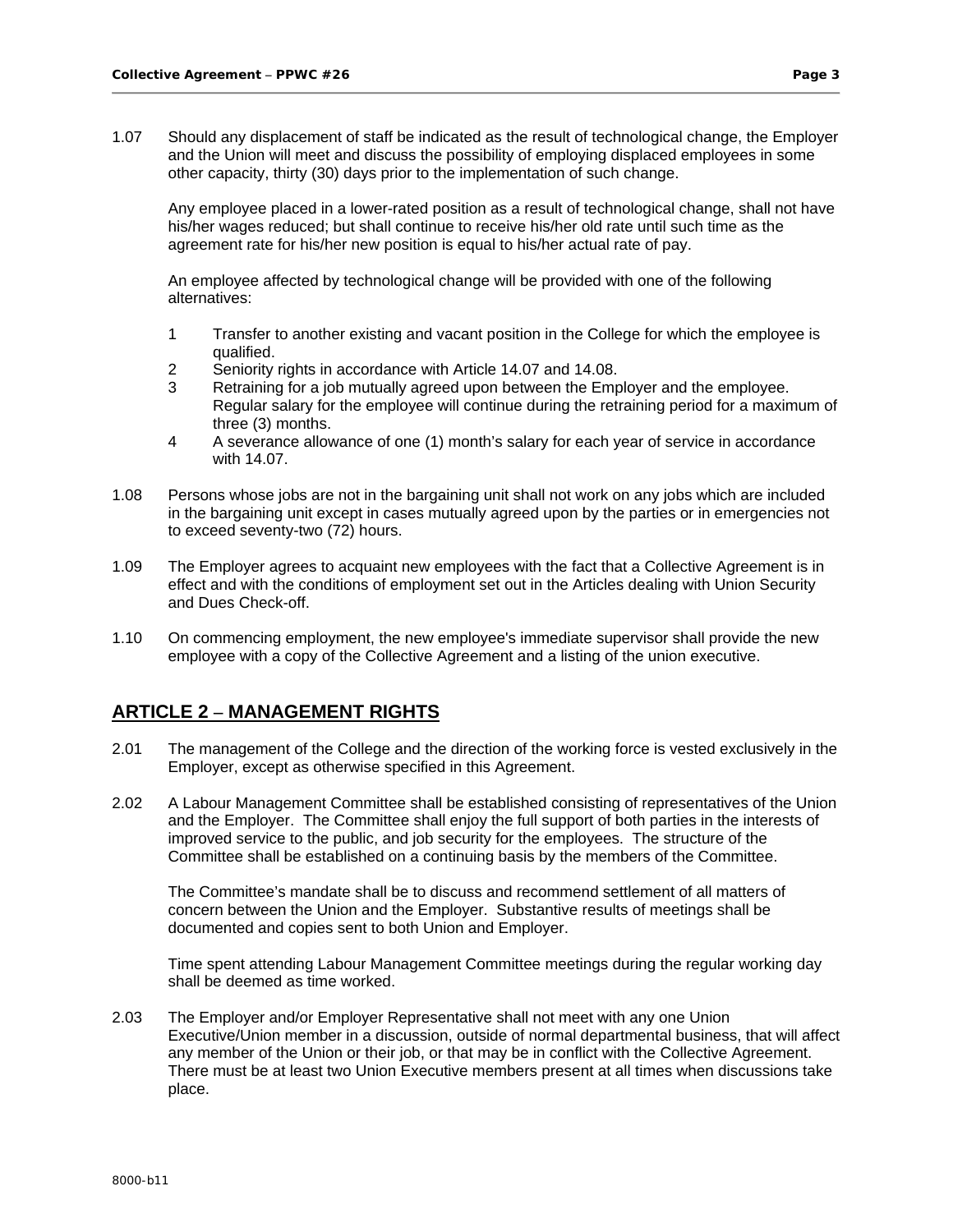1.07 Should any displacement of staff be indicated as the result of technological change, the Employer and the Union will meet and discuss the possibility of employing displaced employees in some other capacity, thirty (30) days prior to the implementation of such change.

Any employee placed in a lower-rated position as a result of technological change, shall not have his/her wages reduced; but shall continue to receive his/her old rate until such time as the agreement rate for his/her new position is equal to his/her actual rate of pay.

An employee affected by technological change will be provided with one of the following alternatives:

1 Transfer to another existing and vacant position in the College for which the employee is qualified.
2 Seniority rights in accordance with Article 14.07 and 14.08.
3 Retraining for a job mutually agreed upon between the Employer and the employee. Regular salary for the employee will continue during the retraining period for a maximum of three (3) months.
4 A severance allowance of one (1) month's salary for each year of service in accordance with 14.07.

1.08 Persons whose jobs are not in the bargaining unit shall not work on any jobs which are included in the bargaining unit except in cases mutually agreed upon by the parties or in emergencies not to exceed seventy-two (72) hours.

1.09 The Employer agrees to acquaint new employees with the fact that a Collective Agreement is in effect and with the conditions of employment set out in the Articles dealing with Union Security and Dues Check-off.

1.10 On commencing employment, the new employee's immediate supervisor shall provide the new employee with a copy of the Collective Agreement and a listing of the union executive.

## ARTICLE 2 – MANAGEMENT RIGHTS

2.01 The management of the College and the direction of the working force is vested exclusively in the Employer, except as otherwise specified in this Agreement.

2.02 A Labour Management Committee shall be established consisting of representatives of the Union and the Employer. The Committee shall enjoy the full support of both parties in the interests of improved service to the public, and job security for the employees. The structure of the Committee shall be established on a continuing basis by the members of the Committee.

The Committee's mandate shall be to discuss and recommend settlement of all matters of concern between the Union and the Employer. Substantive results of meetings shall be documented and copies sent to both Union and Employer.

Time spent attending Labour Management Committee meetings during the regular working day shall be deemed as time worked.

2.03 The Employer and/or Employer Representative shall not meet with any one Union Executive/Union member in a discussion, outside of normal departmental business, that will affect any member of the Union or their job, or that may be in conflict with the Collective Agreement. There must be at least two Union Executive members present at all times when discussions take place.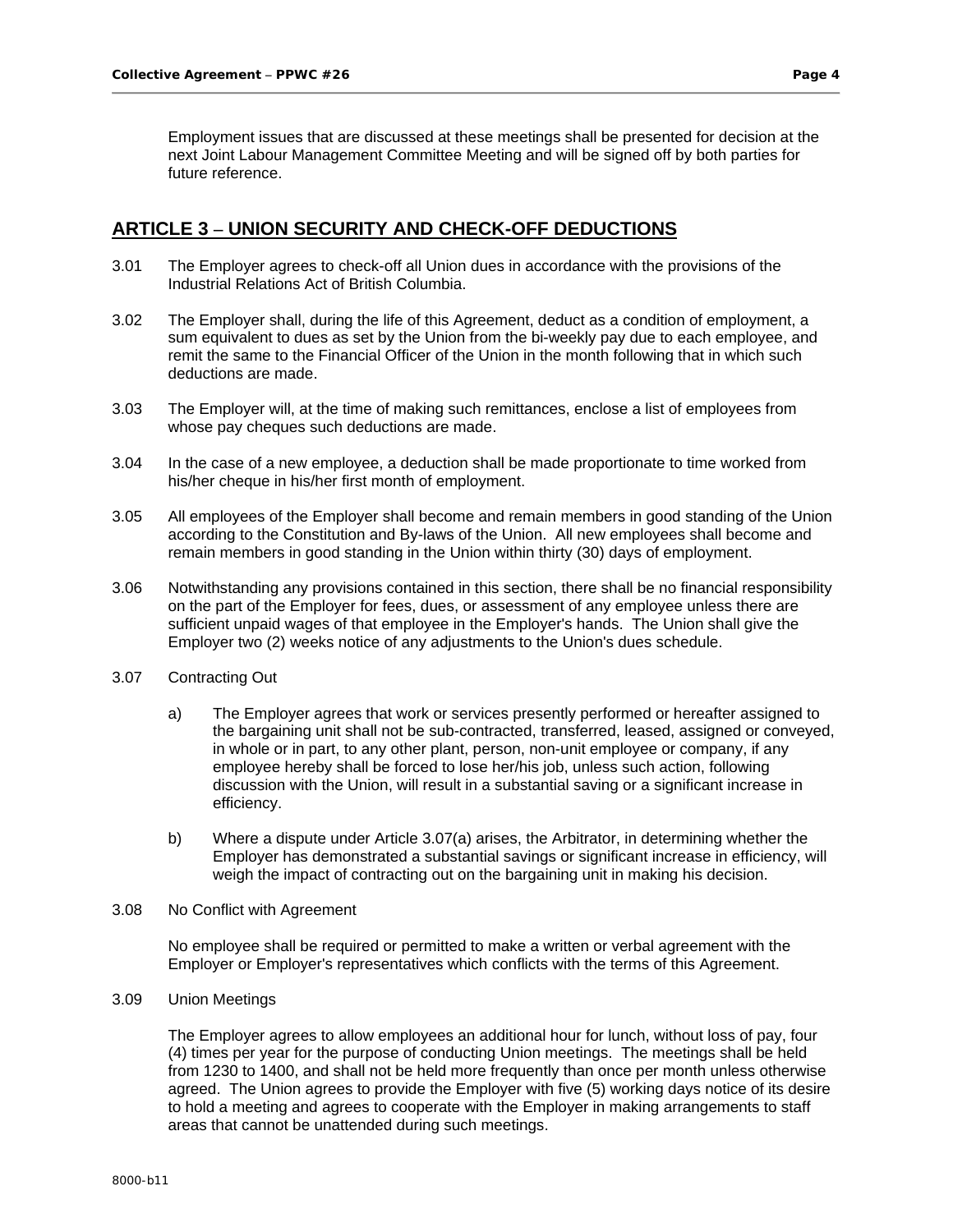Employment issues that are discussed at these meetings shall be presented for decision at the next Joint Labour Management Committee Meeting and will be signed off by both parties for future reference.

## ARTICLE 3 – UNION SECURITY AND CHECK-OFF DEDUCTIONS

3.01 The Employer agrees to check-off all Union dues in accordance with the provisions of the Industrial Relations Act of British Columbia.

3.02 The Employer shall, during the life of this Agreement, deduct as a condition of employment, a sum equivalent to dues as set by the Union from the bi-weekly pay due to each employee, and remit the same to the Financial Officer of the Union in the month following that in which such deductions are made.

3.03 The Employer will, at the time of making such remittances, enclose a list of employees from whose pay cheques such deductions are made.

3.04 In the case of a new employee, a deduction shall be made proportionate to time worked from his/her cheque in his/her first month of employment.

3.05 All employees of the Employer shall become and remain members in good standing of the Union according to the Constitution and By-laws of the Union. All new employees shall become and remain members in good standing in the Union within thirty (30) days of employment.

3.06 Notwithstanding any provisions contained in this section, there shall be no financial responsibility on the part of the Employer for fees, dues, or assessment of any employee unless there are sufficient unpaid wages of that employee in the Employer's hands. The Union shall give the Employer two (2) weeks notice of any adjustments to the Union's dues schedule.

3.07 Contracting Out

a) The Employer agrees that work or services presently performed or hereafter assigned to the bargaining unit shall not be sub-contracted, transferred, leased, assigned or conveyed, in whole or in part, to any other plant, person, non-unit employee or company, if any employee hereby shall be forced to lose her/his job, unless such action, following discussion with the Union, will result in a substantial saving or a significant increase in efficiency.

b) Where a dispute under Article 3.07(a) arises, the Arbitrator, in determining whether the Employer has demonstrated a substantial savings or significant increase in efficiency, will weigh the impact of contracting out on the bargaining unit in making his decision.

3.08 No Conflict with Agreement

No employee shall be required or permitted to make a written or verbal agreement with the Employer or Employer's representatives which conflicts with the terms of this Agreement.

3.09 Union Meetings

The Employer agrees to allow employees an additional hour for lunch, without loss of pay, four (4) times per year for the purpose of conducting Union meetings. The meetings shall be held from 1230 to 1400, and shall not be held more frequently than once per month unless otherwise agreed. The Union agrees to provide the Employer with five (5) working days notice of its desire to hold a meeting and agrees to cooperate with the Employer in making arrangements to staff areas that cannot be unattended during such meetings.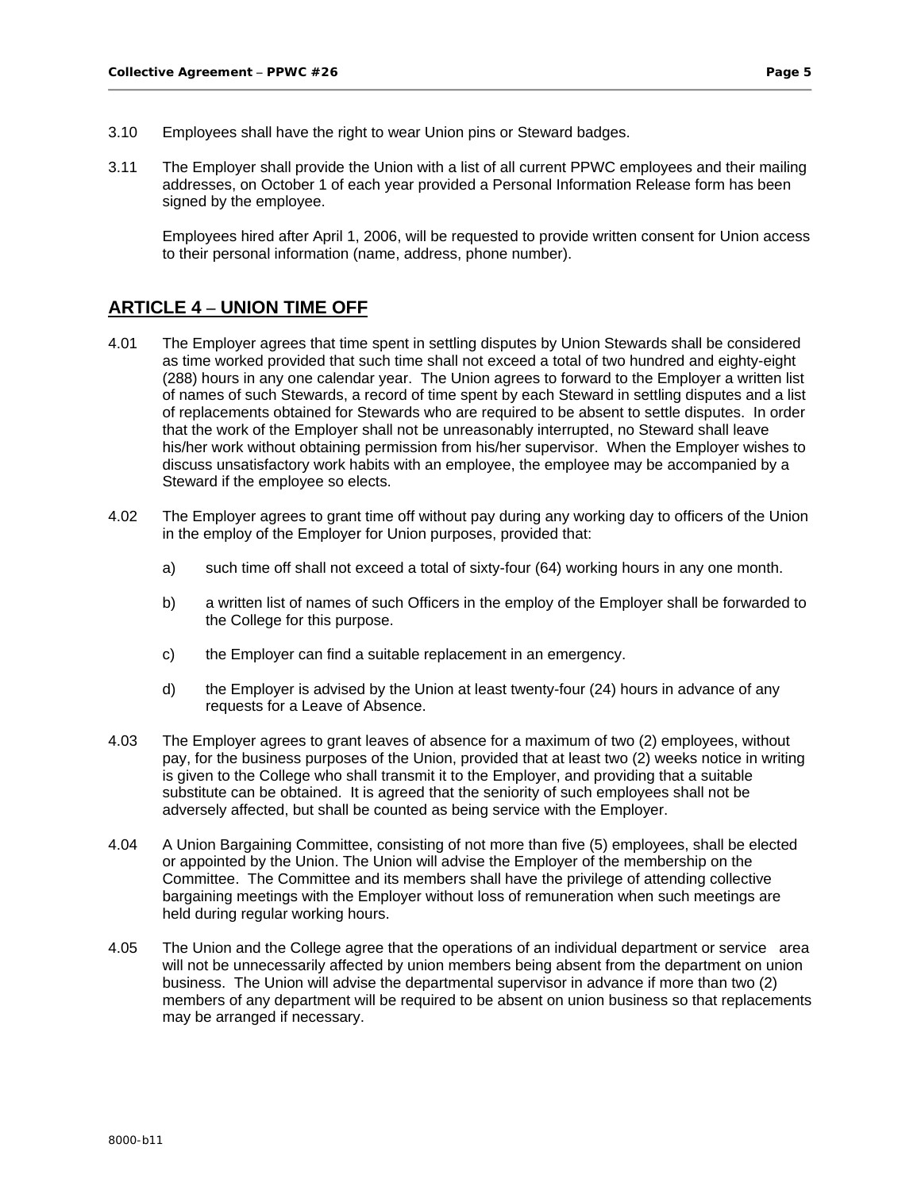3.10 Employees shall have the right to wear Union pins or Steward badges.

3.11 The Employer shall provide the Union with a list of all current PPWC employees and their mailing addresses, on October 1 of each year provided a Personal Information Release form has been signed by the employee.

Employees hired after April 1, 2006, will be requested to provide written consent for Union access to their personal information (name, address, phone number).

## ARTICLE 4 – UNION TIME OFF

4.01 The Employer agrees that time spent in settling disputes by Union Stewards shall be considered as time worked provided that such time shall not exceed a total of two hundred and eighty-eight (288) hours in any one calendar year. The Union agrees to forward to the Employer a written list of names of such Stewards, a record of time spent by each Steward in settling disputes and a list of replacements obtained for Stewards who are required to be absent to settle disputes. In order that the work of the Employer shall not be unreasonably interrupted, no Steward shall leave his/her work without obtaining permission from his/her supervisor. When the Employer wishes to discuss unsatisfactory work habits with an employee, the employee may be accompanied by a Steward if the employee so elects.

4.02 The Employer agrees to grant time off without pay during any working day to officers of the Union in the employ of the Employer for Union purposes, provided that:

a) such time off shall not exceed a total of sixty-four (64) working hours in any one month.

b) a written list of names of such Officers in the employ of the Employer shall be forwarded to the College for this purpose.

c) the Employer can find a suitable replacement in an emergency.

d) the Employer is advised by the Union at least twenty-four (24) hours in advance of any requests for a Leave of Absence.

4.03 The Employer agrees to grant leaves of absence for a maximum of two (2) employees, without pay, for the business purposes of the Union, provided that at least two (2) weeks notice in writing is given to the College who shall transmit it to the Employer, and providing that a suitable substitute can be obtained. It is agreed that the seniority of such employees shall not be adversely affected, but shall be counted as being service with the Employer.

4.04 A Union Bargaining Committee, consisting of not more than five (5) employees, shall be elected or appointed by the Union. The Union will advise the Employer of the membership on the Committee. The Committee and its members shall have the privilege of attending collective bargaining meetings with the Employer without loss of remuneration when such meetings are held during regular working hours.

4.05 The Union and the College agree that the operations of an individual department or service area will not be unnecessarily affected by union members being absent from the department on union business. The Union will advise the departmental supervisor in advance if more than two (2) members of any department will be required to be absent on union business so that replacements may be arranged if necessary.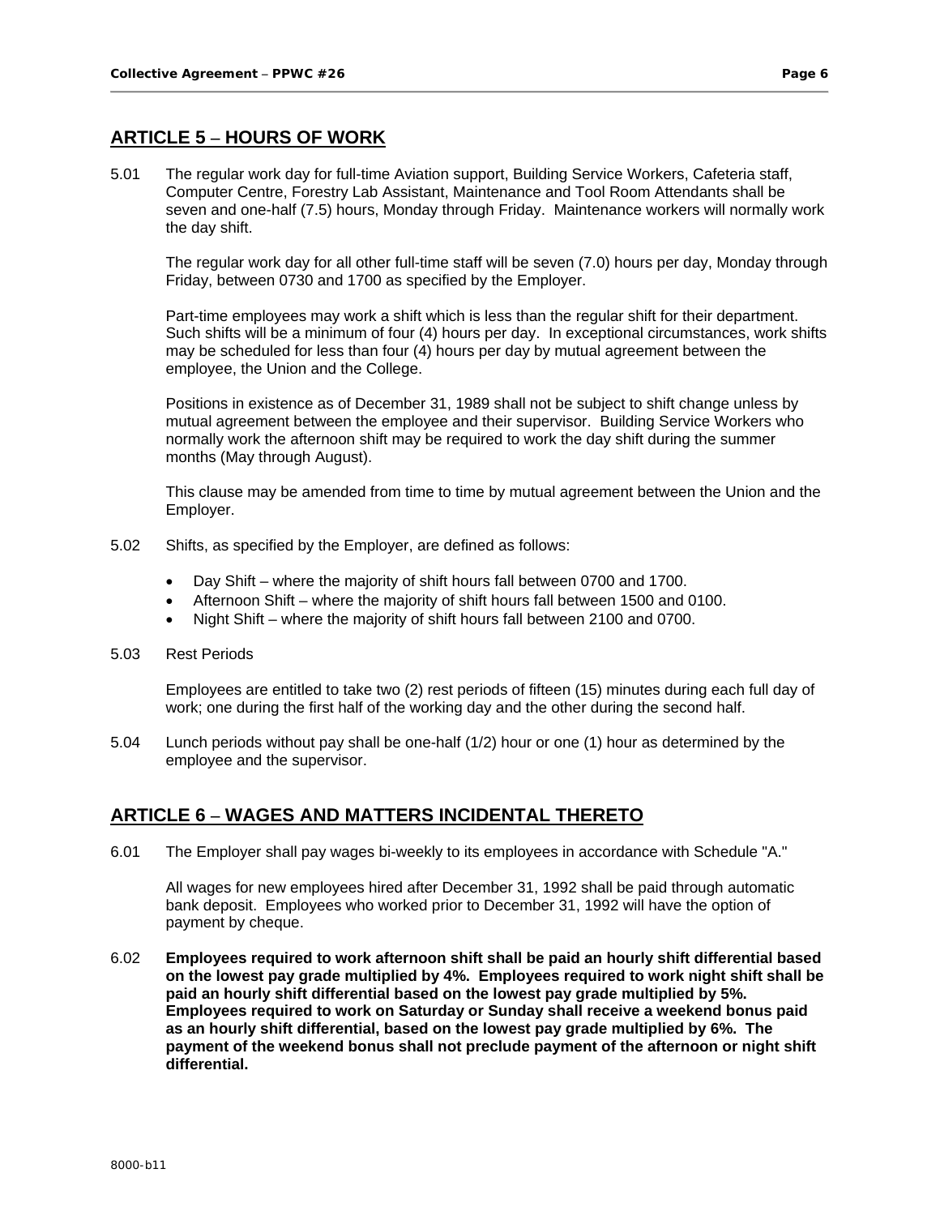## ARTICLE 5 – HOURS OF WORK

5.01 The regular work day for full-time Aviation support, Building Service Workers, Cafeteria staff, Computer Centre, Forestry Lab Assistant, Maintenance and Tool Room Attendants shall be seven and one-half (7.5) hours, Monday through Friday. Maintenance workers will normally work the day shift.

The regular work day for all other full-time staff will be seven (7.0) hours per day, Monday through Friday, between 0730 and 1700 as specified by the Employer.

Part-time employees may work a shift which is less than the regular shift for their department. Such shifts will be a minimum of four (4) hours per day. In exceptional circumstances, work shifts may be scheduled for less than four (4) hours per day by mutual agreement between the employee, the Union and the College.

Positions in existence as of December 31, 1989 shall not be subject to shift change unless by mutual agreement between the employee and their supervisor. Building Service Workers who normally work the afternoon shift may be required to work the day shift during the summer months (May through August).

This clause may be amended from time to time by mutual agreement between the Union and the Employer.

5.02 Shifts, as specified by the Employer, are defined as follows:

- Day Shift – where the majority of shift hours fall between 0700 and 1700.
- Afternoon Shift – where the majority of shift hours fall between 1500 and 0100.
- Night Shift – where the majority of shift hours fall between 2100 and 0700.

5.03 Rest Periods

Employees are entitled to take two (2) rest periods of fifteen (15) minutes during each full day of work; one during the first half of the working day and the other during the second half.

5.04 Lunch periods without pay shall be one-half (1/2) hour or one (1) hour as determined by the employee and the supervisor.

## ARTICLE 6 – WAGES AND MATTERS INCIDENTAL THERETO

6.01 The Employer shall pay wages bi-weekly to its employees in accordance with Schedule "A."

All wages for new employees hired after December 31, 1992 shall be paid through automatic bank deposit. Employees who worked prior to December 31, 1992 will have the option of payment by cheque.

6.02 **Employees required to work afternoon shift shall be paid an hourly shift differential based on the lowest pay grade multiplied by 4%. Employees required to work night shift shall be paid an hourly shift differential based on the lowest pay grade multiplied by 5%. Employees required to work on Saturday or Sunday shall receive a weekend bonus paid as an hourly shift differential, based on the lowest pay grade multiplied by 6%. The payment of the weekend bonus shall not preclude payment of the afternoon or night shift differential.**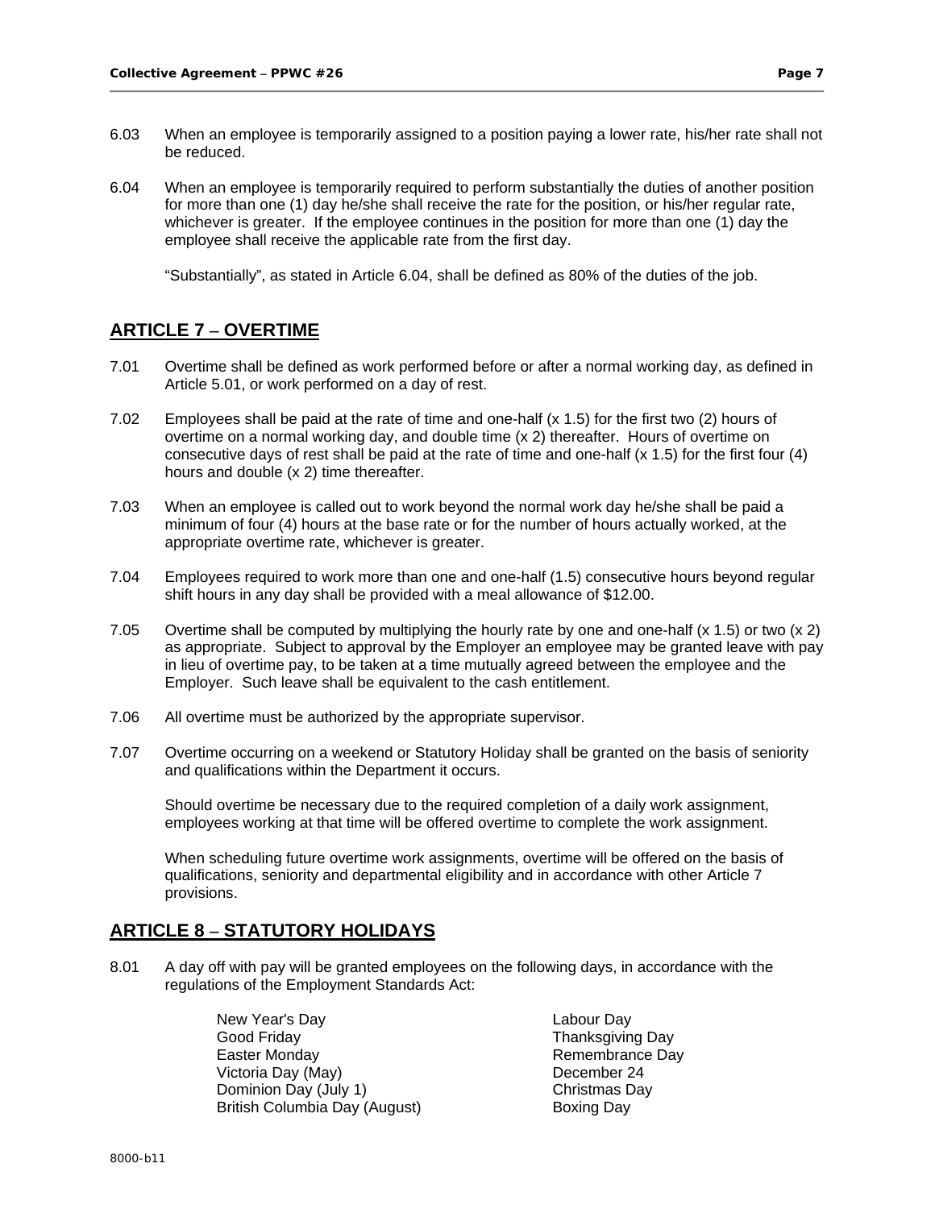6.03 When an employee is temporarily assigned to a position paying a lower rate, his/her rate shall not be reduced.

6.04 When an employee is temporarily required to perform substantially the duties of another position for more than one (1) day he/she shall receive the rate for the position, or his/her regular rate, whichever is greater. If the employee continues in the position for more than one (1) day the employee shall receive the applicable rate from the first day.

"Substantially", as stated in Article 6.04, shall be defined as 80% of the duties of the job.

## ARTICLE 7 – OVERTIME

7.01 Overtime shall be defined as work performed before or after a normal working day, as defined in Article 5.01, or work performed on a day of rest.

7.02 Employees shall be paid at the rate of time and one-half (x 1.5) for the first two (2) hours of overtime on a normal working day, and double time (x 2) thereafter. Hours of overtime on consecutive days of rest shall be paid at the rate of time and one-half (x 1.5) for the first four (4) hours and double (x 2) time thereafter.

7.03 When an employee is called out to work beyond the normal work day he/she shall be paid a minimum of four (4) hours at the base rate or for the number of hours actually worked, at the appropriate overtime rate, whichever is greater.

7.04 Employees required to work more than one and one-half (1.5) consecutive hours beyond regular shift hours in any day shall be provided with a meal allowance of $12.00.

7.05 Overtime shall be computed by multiplying the hourly rate by one and one-half (x 1.5) or two (x 2) as appropriate. Subject to approval by the Employer an employee may be granted leave with pay in lieu of overtime pay, to be taken at a time mutually agreed between the employee and the Employer. Such leave shall be equivalent to the cash entitlement.

7.06 All overtime must be authorized by the appropriate supervisor.

7.07 Overtime occurring on a weekend or Statutory Holiday shall be granted on the basis of seniority and qualifications within the Department it occurs.

Should overtime be necessary due to the required completion of a daily work assignment, employees working at that time will be offered overtime to complete the work assignment.

When scheduling future overtime work assignments, overtime will be offered on the basis of qualifications, seniority and departmental eligibility and in accordance with other Article 7 provisions.

## ARTICLE 8 – STATUTORY HOLIDAYS

8.01 A day off with pay will be granted employees on the following days, in accordance with the regulations of the Employment Standards Act:

| | |
|---|---|
| New Year's Day | Labour Day |
| Good Friday | Thanksgiving Day |
| Easter Monday | Remembrance Day |
| Victoria Day (May) | December 24 |
| Dominion Day (July 1) | Christmas Day |
| British Columbia Day (August) | Boxing Day |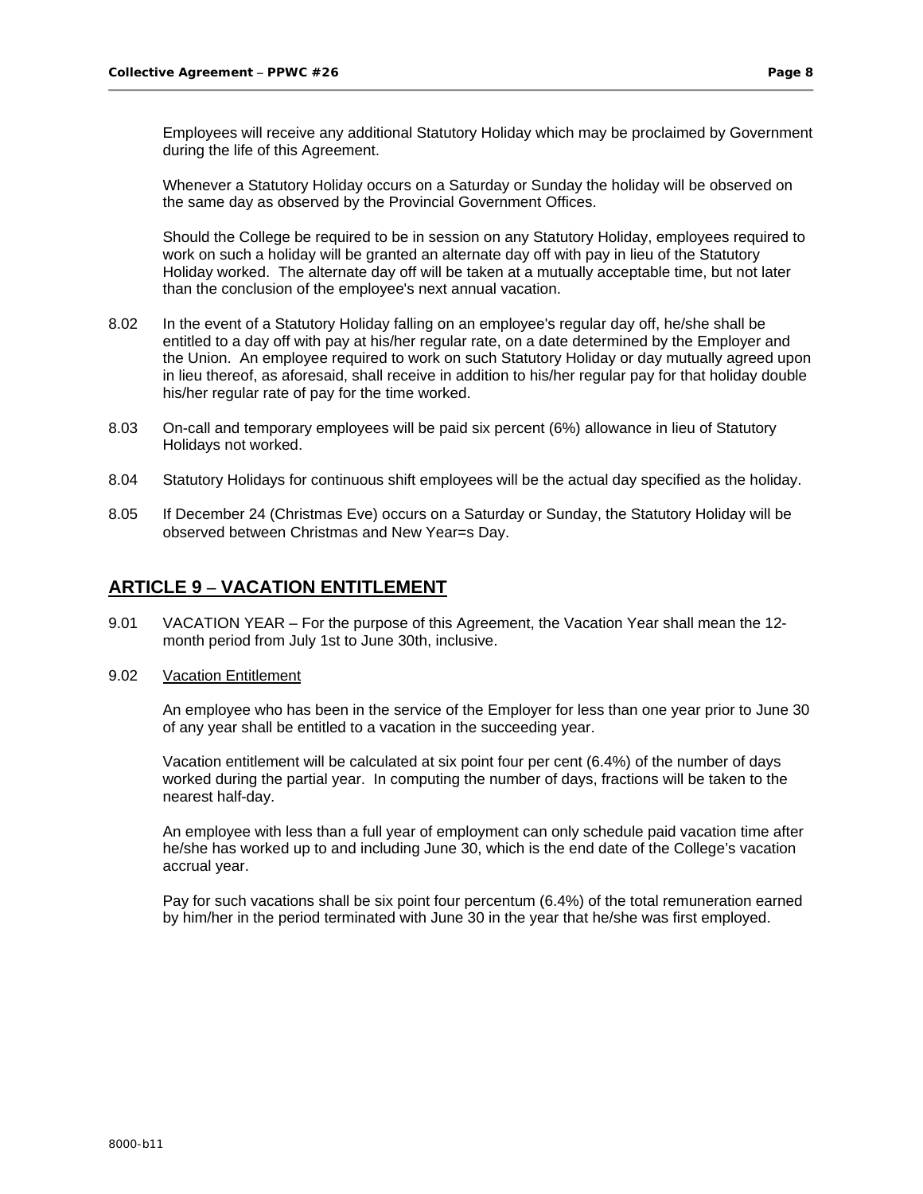Employees will receive any additional Statutory Holiday which may be proclaimed by Government during the life of this Agreement.

Whenever a Statutory Holiday occurs on a Saturday or Sunday the holiday will be observed on the same day as observed by the Provincial Government Offices.

Should the College be required to be in session on any Statutory Holiday, employees required to work on such a holiday will be granted an alternate day off with pay in lieu of the Statutory Holiday worked. The alternate day off will be taken at a mutually acceptable time, but not later than the conclusion of the employee's next annual vacation.

8.02 In the event of a Statutory Holiday falling on an employee's regular day off, he/she shall be entitled to a day off with pay at his/her regular rate, on a date determined by the Employer and the Union. An employee required to work on such Statutory Holiday or day mutually agreed upon in lieu thereof, as aforesaid, shall receive in addition to his/her regular pay for that holiday double his/her regular rate of pay for the time worked.

8.03 On-call and temporary employees will be paid six percent (6%) allowance in lieu of Statutory Holidays not worked.

8.04 Statutory Holidays for continuous shift employees will be the actual day specified as the holiday.

8.05 If December 24 (Christmas Eve) occurs on a Saturday or Sunday, the Statutory Holiday will be observed between Christmas and New Year=s Day.

## ARTICLE 9 – VACATION ENTITLEMENT

9.01 VACATION YEAR – For the purpose of this Agreement, the Vacation Year shall mean the 12-month period from July 1st to June 30th, inclusive.

9.02 Vacation Entitlement

An employee who has been in the service of the Employer for less than one year prior to June 30 of any year shall be entitled to a vacation in the succeeding year.

Vacation entitlement will be calculated at six point four per cent (6.4%) of the number of days worked during the partial year. In computing the number of days, fractions will be taken to the nearest half-day.

An employee with less than a full year of employment can only schedule paid vacation time after he/she has worked up to and including June 30, which is the end date of the College's vacation accrual year.

Pay for such vacations shall be six point four percentum (6.4%) of the total remuneration earned by him/her in the period terminated with June 30 in the year that he/she was first employed.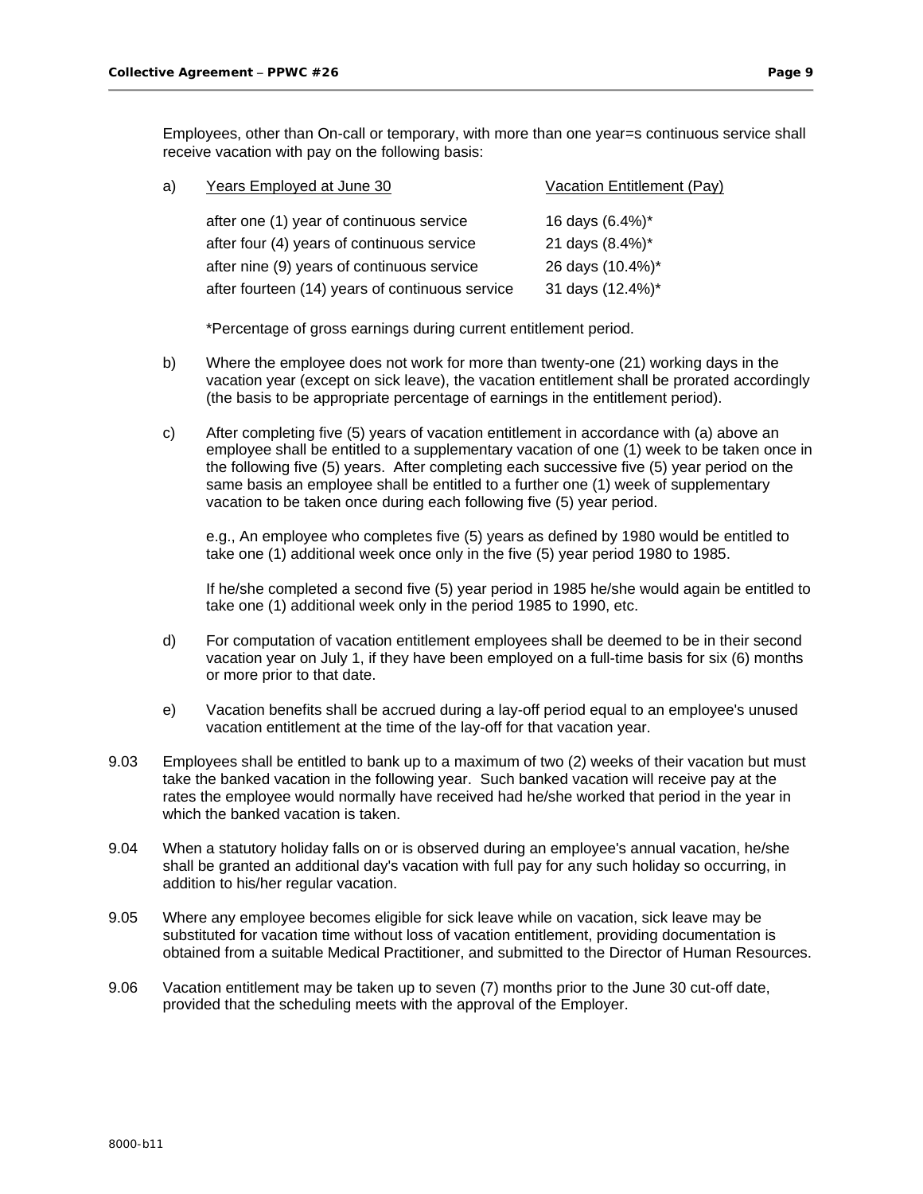Employees, other than On-call or temporary, with more than one year=s continuous service shall receive vacation with pay on the following basis:

a) 

| Years Employed at June 30 | Vacation Entitlement (Pay) |
|---|---|
| after one (1) year of continuous service | 16 days (6.4%)* |
| after four (4) years of continuous service | 21 days (8.4%)* |
| after nine (9) years of continuous service | 26 days (10.4%)* |
| after fourteen (14) years of continuous service | 31 days (12.4%)* |

*Percentage of gross earnings during current entitlement period.

b) Where the employee does not work for more than twenty-one (21) working days in the vacation year (except on sick leave), the vacation entitlement shall be prorated accordingly (the basis to be appropriate percentage of earnings in the entitlement period).

c) After completing five (5) years of vacation entitlement in accordance with (a) above an employee shall be entitled to a supplementary vacation of one (1) week to be taken once in the following five (5) years. After completing each successive five (5) year period on the same basis an employee shall be entitled to a further one (1) week of supplementary vacation to be taken once during each following five (5) year period.

e.g., An employee who completes five (5) years as defined by 1980 would be entitled to take one (1) additional week once only in the five (5) year period 1980 to 1985.

If he/she completed a second five (5) year period in 1985 he/she would again be entitled to take one (1) additional week only in the period 1985 to 1990, etc.

d) For computation of vacation entitlement employees shall be deemed to be in their second vacation year on July 1, if they have been employed on a full-time basis for six (6) months or more prior to that date.

e) Vacation benefits shall be accrued during a lay-off period equal to an employee's unused vacation entitlement at the time of the lay-off for that vacation year.

9.03 Employees shall be entitled to bank up to a maximum of two (2) weeks of their vacation but must take the banked vacation in the following year. Such banked vacation will receive pay at the rates the employee would normally have received had he/she worked that period in the year in which the banked vacation is taken.

9.04 When a statutory holiday falls on or is observed during an employee's annual vacation, he/she shall be granted an additional day's vacation with full pay for any such holiday so occurring, in addition to his/her regular vacation.

9.05 Where any employee becomes eligible for sick leave while on vacation, sick leave may be substituted for vacation time without loss of vacation entitlement, providing documentation is obtained from a suitable Medical Practitioner, and submitted to the Director of Human Resources.

9.06 Vacation entitlement may be taken up to seven (7) months prior to the June 30 cut-off date, provided that the scheduling meets with the approval of the Employer.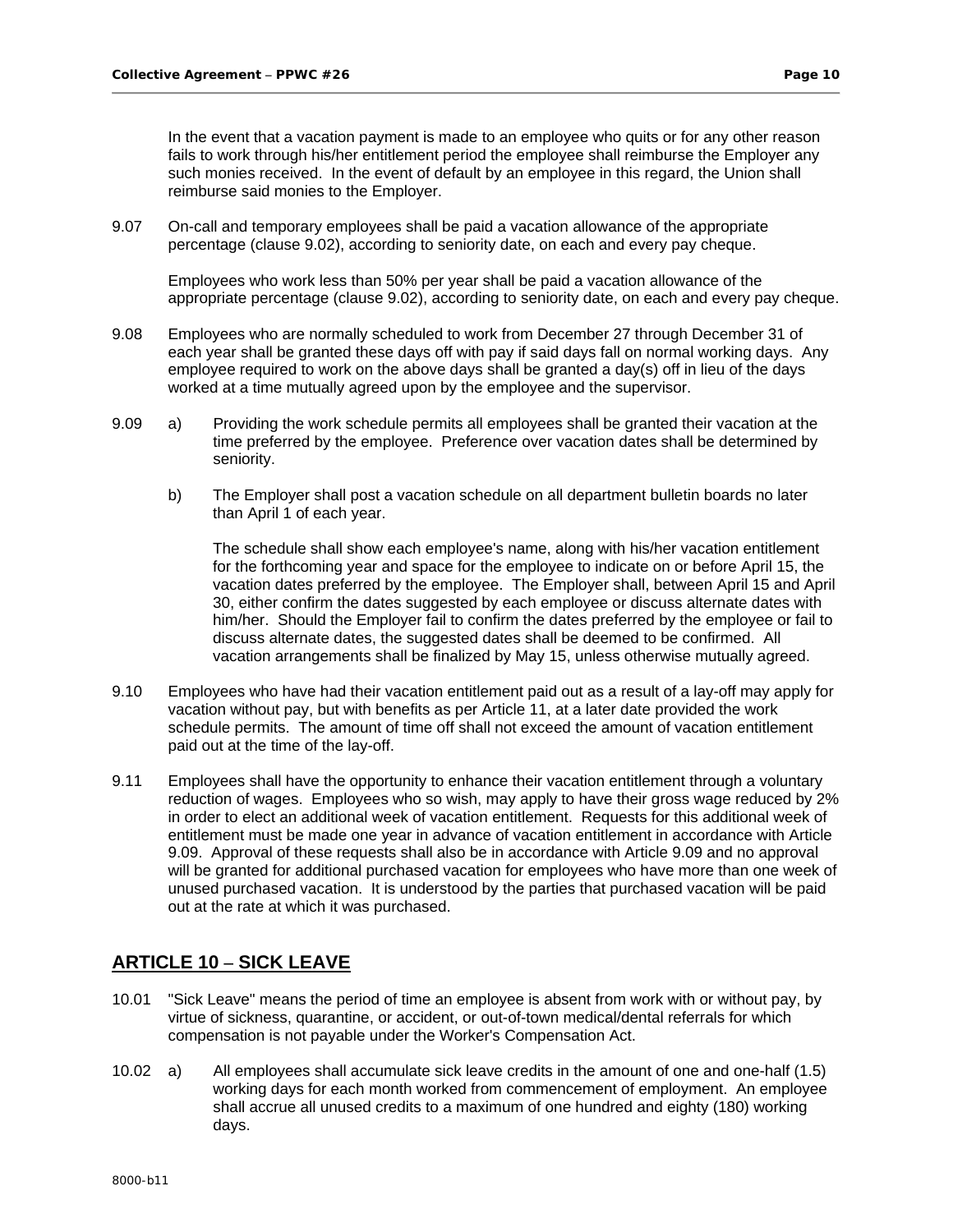In the event that a vacation payment is made to an employee who quits or for any other reason fails to work through his/her entitlement period the employee shall reimburse the Employer any such monies received. In the event of default by an employee in this regard, the Union shall reimburse said monies to the Employer.

9.07 On-call and temporary employees shall be paid a vacation allowance of the appropriate percentage (clause 9.02), according to seniority date, on each and every pay cheque.

Employees who work less than 50% per year shall be paid a vacation allowance of the appropriate percentage (clause 9.02), according to seniority date, on each and every pay cheque.

9.08 Employees who are normally scheduled to work from December 27 through December 31 of each year shall be granted these days off with pay if said days fall on normal working days. Any employee required to work on the above days shall be granted a day(s) off in lieu of the days worked at a time mutually agreed upon by the employee and the supervisor.

9.09 a) Providing the work schedule permits all employees shall be granted their vacation at the time preferred by the employee. Preference over vacation dates shall be determined by seniority.

b) The Employer shall post a vacation schedule on all department bulletin boards no later than April 1 of each year.

The schedule shall show each employee's name, along with his/her vacation entitlement for the forthcoming year and space for the employee to indicate on or before April 15, the vacation dates preferred by the employee. The Employer shall, between April 15 and April 30, either confirm the dates suggested by each employee or discuss alternate dates with him/her. Should the Employer fail to confirm the dates preferred by the employee or fail to discuss alternate dates, the suggested dates shall be deemed to be confirmed. All vacation arrangements shall be finalized by May 15, unless otherwise mutually agreed.

9.10 Employees who have had their vacation entitlement paid out as a result of a lay-off may apply for vacation without pay, but with benefits as per Article 11, at a later date provided the work schedule permits. The amount of time off shall not exceed the amount of vacation entitlement paid out at the time of the lay-off.

9.11 Employees shall have the opportunity to enhance their vacation entitlement through a voluntary reduction of wages. Employees who so wish, may apply to have their gross wage reduced by 2% in order to elect an additional week of vacation entitlement. Requests for this additional week of entitlement must be made one year in advance of vacation entitlement in accordance with Article 9.09. Approval of these requests shall also be in accordance with Article 9.09 and no approval will be granted for additional purchased vacation for employees who have more than one week of unused purchased vacation. It is understood by the parties that purchased vacation will be paid out at the rate at which it was purchased.

## ARTICLE 10 – SICK LEAVE

10.01 "Sick Leave" means the period of time an employee is absent from work with or without pay, by virtue of sickness, quarantine, or accident, or out-of-town medical/dental referrals for which compensation is not payable under the Worker's Compensation Act.

10.02 a) All employees shall accumulate sick leave credits in the amount of one and one-half (1.5) working days for each month worked from commencement of employment. An employee shall accrue all unused credits to a maximum of one hundred and eighty (180) working days.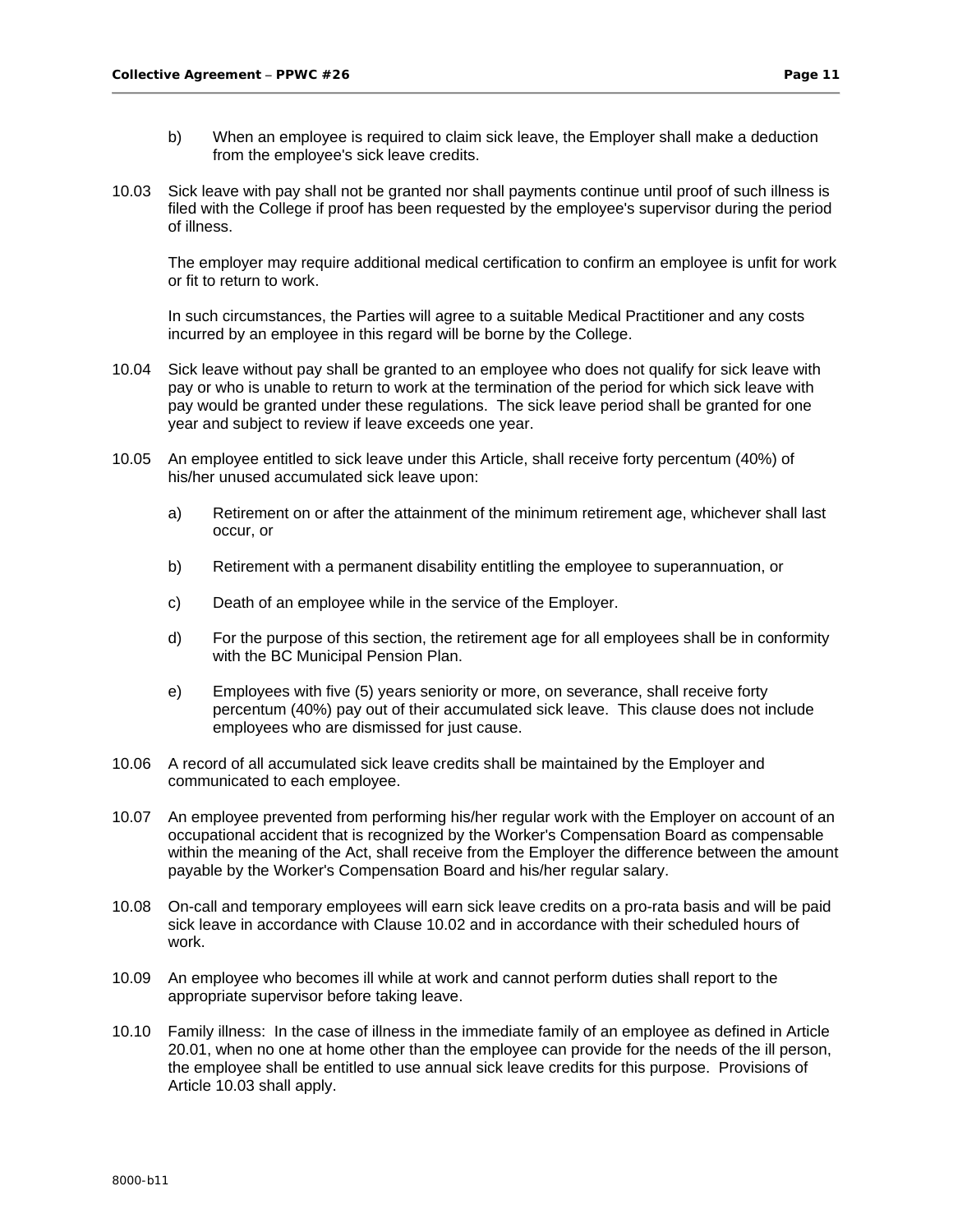b) When an employee is required to claim sick leave, the Employer shall make a deduction from the employee's sick leave credits.

10.03 Sick leave with pay shall not be granted nor shall payments continue until proof of such illness is filed with the College if proof has been requested by the employee's supervisor during the period of illness.

The employer may require additional medical certification to confirm an employee is unfit for work or fit to return to work.

In such circumstances, the Parties will agree to a suitable Medical Practitioner and any costs incurred by an employee in this regard will be borne by the College.

10.04 Sick leave without pay shall be granted to an employee who does not qualify for sick leave with pay or who is unable to return to work at the termination of the period for which sick leave with pay would be granted under these regulations. The sick leave period shall be granted for one year and subject to review if leave exceeds one year.

10.05 An employee entitled to sick leave under this Article, shall receive forty percentum (40%) of his/her unused accumulated sick leave upon:

a) Retirement on or after the attainment of the minimum retirement age, whichever shall last occur, or

b) Retirement with a permanent disability entitling the employee to superannuation, or

c) Death of an employee while in the service of the Employer.

d) For the purpose of this section, the retirement age for all employees shall be in conformity with the BC Municipal Pension Plan.

e) Employees with five (5) years seniority or more, on severance, shall receive forty percentum (40%) pay out of their accumulated sick leave. This clause does not include employees who are dismissed for just cause.

10.06 A record of all accumulated sick leave credits shall be maintained by the Employer and communicated to each employee.

10.07 An employee prevented from performing his/her regular work with the Employer on account of an occupational accident that is recognized by the Worker's Compensation Board as compensable within the meaning of the Act, shall receive from the Employer the difference between the amount payable by the Worker's Compensation Board and his/her regular salary.

10.08 On-call and temporary employees will earn sick leave credits on a pro-rata basis and will be paid sick leave in accordance with Clause 10.02 and in accordance with their scheduled hours of work.

10.09 An employee who becomes ill while at work and cannot perform duties shall report to the appropriate supervisor before taking leave.

10.10 Family illness: In the case of illness in the immediate family of an employee as defined in Article 20.01, when no one at home other than the employee can provide for the needs of the ill person, the employee shall be entitled to use annual sick leave credits for this purpose. Provisions of Article 10.03 shall apply.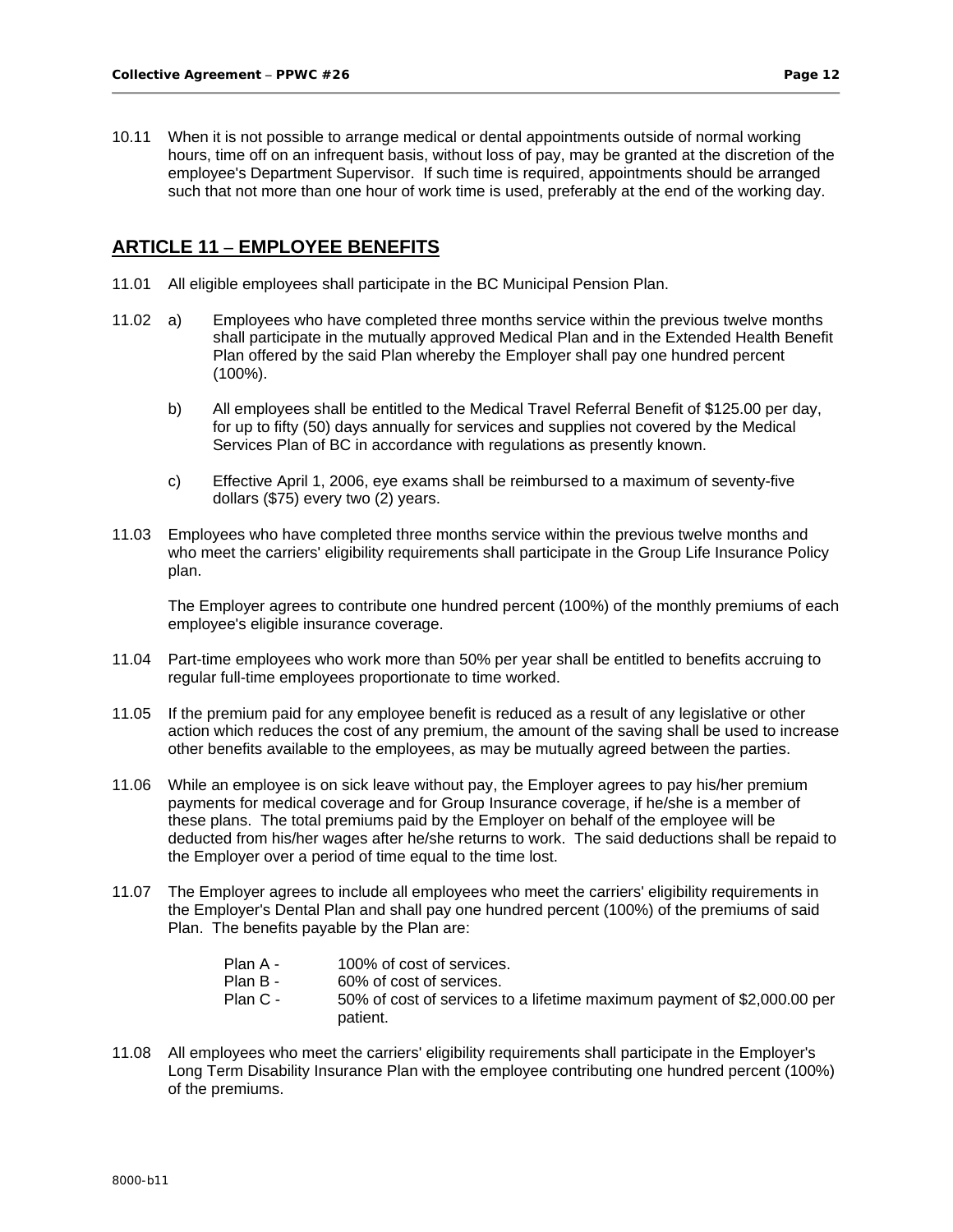10.11 When it is not possible to arrange medical or dental appointments outside of normal working hours, time off on an infrequent basis, without loss of pay, may be granted at the discretion of the employee's Department Supervisor. If such time is required, appointments should be arranged such that not more than one hour of work time is used, preferably at the end of the working day.

## ARTICLE 11 – EMPLOYEE BENEFITS

11.01 All eligible employees shall participate in the BC Municipal Pension Plan.

11.02 a) Employees who have completed three months service within the previous twelve months shall participate in the mutually approved Medical Plan and in the Extended Health Benefit Plan offered by the said Plan whereby the Employer shall pay one hundred percent (100%).

b) All employees shall be entitled to the Medical Travel Referral Benefit of $125.00 per day, for up to fifty (50) days annually for services and supplies not covered by the Medical Services Plan of BC in accordance with regulations as presently known.

c) Effective April 1, 2006, eye exams shall be reimbursed to a maximum of seventy-five dollars ($75) every two (2) years.

11.03 Employees who have completed three months service within the previous twelve months and who meet the carriers' eligibility requirements shall participate in the Group Life Insurance Policy plan.

The Employer agrees to contribute one hundred percent (100%) of the monthly premiums of each employee's eligible insurance coverage.

11.04 Part-time employees who work more than 50% per year shall be entitled to benefits accruing to regular full-time employees proportionate to time worked.

11.05 If the premium paid for any employee benefit is reduced as a result of any legislative or other action which reduces the cost of any premium, the amount of the saving shall be used to increase other benefits available to the employees, as may be mutually agreed between the parties.

11.06 While an employee is on sick leave without pay, the Employer agrees to pay his/her premium payments for medical coverage and for Group Insurance coverage, if he/she is a member of these plans. The total premiums paid by the Employer on behalf of the employee will be deducted from his/her wages after he/she returns to work. The said deductions shall be repaid to the Employer over a period of time equal to the time lost.

11.07 The Employer agrees to include all employees who meet the carriers' eligibility requirements in the Employer's Dental Plan and shall pay one hundred percent (100%) of the premiums of said Plan. The benefits payable by the Plan are:

Plan A - 100% of cost of services.
Plan B - 60% of cost of services.
Plan C - 50% of cost of services to a lifetime maximum payment of $2,000.00 per patient.

11.08 All employees who meet the carriers' eligibility requirements shall participate in the Employer's Long Term Disability Insurance Plan with the employee contributing one hundred percent (100%) of the premiums.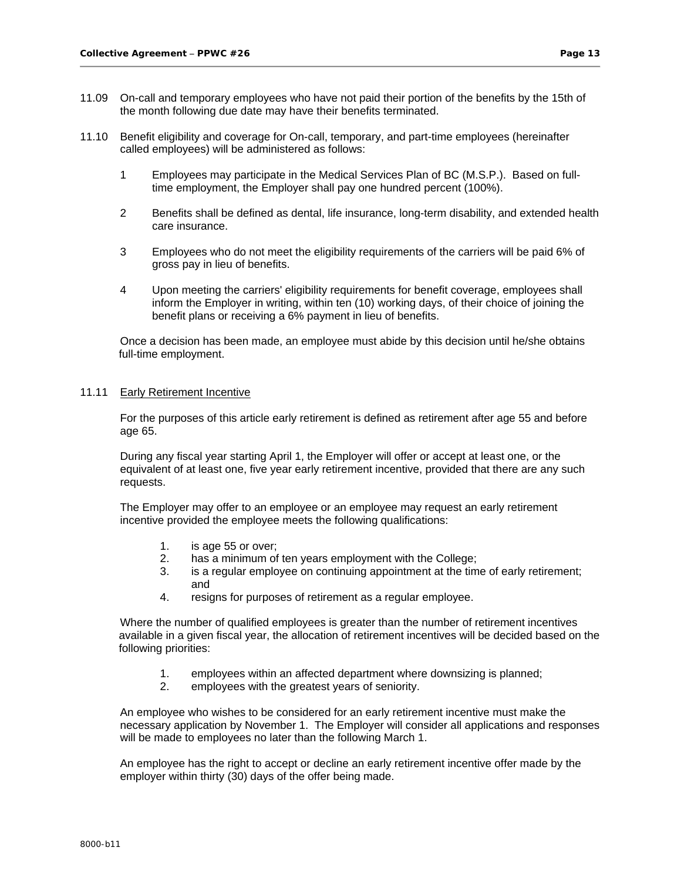11.09 On-call and temporary employees who have not paid their portion of the benefits by the 15th of the month following due date may have their benefits terminated.

11.10 Benefit eligibility and coverage for On-call, temporary, and part-time employees (hereinafter called employees) will be administered as follows:

1 Employees may participate in the Medical Services Plan of BC (M.S.P.). Based on full-time employment, the Employer shall pay one hundred percent (100%).

2 Benefits shall be defined as dental, life insurance, long-term disability, and extended health care insurance.

3 Employees who do not meet the eligibility requirements of the carriers will be paid 6% of gross pay in lieu of benefits.

4 Upon meeting the carriers' eligibility requirements for benefit coverage, employees shall inform the Employer in writing, within ten (10) working days, of their choice of joining the benefit plans or receiving a 6% payment in lieu of benefits.

Once a decision has been made, an employee must abide by this decision until he/she obtains full-time employment.

11.11 Early Retirement Incentive

For the purposes of this article early retirement is defined as retirement after age 55 and before age 65.

During any fiscal year starting April 1, the Employer will offer or accept at least one, or the equivalent of at least one, five year early retirement incentive, provided that there are any such requests.

The Employer may offer to an employee or an employee may request an early retirement incentive provided the employee meets the following qualifications:

1. is age 55 or over;
2. has a minimum of ten years employment with the College;
3. is a regular employee on continuing appointment at the time of early retirement; and
4. resigns for purposes of retirement as a regular employee.

Where the number of qualified employees is greater than the number of retirement incentives available in a given fiscal year, the allocation of retirement incentives will be decided based on the following priorities:

1. employees within an affected department where downsizing is planned;
2. employees with the greatest years of seniority.

An employee who wishes to be considered for an early retirement incentive must make the necessary application by November 1. The Employer will consider all applications and responses will be made to employees no later than the following March 1.

An employee has the right to accept or decline an early retirement incentive offer made by the employer within thirty (30) days of the offer being made.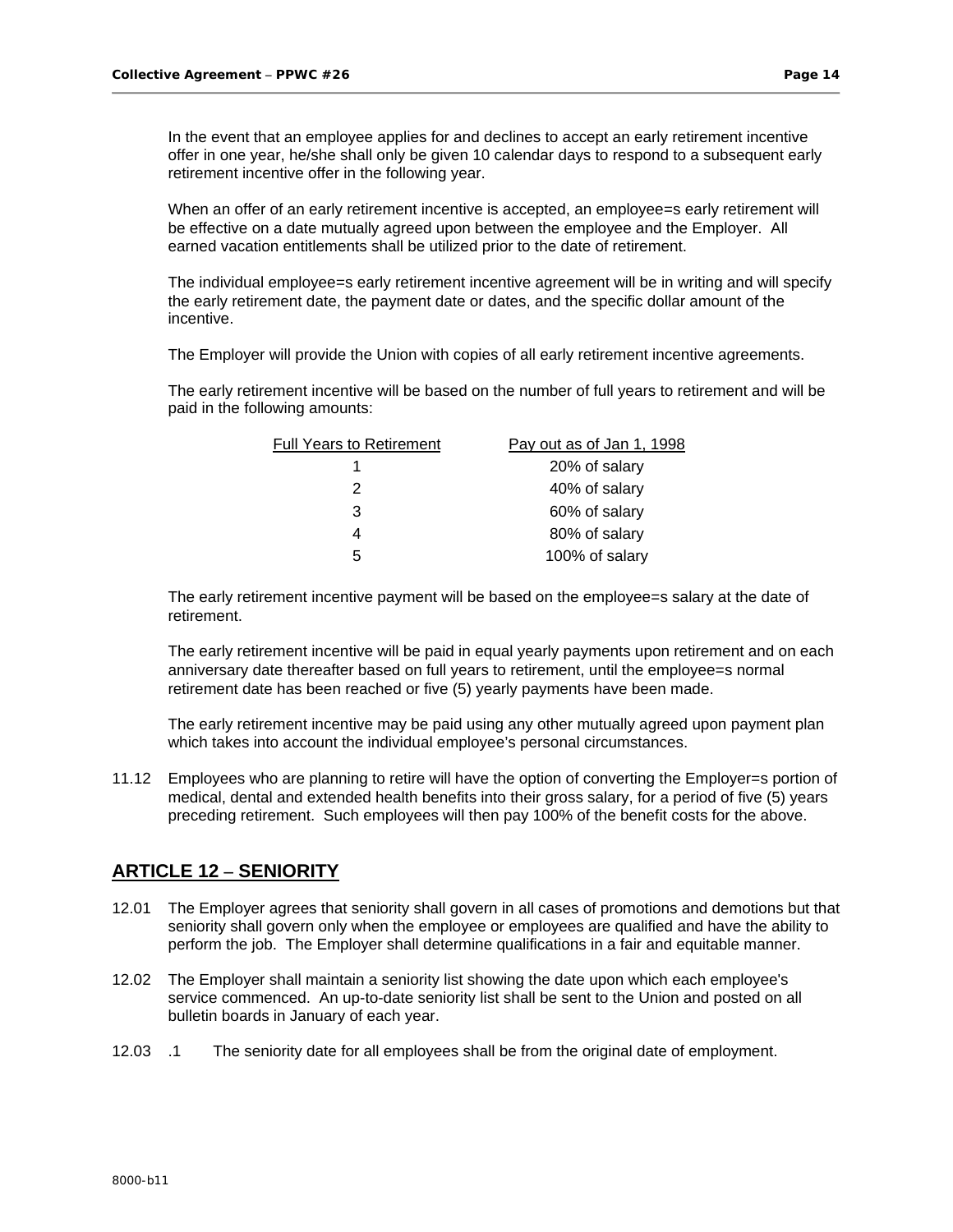In the event that an employee applies for and declines to accept an early retirement incentive offer in one year, he/she shall only be given 10 calendar days to respond to a subsequent early retirement incentive offer in the following year.

When an offer of an early retirement incentive is accepted, an employee=s early retirement will be effective on a date mutually agreed upon between the employee and the Employer. All earned vacation entitlements shall be utilized prior to the date of retirement.

The individual employee=s early retirement incentive agreement will be in writing and will specify the early retirement date, the payment date or dates, and the specific dollar amount of the incentive.

The Employer will provide the Union with copies of all early retirement incentive agreements.

The early retirement incentive will be based on the number of full years to retirement and will be paid in the following amounts:

| Full Years to Retirement | Pay out as of Jan 1, 1998 |
|---|---|
| 1 | 20% of salary |
| 2 | 40% of salary |
| 3 | 60% of salary |
| 4 | 80% of salary |
| 5 | 100% of salary |

The early retirement incentive payment will be based on the employee=s salary at the date of retirement.

The early retirement incentive will be paid in equal yearly payments upon retirement and on each anniversary date thereafter based on full years to retirement, until the employee=s normal retirement date has been reached or five (5) yearly payments have been made.

The early retirement incentive may be paid using any other mutually agreed upon payment plan which takes into account the individual employee's personal circumstances.

11.12 Employees who are planning to retire will have the option of converting the Employer=s portion of medical, dental and extended health benefits into their gross salary, for a period of five (5) years preceding retirement. Such employees will then pay 100% of the benefit costs for the above.

## ARTICLE 12 – SENIORITY

12.01 The Employer agrees that seniority shall govern in all cases of promotions and demotions but that seniority shall govern only when the employee or employees are qualified and have the ability to perform the job. The Employer shall determine qualifications in a fair and equitable manner.

12.02 The Employer shall maintain a seniority list showing the date upon which each employee's service commenced. An up-to-date seniority list shall be sent to the Union and posted on all bulletin boards in January of each year.

12.03 .1 The seniority date for all employees shall be from the original date of employment.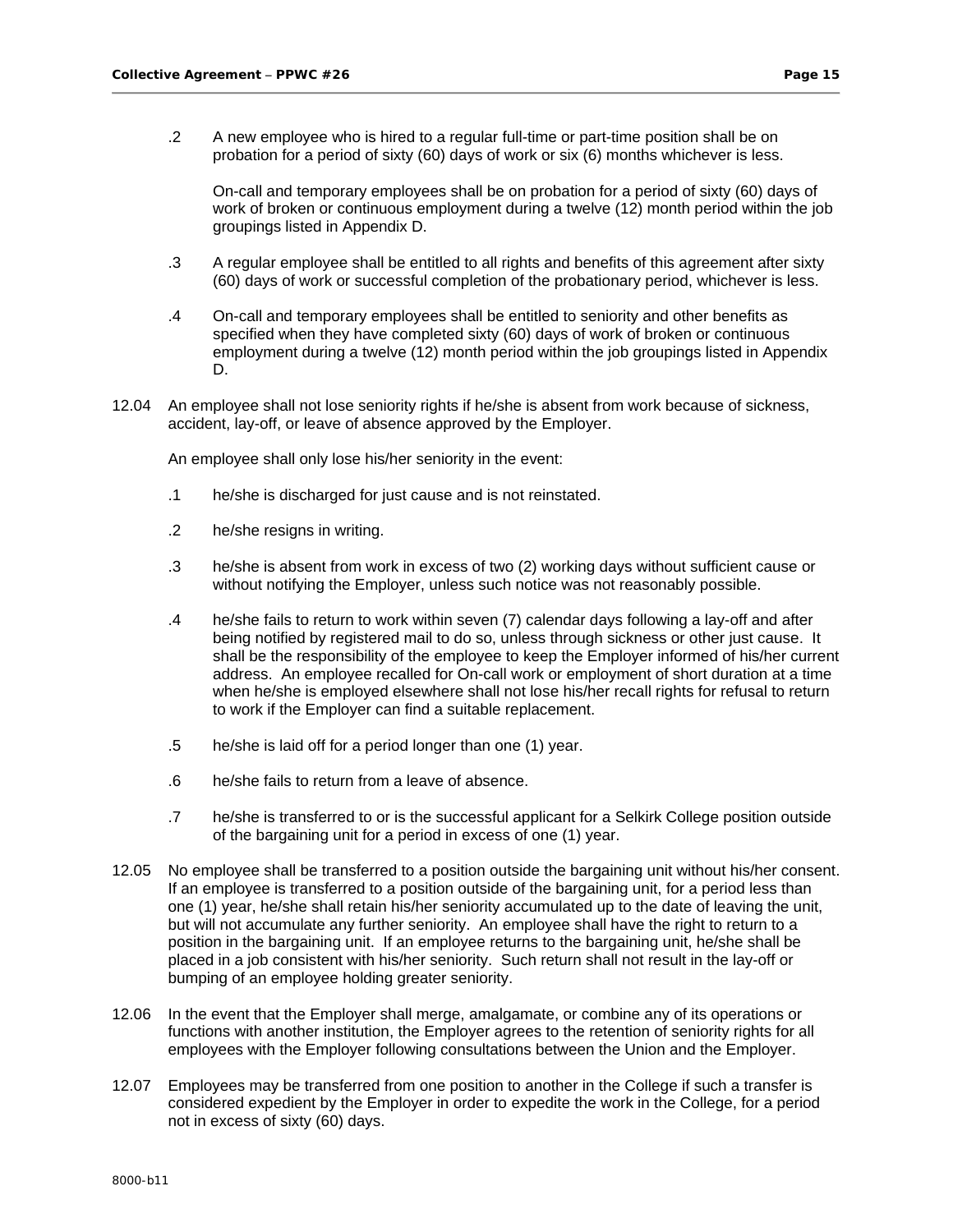.2 A new employee who is hired to a regular full-time or part-time position shall be on probation for a period of sixty (60) days of work or six (6) months whichever is less.

On-call and temporary employees shall be on probation for a period of sixty (60) days of work of broken or continuous employment during a twelve (12) month period within the job groupings listed in Appendix D.

.3 A regular employee shall be entitled to all rights and benefits of this agreement after sixty (60) days of work or successful completion of the probationary period, whichever is less.

.4 On-call and temporary employees shall be entitled to seniority and other benefits as specified when they have completed sixty (60) days of work of broken or continuous employment during a twelve (12) month period within the job groupings listed in Appendix D.

12.04 An employee shall not lose seniority rights if he/she is absent from work because of sickness, accident, lay-off, or leave of absence approved by the Employer.

An employee shall only lose his/her seniority in the event:

.1 he/she is discharged for just cause and is not reinstated.

.2 he/she resigns in writing.

.3 he/she is absent from work in excess of two (2) working days without sufficient cause or without notifying the Employer, unless such notice was not reasonably possible.

.4 he/she fails to return to work within seven (7) calendar days following a lay-off and after being notified by registered mail to do so, unless through sickness or other just cause. It shall be the responsibility of the employee to keep the Employer informed of his/her current address. An employee recalled for On-call work or employment of short duration at a time when he/she is employed elsewhere shall not lose his/her recall rights for refusal to return to work if the Employer can find a suitable replacement.

.5 he/she is laid off for a period longer than one (1) year.

.6 he/she fails to return from a leave of absence.

.7 he/she is transferred to or is the successful applicant for a Selkirk College position outside of the bargaining unit for a period in excess of one (1) year.

12.05 No employee shall be transferred to a position outside the bargaining unit without his/her consent. If an employee is transferred to a position outside of the bargaining unit, for a period less than one (1) year, he/she shall retain his/her seniority accumulated up to the date of leaving the unit, but will not accumulate any further seniority. An employee shall have the right to return to a position in the bargaining unit. If an employee returns to the bargaining unit, he/she shall be placed in a job consistent with his/her seniority. Such return shall not result in the lay-off or bumping of an employee holding greater seniority.

12.06 In the event that the Employer shall merge, amalgamate, or combine any of its operations or functions with another institution, the Employer agrees to the retention of seniority rights for all employees with the Employer following consultations between the Union and the Employer.

12.07 Employees may be transferred from one position to another in the College if such a transfer is considered expedient by the Employer in order to expedite the work in the College, for a period not in excess of sixty (60) days.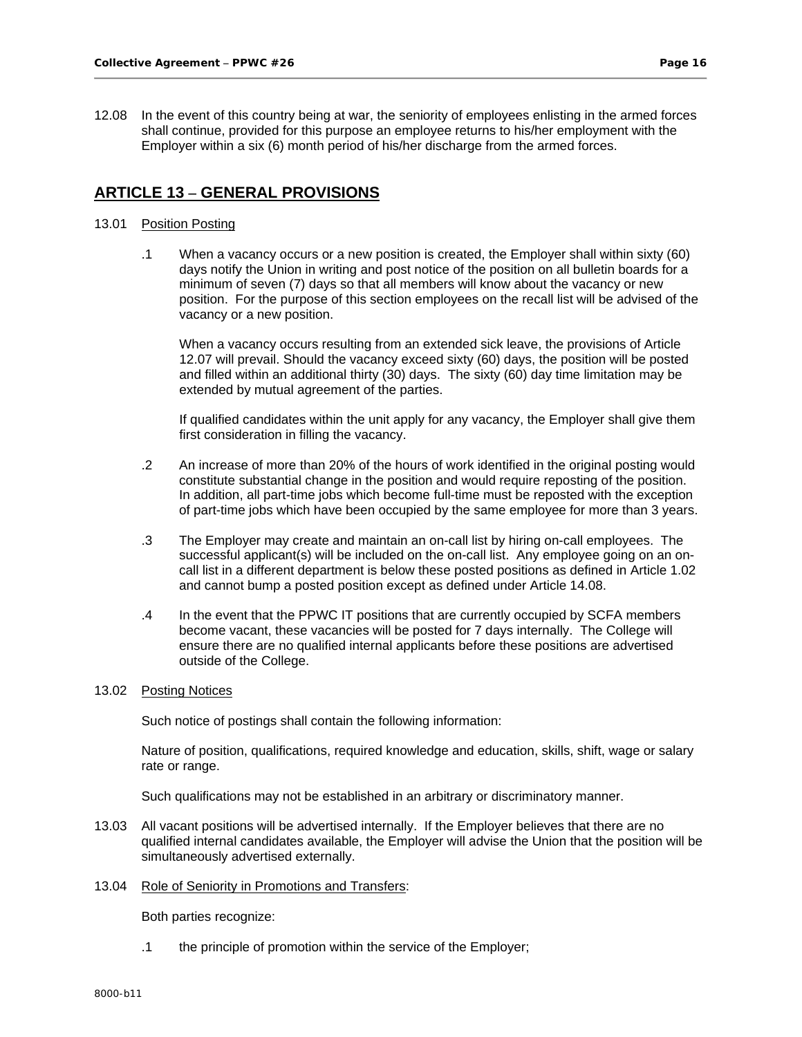12.08 In the event of this country being at war, the seniority of employees enlisting in the armed forces shall continue, provided for this purpose an employee returns to his/her employment with the Employer within a six (6) month period of his/her discharge from the armed forces.

## ARTICLE 13 – GENERAL PROVISIONS

13.01 Position Posting

.1 When a vacancy occurs or a new position is created, the Employer shall within sixty (60) days notify the Union in writing and post notice of the position on all bulletin boards for a minimum of seven (7) days so that all members will know about the vacancy or new position. For the purpose of this section employees on the recall list will be advised of the vacancy or a new position.

When a vacancy occurs resulting from an extended sick leave, the provisions of Article 12.07 will prevail. Should the vacancy exceed sixty (60) days, the position will be posted and filled within an additional thirty (30) days. The sixty (60) day time limitation may be extended by mutual agreement of the parties.

If qualified candidates within the unit apply for any vacancy, the Employer shall give them first consideration in filling the vacancy.

.2 An increase of more than 20% of the hours of work identified in the original posting would constitute substantial change in the position and would require reposting of the position. In addition, all part-time jobs which become full-time must be reposted with the exception of part-time jobs which have been occupied by the same employee for more than 3 years.

.3 The Employer may create and maintain an on-call list by hiring on-call employees. The successful applicant(s) will be included on the on-call list. Any employee going on an on-call list in a different department is below these posted positions as defined in Article 1.02 and cannot bump a posted position except as defined under Article 14.08.

.4 In the event that the PPWC IT positions that are currently occupied by SCFA members become vacant, these vacancies will be posted for 7 days internally. The College will ensure there are no qualified internal applicants before these positions are advertised outside of the College.

13.02 Posting Notices

Such notice of postings shall contain the following information:

Nature of position, qualifications, required knowledge and education, skills, shift, wage or salary rate or range.

Such qualifications may not be established in an arbitrary or discriminatory manner.

13.03 All vacant positions will be advertised internally. If the Employer believes that there are no qualified internal candidates available, the Employer will advise the Union that the position will be simultaneously advertised externally.

13.04 Role of Seniority in Promotions and Transfers:

Both parties recognize:

.1 the principle of promotion within the service of the Employer;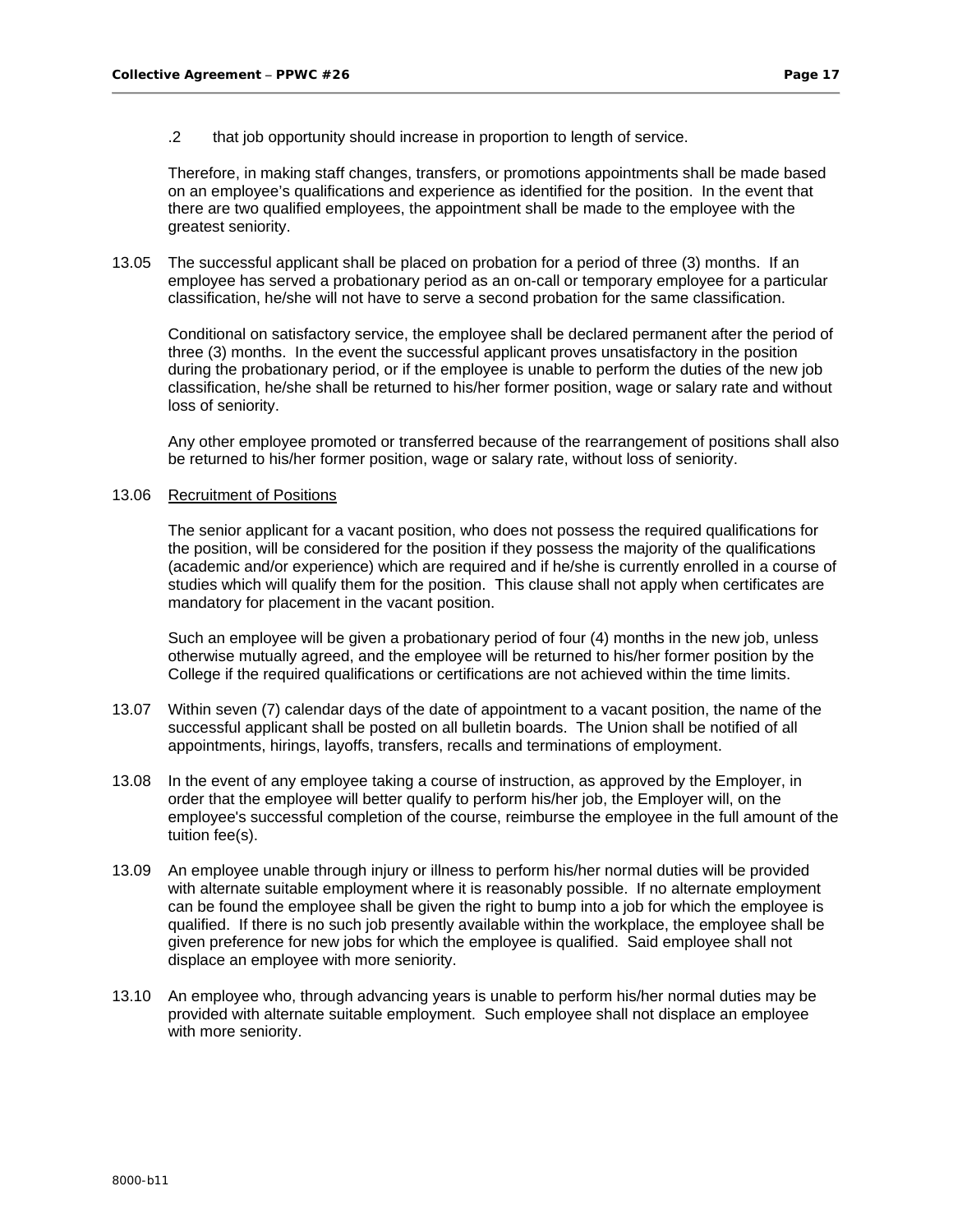.2 that job opportunity should increase in proportion to length of service.

Therefore, in making staff changes, transfers, or promotions appointments shall be made based on an employee's qualifications and experience as identified for the position. In the event that there are two qualified employees, the appointment shall be made to the employee with the greatest seniority.

13.05 The successful applicant shall be placed on probation for a period of three (3) months. If an employee has served a probationary period as an on-call or temporary employee for a particular classification, he/she will not have to serve a second probation for the same classification.

Conditional on satisfactory service, the employee shall be declared permanent after the period of three (3) months. In the event the successful applicant proves unsatisfactory in the position during the probationary period, or if the employee is unable to perform the duties of the new job classification, he/she shall be returned to his/her former position, wage or salary rate and without loss of seniority.

Any other employee promoted or transferred because of the rearrangement of positions shall also be returned to his/her former position, wage or salary rate, without loss of seniority.

13.06 Recruitment of Positions

The senior applicant for a vacant position, who does not possess the required qualifications for the position, will be considered for the position if they possess the majority of the qualifications (academic and/or experience) which are required and if he/she is currently enrolled in a course of studies which will qualify them for the position. This clause shall not apply when certificates are mandatory for placement in the vacant position.

Such an employee will be given a probationary period of four (4) months in the new job, unless otherwise mutually agreed, and the employee will be returned to his/her former position by the College if the required qualifications or certifications are not achieved within the time limits.

13.07 Within seven (7) calendar days of the date of appointment to a vacant position, the name of the successful applicant shall be posted on all bulletin boards. The Union shall be notified of all appointments, hirings, layoffs, transfers, recalls and terminations of employment.

13.08 In the event of any employee taking a course of instruction, as approved by the Employer, in order that the employee will better qualify to perform his/her job, the Employer will, on the employee's successful completion of the course, reimburse the employee in the full amount of the tuition fee(s).

13.09 An employee unable through injury or illness to perform his/her normal duties will be provided with alternate suitable employment where it is reasonably possible. If no alternate employment can be found the employee shall be given the right to bump into a job for which the employee is qualified. If there is no such job presently available within the workplace, the employee shall be given preference for new jobs for which the employee is qualified. Said employee shall not displace an employee with more seniority.

13.10 An employee who, through advancing years is unable to perform his/her normal duties may be provided with alternate suitable employment. Such employee shall not displace an employee with more seniority.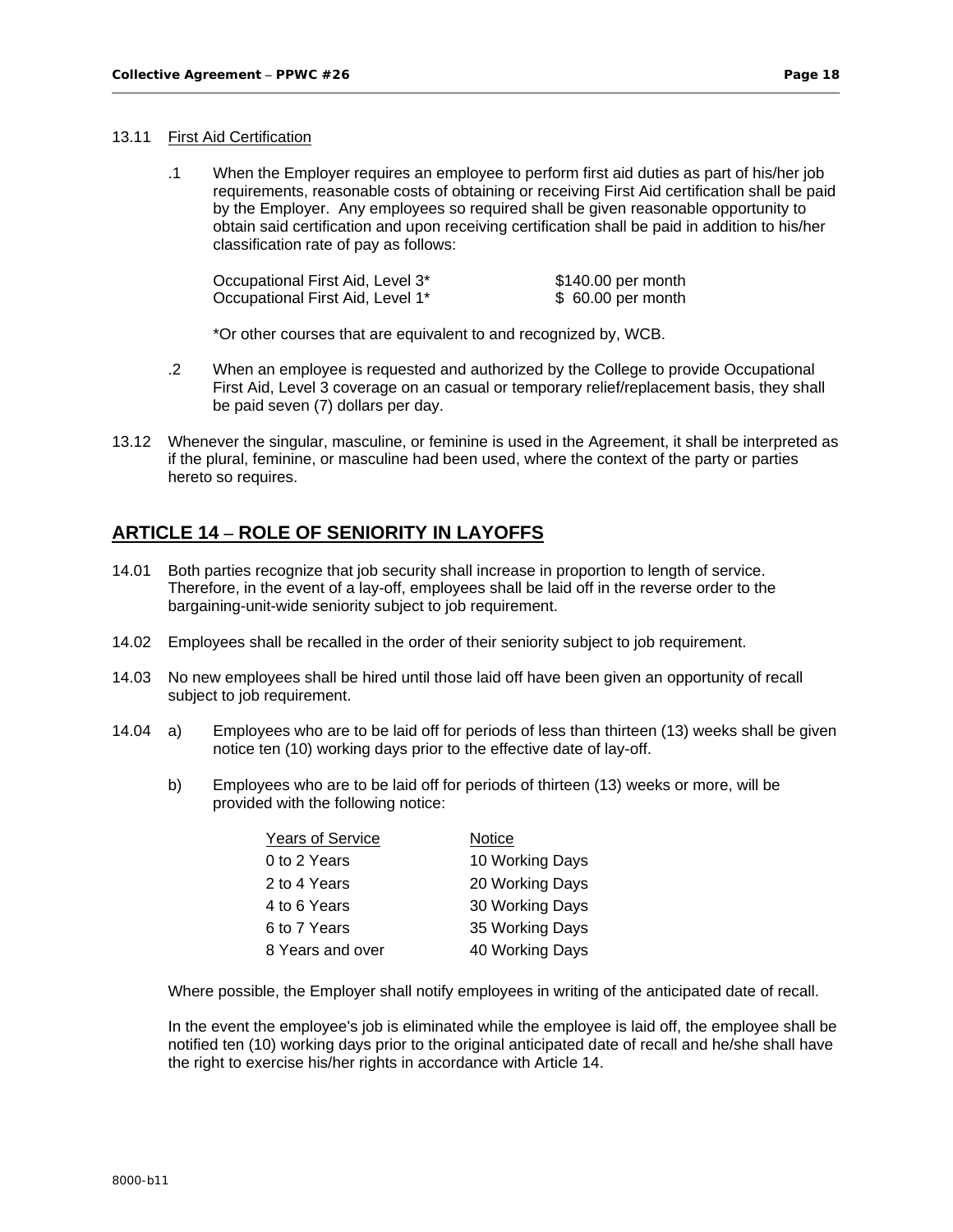13.11 First Aid Certification

.1 When the Employer requires an employee to perform first aid duties as part of his/her job requirements, reasonable costs of obtaining or receiving First Aid certification shall be paid by the Employer. Any employees so required shall be given reasonable opportunity to obtain said certification and upon receiving certification shall be paid in addition to his/her classification rate of pay as follows:

| | |
|---|---|
| Occupational First Aid, Level 3* | $140.00 per month |
| Occupational First Aid, Level 1* | $ 60.00 per month |

*Or other courses that are equivalent to and recognized by, WCB.

.2 When an employee is requested and authorized by the College to provide Occupational First Aid, Level 3 coverage on an casual or temporary relief/replacement basis, they shall be paid seven (7) dollars per day.

13.12 Whenever the singular, masculine, or feminine is used in the Agreement, it shall be interpreted as if the plural, feminine, or masculine had been used, where the context of the party or parties hereto so requires.

## ARTICLE 14 – ROLE OF SENIORITY IN LAYOFFS

14.01 Both parties recognize that job security shall increase in proportion to length of service. Therefore, in the event of a lay-off, employees shall be laid off in the reverse order to the bargaining-unit-wide seniority subject to job requirement.

14.02 Employees shall be recalled in the order of their seniority subject to job requirement.

14.03 No new employees shall be hired until those laid off have been given an opportunity of recall subject to job requirement.

14.04 a) Employees who are to be laid off for periods of less than thirteen (13) weeks shall be given notice ten (10) working days prior to the effective date of lay-off.

b) Employees who are to be laid off for periods of thirteen (13) weeks or more, will be provided with the following notice:

| Years of Service | Notice |
|---|---|
| 0 to 2 Years | 10 Working Days |
| 2 to 4 Years | 20 Working Days |
| 4 to 6 Years | 30 Working Days |
| 6 to 7 Years | 35 Working Days |
| 8 Years and over | 40 Working Days |

Where possible, the Employer shall notify employees in writing of the anticipated date of recall.

In the event the employee's job is eliminated while the employee is laid off, the employee shall be notified ten (10) working days prior to the original anticipated date of recall and he/she shall have the right to exercise his/her rights in accordance with Article 14.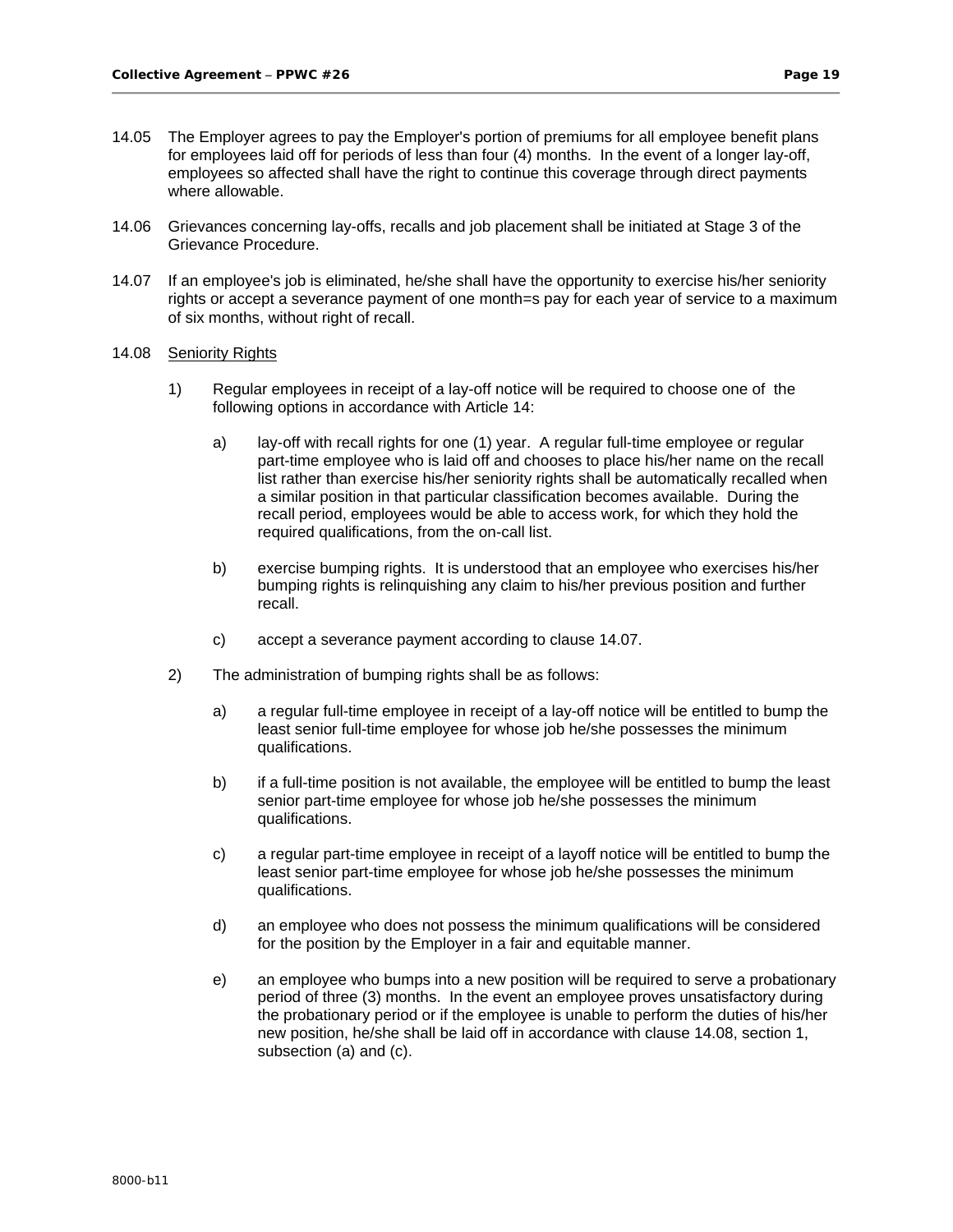14.05 The Employer agrees to pay the Employer's portion of premiums for all employee benefit plans for employees laid off for periods of less than four (4) months. In the event of a longer lay-off, employees so affected shall have the right to continue this coverage through direct payments where allowable.

14.06 Grievances concerning lay-offs, recalls and job placement shall be initiated at Stage 3 of the Grievance Procedure.

14.07 If an employee's job is eliminated, he/she shall have the opportunity to exercise his/her seniority rights or accept a severance payment of one month=s pay for each year of service to a maximum of six months, without right of recall.

14.08 Seniority Rights

1) Regular employees in receipt of a lay-off notice will be required to choose one of the following options in accordance with Article 14:

   a) lay-off with recall rights for one (1) year. A regular full-time employee or regular part-time employee who is laid off and chooses to place his/her name on the recall list rather than exercise his/her seniority rights shall be automatically recalled when a similar position in that particular classification becomes available. During the recall period, employees would be able to access work, for which they hold the required qualifications, from the on-call list.

   b) exercise bumping rights. It is understood that an employee who exercises his/her bumping rights is relinquishing any claim to his/her previous position and further recall.

   c) accept a severance payment according to clause 14.07.

2) The administration of bumping rights shall be as follows:

   a) a regular full-time employee in receipt of a lay-off notice will be entitled to bump the least senior full-time employee for whose job he/she possesses the minimum qualifications.

   b) if a full-time position is not available, the employee will be entitled to bump the least senior part-time employee for whose job he/she possesses the minimum qualifications.

   c) a regular part-time employee in receipt of a layoff notice will be entitled to bump the least senior part-time employee for whose job he/she possesses the minimum qualifications.

   d) an employee who does not possess the minimum qualifications will be considered for the position by the Employer in a fair and equitable manner.

   e) an employee who bumps into a new position will be required to serve a probationary period of three (3) months. In the event an employee proves unsatisfactory during the probationary period or if the employee is unable to perform the duties of his/her new position, he/she shall be laid off in accordance with clause 14.08, section 1, subsection (a) and (c).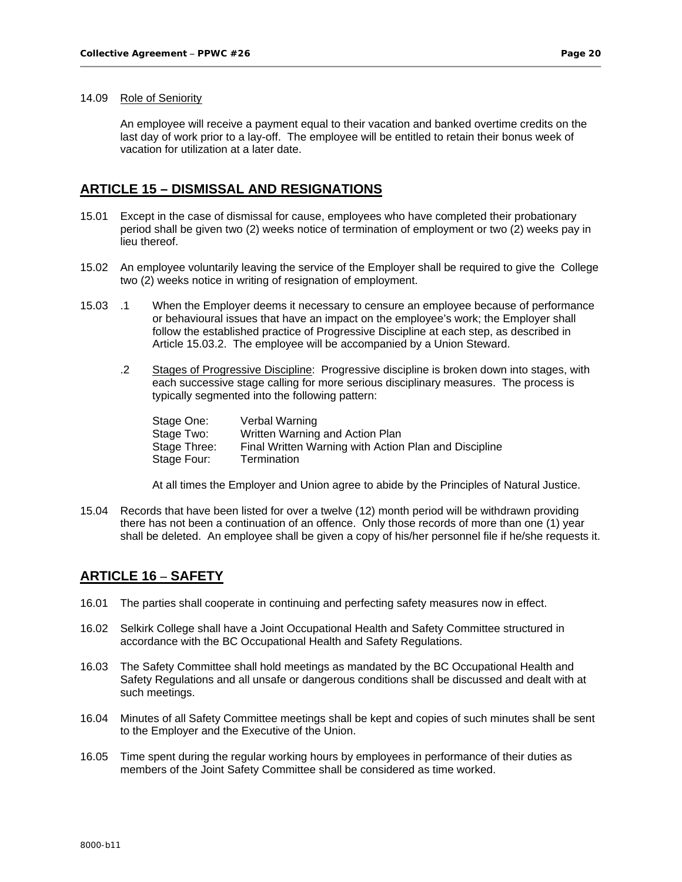14.09 Role of Seniority

An employee will receive a payment equal to their vacation and banked overtime credits on the last day of work prior to a lay-off. The employee will be entitled to retain their bonus week of vacation for utilization at a later date.

## ARTICLE 15 – DISMISSAL AND RESIGNATIONS

15.01 Except in the case of dismissal for cause, employees who have completed their probationary period shall be given two (2) weeks notice of termination of employment or two (2) weeks pay in lieu thereof.

15.02 An employee voluntarily leaving the service of the Employer shall be required to give the College two (2) weeks notice in writing of resignation of employment.

15.03 .1 When the Employer deems it necessary to censure an employee because of performance or behavioural issues that have an impact on the employee's work; the Employer shall follow the established practice of Progressive Discipline at each step, as described in Article 15.03.2. The employee will be accompanied by a Union Steward.

.2 Stages of Progressive Discipline: Progressive discipline is broken down into stages, with each successive stage calling for more serious disciplinary measures. The process is typically segmented into the following pattern:

| | |
|---|---|
| Stage One: | Verbal Warning |
| Stage Two: | Written Warning and Action Plan |
| Stage Three: | Final Written Warning with Action Plan and Discipline |
| Stage Four: | Termination |

At all times the Employer and Union agree to abide by the Principles of Natural Justice.

15.04 Records that have been listed for over a twelve (12) month period will be withdrawn providing there has not been a continuation of an offence. Only those records of more than one (1) year shall be deleted. An employee shall be given a copy of his/her personnel file if he/she requests it.

## ARTICLE 16 – SAFETY

16.01 The parties shall cooperate in continuing and perfecting safety measures now in effect.

16.02 Selkirk College shall have a Joint Occupational Health and Safety Committee structured in accordance with the BC Occupational Health and Safety Regulations.

16.03 The Safety Committee shall hold meetings as mandated by the BC Occupational Health and Safety Regulations and all unsafe or dangerous conditions shall be discussed and dealt with at such meetings.

16.04 Minutes of all Safety Committee meetings shall be kept and copies of such minutes shall be sent to the Employer and the Executive of the Union.

16.05 Time spent during the regular working hours by employees in performance of their duties as members of the Joint Safety Committee shall be considered as time worked.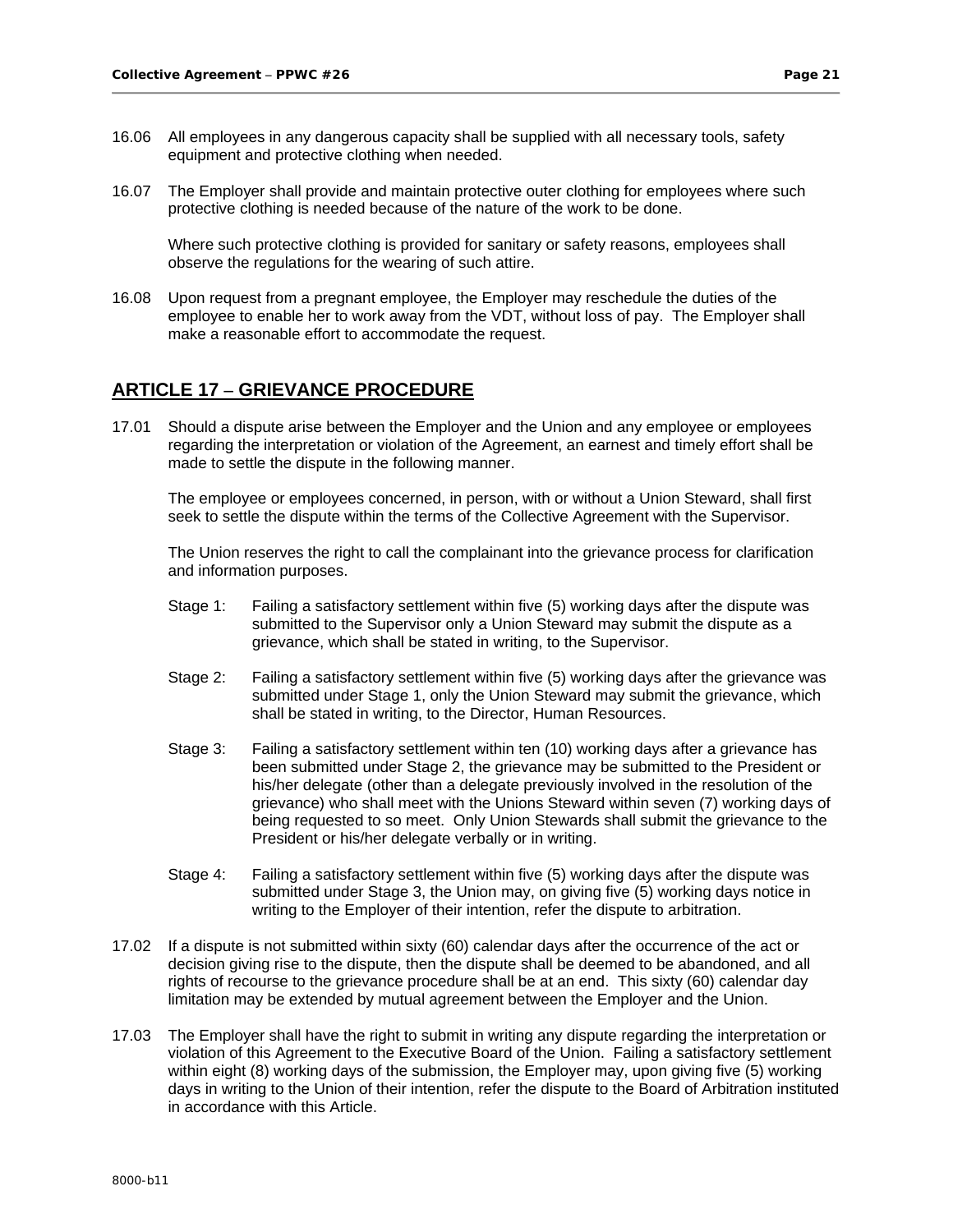16.06 All employees in any dangerous capacity shall be supplied with all necessary tools, safety equipment and protective clothing when needed.

16.07 The Employer shall provide and maintain protective outer clothing for employees where such protective clothing is needed because of the nature of the work to be done.

Where such protective clothing is provided for sanitary or safety reasons, employees shall observe the regulations for the wearing of such attire.

16.08 Upon request from a pregnant employee, the Employer may reschedule the duties of the employee to enable her to work away from the VDT, without loss of pay. The Employer shall make a reasonable effort to accommodate the request.

## ARTICLE 17 – GRIEVANCE PROCEDURE

17.01 Should a dispute arise between the Employer and the Union and any employee or employees regarding the interpretation or violation of the Agreement, an earnest and timely effort shall be made to settle the dispute in the following manner.

The employee or employees concerned, in person, with or without a Union Steward, shall first seek to settle the dispute within the terms of the Collective Agreement with the Supervisor.

The Union reserves the right to call the complainant into the grievance process for clarification and information purposes.

Stage 1: Failing a satisfactory settlement within five (5) working days after the dispute was submitted to the Supervisor only a Union Steward may submit the dispute as a grievance, which shall be stated in writing, to the Supervisor.

Stage 2: Failing a satisfactory settlement within five (5) working days after the grievance was submitted under Stage 1, only the Union Steward may submit the grievance, which shall be stated in writing, to the Director, Human Resources.

Stage 3: Failing a satisfactory settlement within ten (10) working days after a grievance has been submitted under Stage 2, the grievance may be submitted to the President or his/her delegate (other than a delegate previously involved in the resolution of the grievance) who shall meet with the Unions Steward within seven (7) working days of being requested to so meet. Only Union Stewards shall submit the grievance to the President or his/her delegate verbally or in writing.

Stage 4: Failing a satisfactory settlement within five (5) working days after the dispute was submitted under Stage 3, the Union may, on giving five (5) working days notice in writing to the Employer of their intention, refer the dispute to arbitration.

17.02 If a dispute is not submitted within sixty (60) calendar days after the occurrence of the act or decision giving rise to the dispute, then the dispute shall be deemed to be abandoned, and all rights of recourse to the grievance procedure shall be at an end. This sixty (60) calendar day limitation may be extended by mutual agreement between the Employer and the Union.

17.03 The Employer shall have the right to submit in writing any dispute regarding the interpretation or violation of this Agreement to the Executive Board of the Union. Failing a satisfactory settlement within eight (8) working days of the submission, the Employer may, upon giving five (5) working days in writing to the Union of their intention, refer the dispute to the Board of Arbitration instituted in accordance with this Article.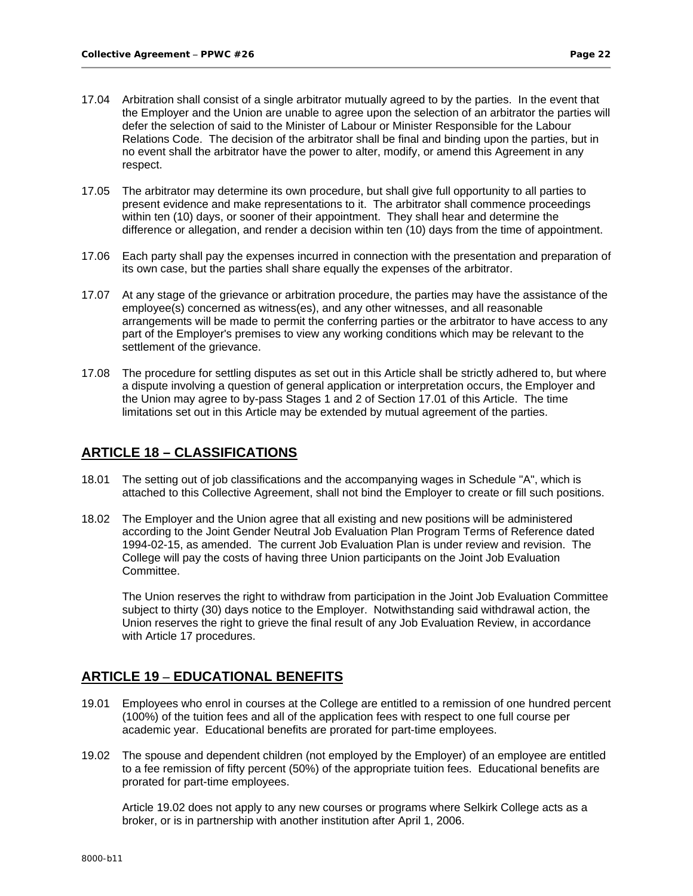17.04 Arbitration shall consist of a single arbitrator mutually agreed to by the parties. In the event that the Employer and the Union are unable to agree upon the selection of an arbitrator the parties will defer the selection of said to the Minister of Labour or Minister Responsible for the Labour Relations Code. The decision of the arbitrator shall be final and binding upon the parties, but in no event shall the arbitrator have the power to alter, modify, or amend this Agreement in any respect.

17.05 The arbitrator may determine its own procedure, but shall give full opportunity to all parties to present evidence and make representations to it. The arbitrator shall commence proceedings within ten (10) days, or sooner of their appointment. They shall hear and determine the difference or allegation, and render a decision within ten (10) days from the time of appointment.

17.06 Each party shall pay the expenses incurred in connection with the presentation and preparation of its own case, but the parties shall share equally the expenses of the arbitrator.

17.07 At any stage of the grievance or arbitration procedure, the parties may have the assistance of the employee(s) concerned as witness(es), and any other witnesses, and all reasonable arrangements will be made to permit the conferring parties or the arbitrator to have access to any part of the Employer's premises to view any working conditions which may be relevant to the settlement of the grievance.

17.08 The procedure for settling disputes as set out in this Article shall be strictly adhered to, but where a dispute involving a question of general application or interpretation occurs, the Employer and the Union may agree to by-pass Stages 1 and 2 of Section 17.01 of this Article. The time limitations set out in this Article may be extended by mutual agreement of the parties.

## ARTICLE 18 – CLASSIFICATIONS

18.01 The setting out of job classifications and the accompanying wages in Schedule "A", which is attached to this Collective Agreement, shall not bind the Employer to create or fill such positions.

18.02 The Employer and the Union agree that all existing and new positions will be administered according to the Joint Gender Neutral Job Evaluation Plan Program Terms of Reference dated 1994-02-15, as amended. The current Job Evaluation Plan is under review and revision. The College will pay the costs of having three Union participants on the Joint Job Evaluation Committee.

The Union reserves the right to withdraw from participation in the Joint Job Evaluation Committee subject to thirty (30) days notice to the Employer. Notwithstanding said withdrawal action, the Union reserves the right to grieve the final result of any Job Evaluation Review, in accordance with Article 17 procedures.

## ARTICLE 19 – EDUCATIONAL BENEFITS

19.01 Employees who enrol in courses at the College are entitled to a remission of one hundred percent (100%) of the tuition fees and all of the application fees with respect to one full course per academic year. Educational benefits are prorated for part-time employees.

19.02 The spouse and dependent children (not employed by the Employer) of an employee are entitled to a fee remission of fifty percent (50%) of the appropriate tuition fees. Educational benefits are prorated for part-time employees.

Article 19.02 does not apply to any new courses or programs where Selkirk College acts as a broker, or is in partnership with another institution after April 1, 2006.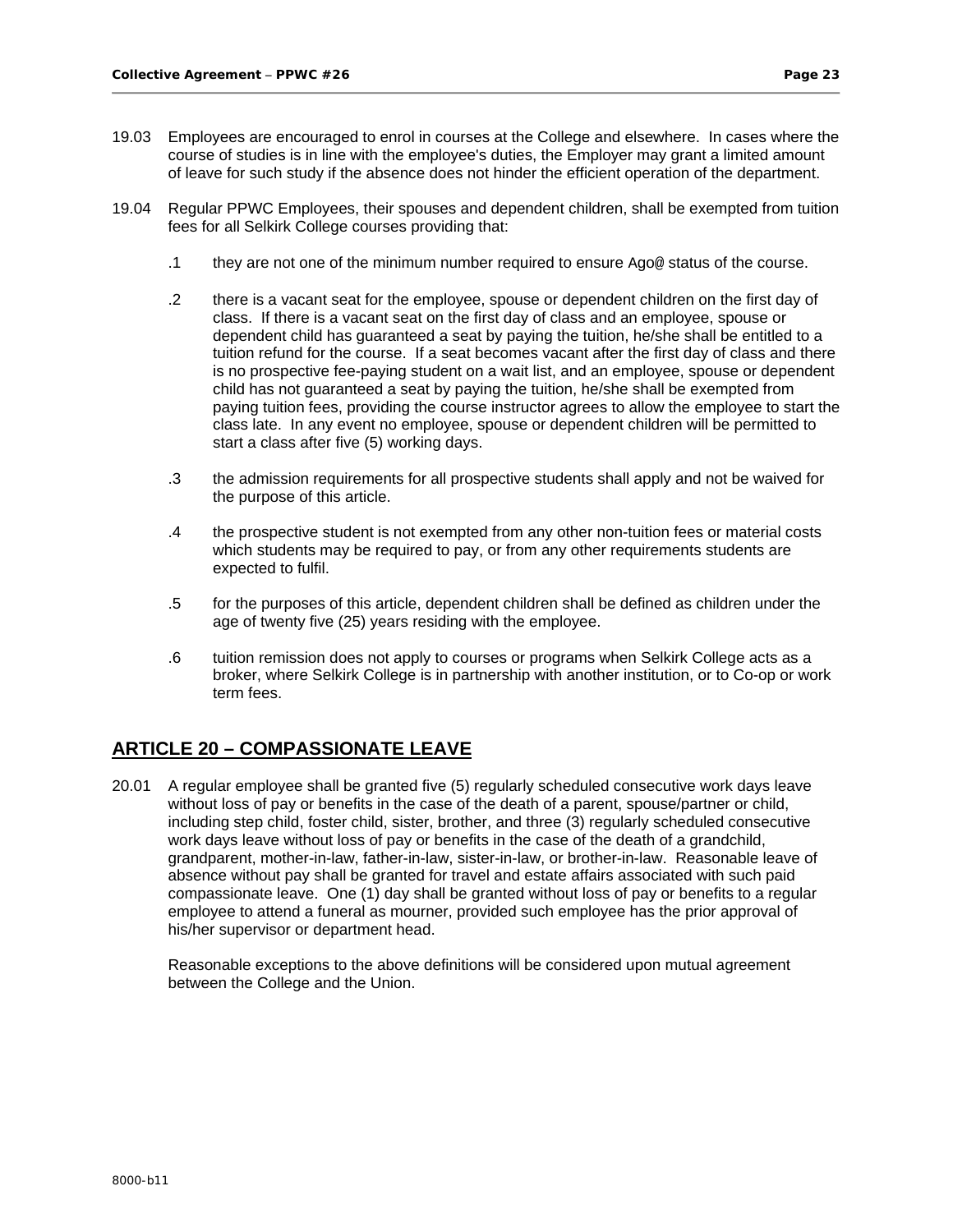19.03 Employees are encouraged to enrol in courses at the College and elsewhere. In cases where the course of studies is in line with the employee's duties, the Employer may grant a limited amount of leave for such study if the absence does not hinder the efficient operation of the department.

19.04 Regular PPWC Employees, their spouses and dependent children, shall be exempted from tuition fees for all Selkirk College courses providing that:

.1 they are not one of the minimum number required to ensure Ago@ status of the course.

.2 there is a vacant seat for the employee, spouse or dependent children on the first day of class. If there is a vacant seat on the first day of class and an employee, spouse or dependent child has guaranteed a seat by paying the tuition, he/she shall be entitled to a tuition refund for the course. If a seat becomes vacant after the first day of class and there is no prospective fee-paying student on a wait list, and an employee, spouse or dependent child has not guaranteed a seat by paying the tuition, he/she shall be exempted from paying tuition fees, providing the course instructor agrees to allow the employee to start the class late. In any event no employee, spouse or dependent children will be permitted to start a class after five (5) working days.

.3 the admission requirements for all prospective students shall apply and not be waived for the purpose of this article.

.4 the prospective student is not exempted from any other non-tuition fees or material costs which students may be required to pay, or from any other requirements students are expected to fulfil.

.5 for the purposes of this article, dependent children shall be defined as children under the age of twenty five (25) years residing with the employee.

.6 tuition remission does not apply to courses or programs when Selkirk College acts as a broker, where Selkirk College is in partnership with another institution, or to Co-op or work term fees.

## ARTICLE 20 – COMPASSIONATE LEAVE

20.01 A regular employee shall be granted five (5) regularly scheduled consecutive work days leave without loss of pay or benefits in the case of the death of a parent, spouse/partner or child, including step child, foster child, sister, brother, and three (3) regularly scheduled consecutive work days leave without loss of pay or benefits in the case of the death of a grandchild, grandparent, mother-in-law, father-in-law, sister-in-law, or brother-in-law. Reasonable leave of absence without pay shall be granted for travel and estate affairs associated with such paid compassionate leave. One (1) day shall be granted without loss of pay or benefits to a regular employee to attend a funeral as mourner, provided such employee has the prior approval of his/her supervisor or department head.

Reasonable exceptions to the above definitions will be considered upon mutual agreement between the College and the Union.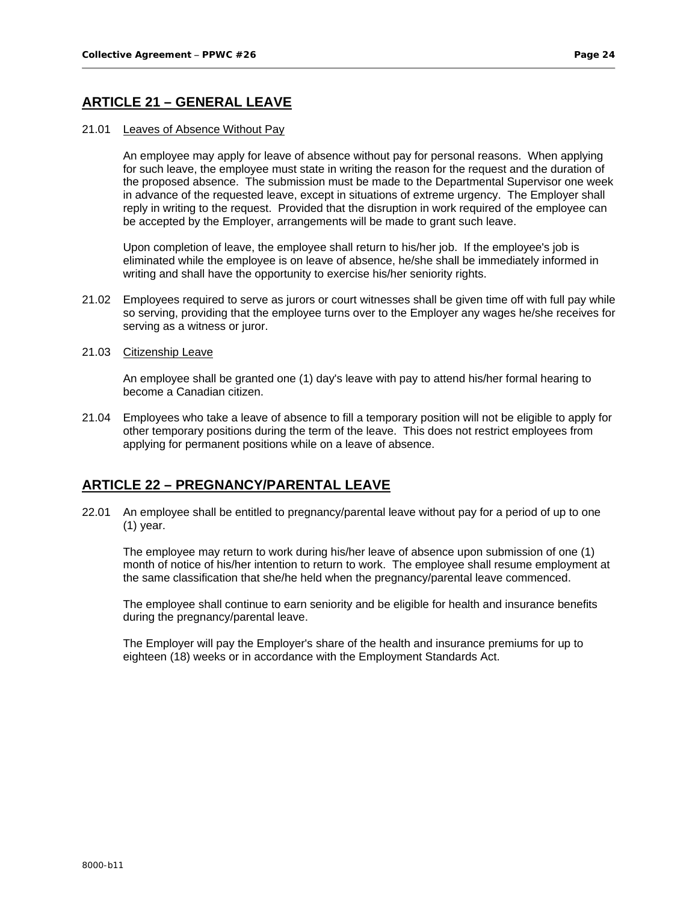## ARTICLE 21 – GENERAL LEAVE

21.01 Leaves of Absence Without Pay

An employee may apply for leave of absence without pay for personal reasons. When applying for such leave, the employee must state in writing the reason for the request and the duration of the proposed absence. The submission must be made to the Departmental Supervisor one week in advance of the requested leave, except in situations of extreme urgency. The Employer shall reply in writing to the request. Provided that the disruption in work required of the employee can be accepted by the Employer, arrangements will be made to grant such leave.

Upon completion of leave, the employee shall return to his/her job. If the employee's job is eliminated while the employee is on leave of absence, he/she shall be immediately informed in writing and shall have the opportunity to exercise his/her seniority rights.

21.02 Employees required to serve as jurors or court witnesses shall be given time off with full pay while so serving, providing that the employee turns over to the Employer any wages he/she receives for serving as a witness or juror.

21.03 Citizenship Leave

An employee shall be granted one (1) day's leave with pay to attend his/her formal hearing to become a Canadian citizen.

21.04 Employees who take a leave of absence to fill a temporary position will not be eligible to apply for other temporary positions during the term of the leave. This does not restrict employees from applying for permanent positions while on a leave of absence.

## ARTICLE 22 – PREGNANCY/PARENTAL LEAVE

22.01 An employee shall be entitled to pregnancy/parental leave without pay for a period of up to one (1) year.

The employee may return to work during his/her leave of absence upon submission of one (1) month of notice of his/her intention to return to work. The employee shall resume employment at the same classification that she/he held when the pregnancy/parental leave commenced.

The employee shall continue to earn seniority and be eligible for health and insurance benefits during the pregnancy/parental leave.

The Employer will pay the Employer's share of the health and insurance premiums for up to eighteen (18) weeks or in accordance with the Employment Standards Act.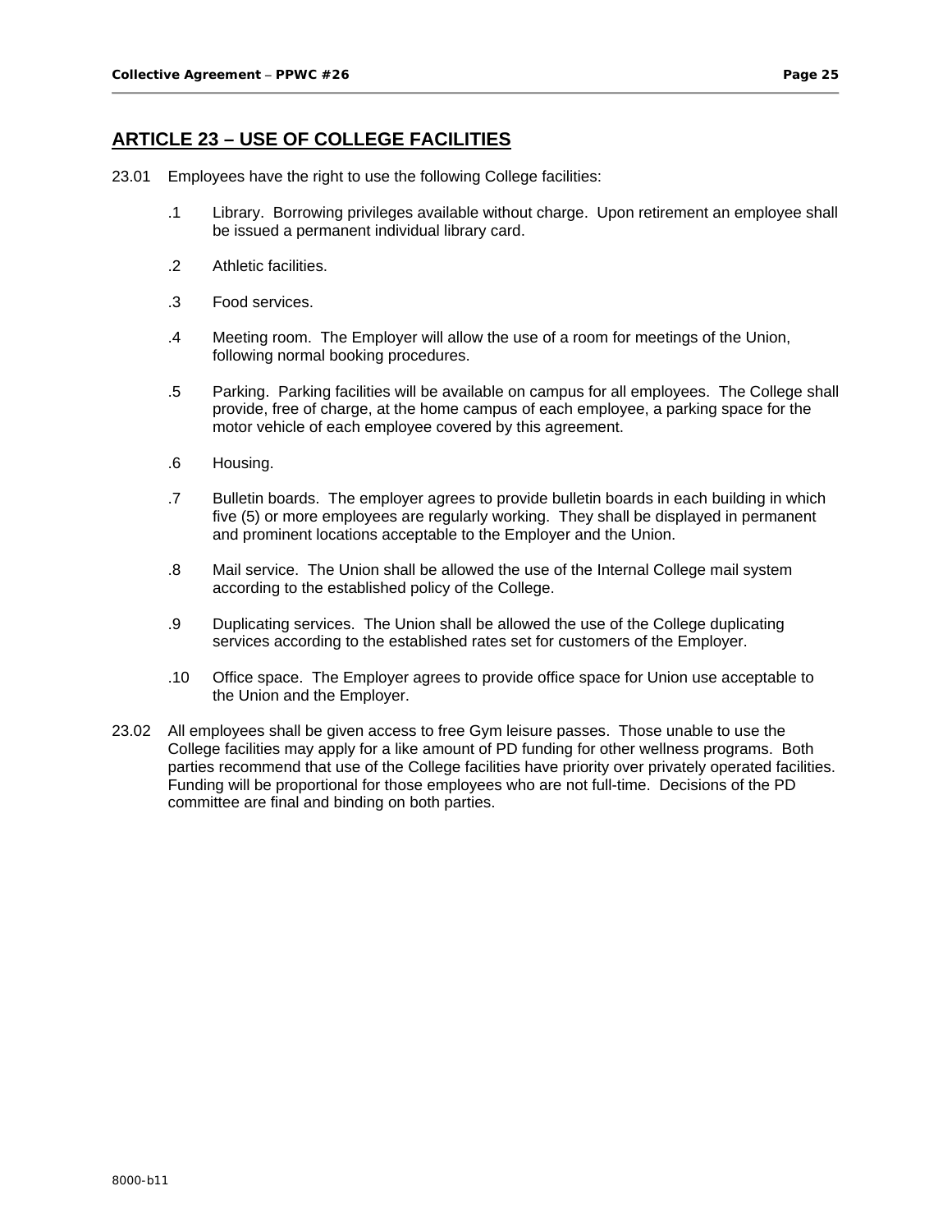## ARTICLE 23 – USE OF COLLEGE FACILITIES

23.01 Employees have the right to use the following College facilities:

.1 Library. Borrowing privileges available without charge. Upon retirement an employee shall be issued a permanent individual library card.

.2 Athletic facilities.

.3 Food services.

.4 Meeting room. The Employer will allow the use of a room for meetings of the Union, following normal booking procedures.

.5 Parking. Parking facilities will be available on campus for all employees. The College shall provide, free of charge, at the home campus of each employee, a parking space for the motor vehicle of each employee covered by this agreement.

.6 Housing.

.7 Bulletin boards. The employer agrees to provide bulletin boards in each building in which five (5) or more employees are regularly working. They shall be displayed in permanent and prominent locations acceptable to the Employer and the Union.

.8 Mail service. The Union shall be allowed the use of the Internal College mail system according to the established policy of the College.

.9 Duplicating services. The Union shall be allowed the use of the College duplicating services according to the established rates set for customers of the Employer.

.10 Office space. The Employer agrees to provide office space for Union use acceptable to the Union and the Employer.

23.02 All employees shall be given access to free Gym leisure passes. Those unable to use the College facilities may apply for a like amount of PD funding for other wellness programs. Both parties recommend that use of the College facilities have priority over privately operated facilities. Funding will be proportional for those employees who are not full-time. Decisions of the PD committee are final and binding on both parties.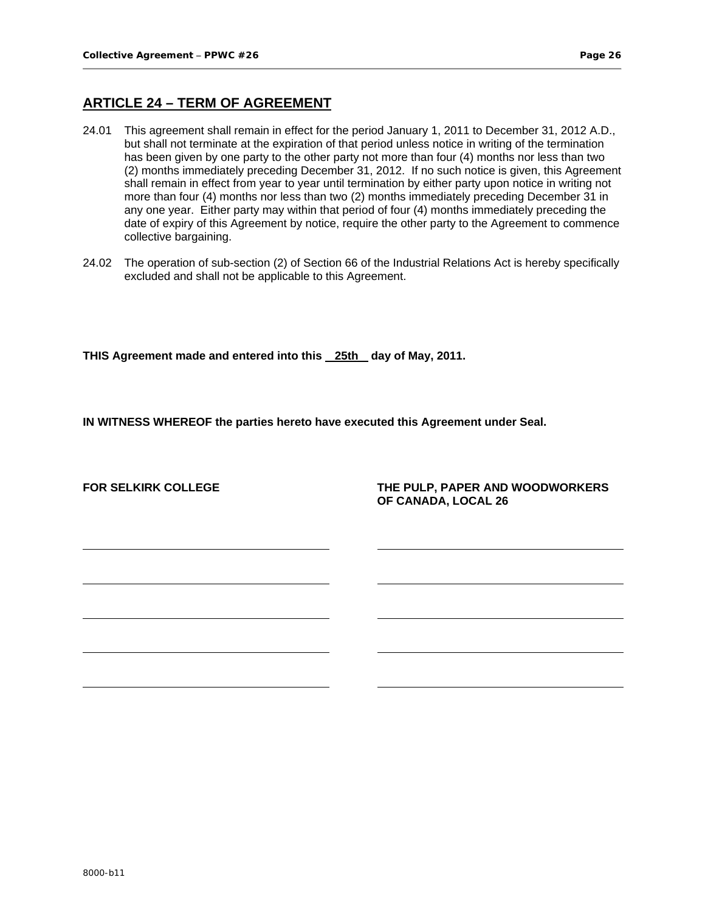## ARTICLE 24 – TERM OF AGREEMENT

24.01 This agreement shall remain in effect for the period January 1, 2011 to December 31, 2012 A.D., but shall not terminate at the expiration of that period unless notice in writing of the termination has been given by one party to the other party not more than four (4) months nor less than two (2) months immediately preceding December 31, 2012. If no such notice is given, this Agreement shall remain in effect from year to year until termination by either party upon notice in writing not more than four (4) months nor less than two (2) months immediately preceding December 31 in any one year. Either party may within that period of four (4) months immediately preceding the date of expiry of this Agreement by notice, require the other party to the Agreement to commence collective bargaining.

24.02 The operation of sub-section (2) of Section 66 of the Industrial Relations Act is hereby specifically excluded and shall not be applicable to this Agreement.

**THIS Agreement made and entered into this 25th day of May, 2011.**

**IN WITNESS WHEREOF the parties hereto have executed this Agreement under Seal.**

| **FOR SELKIRK COLLEGE** | **THE PULP, PAPER AND WOODWORKERS OF CANADA, LOCAL 26** |
|---|---|
| ______________________ | ______________________ |
| ______________________ | ______________________ |
| ______________________ | ______________________ |
| ______________________ | ______________________ |
| ______________________ | ______________________ |

8000-b11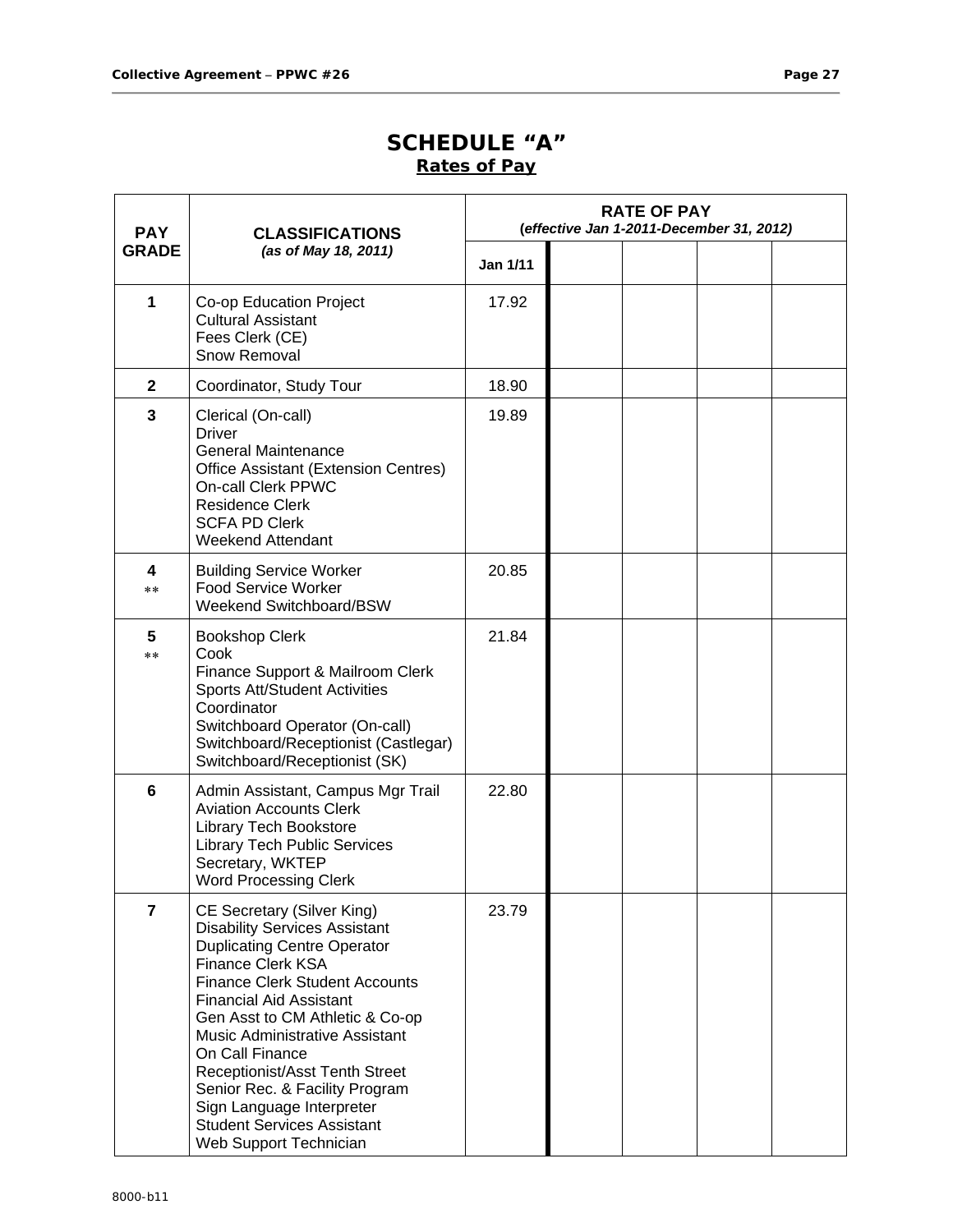# SCHEDULE "A"

## Rates of Pay

| PAY GRADE | CLASSIFICATIONS *(as of May 18, 2011)* | RATE OF PAY (*effective Jan 1-2011-December 31, 2012*) | | | | |
|---|---|---|---|---|---|---|
| | | Jan 1/11 | | | | |
| 1 | Co-op Education Project<br>Cultural Assistant<br>Fees Clerk (CE)<br>Snow Removal | 17.92 | | | | |
| 2 | Coordinator, Study Tour | 18.90 | | | | |
| 3 | Clerical (On-call)<br>Driver<br>General Maintenance<br>Office Assistant (Extension Centres)<br>On-call Clerk PPWC<br>Residence Clerk<br>SCFA PD Clerk<br>Weekend Attendant | 19.89 | | | | |
| 4<br>** | Building Service Worker<br>Food Service Worker<br>Weekend Switchboard/BSW | 20.85 | | | | |
| 5<br>** | Bookshop Clerk<br>Cook<br>Finance Support & Mailroom Clerk<br>Sports Att/Student Activities Coordinator<br>Switchboard Operator (On-call)<br>Switchboard/Receptionist (Castlegar)<br>Switchboard/Receptionist (SK) | 21.84 | | | | |
| 6 | Admin Assistant, Campus Mgr Trail<br>Aviation Accounts Clerk<br>Library Tech Bookstore<br>Library Tech Public Services<br>Secretary, WKTEP<br>Word Processing Clerk | 22.80 | | | | |
| 7 | CE Secretary (Silver King)<br>Disability Services Assistant<br>Duplicating Centre Operator<br>Finance Clerk KSA<br>Finance Clerk Student Accounts<br>Financial Aid Assistant<br>Gen Asst to CM Athletic & Co-op<br>Music Administrative Assistant<br>On Call Finance<br>Receptionist/Asst Tenth Street<br>Senior Rec. & Facility Program<br>Sign Language Interpreter<br>Student Services Assistant<br>Web Support Technician | 23.79 | | | | |

8000-b11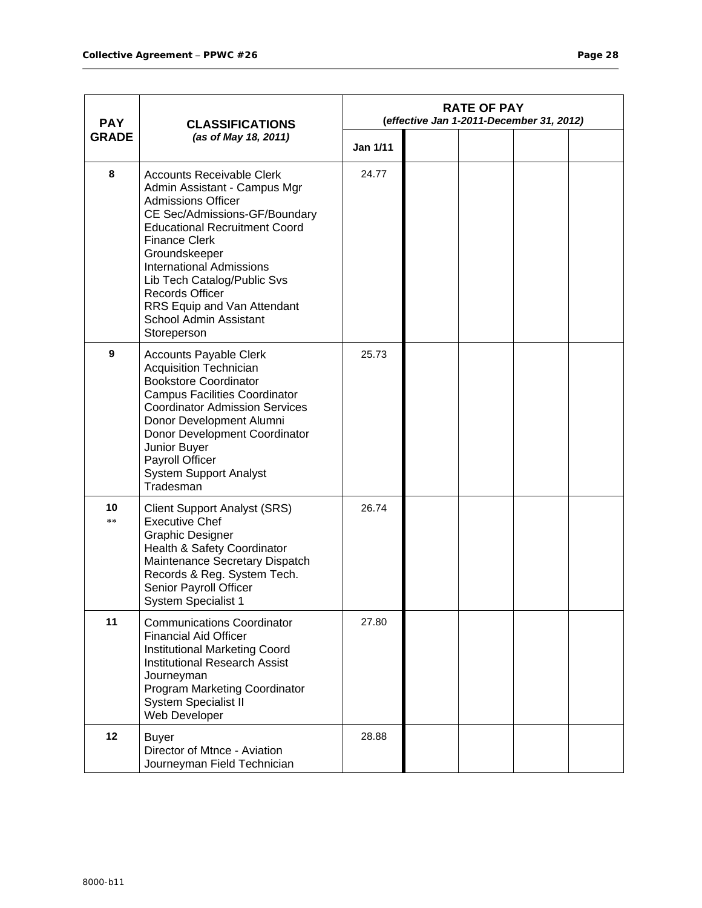| PAY GRADE | CLASSIFICATIONS *(as of May 18, 2011)* | RATE OF PAY (*effective Jan 1-2011-December 31, 2012)* | | | | |
|---|---|---|---|---|---|---|
| | | **Jan 1/11** | | | | |
| **8** | Accounts Receivable Clerk<br>Admin Assistant - Campus Mgr<br>Admissions Officer<br>CE Sec/Admissions-GF/Boundary<br>Educational Recruitment Coord<br>Finance Clerk<br>Groundskeeper<br>International Admissions<br>Lib Tech Catalog/Public Svs<br>Records Officer<br>RRS Equip and Van Attendant<br>School Admin Assistant<br>Storeperson | 24.77 | | | | |
| **9** | Accounts Payable Clerk<br>Acquisition Technician<br>Bookstore Coordinator<br>Campus Facilities Coordinator<br>Coordinator Admission Services<br>Donor Development Alumni<br>Donor Development Coordinator<br>Junior Buyer<br>Payroll Officer<br>System Support Analyst<br>Tradesman | 25.73 | | | | |
| **10**<br>** | Client Support Analyst (SRS)<br>Executive Chef<br>Graphic Designer<br>Health & Safety Coordinator<br>Maintenance Secretary Dispatch<br>Records & Reg. System Tech.<br>Senior Payroll Officer<br>System Specialist 1 | 26.74 | | | | |
| **11** | Communications Coordinator<br>Financial Aid Officer<br>Institutional Marketing Coord<br>Institutional Research Assist<br>Journeyman<br>Program Marketing Coordinator<br>System Specialist II<br>Web Developer | 27.80 | | | | |
| **12** | Buyer<br>Director of Mtnce - Aviation<br>Journeyman Field Technician | 28.88 | | | | |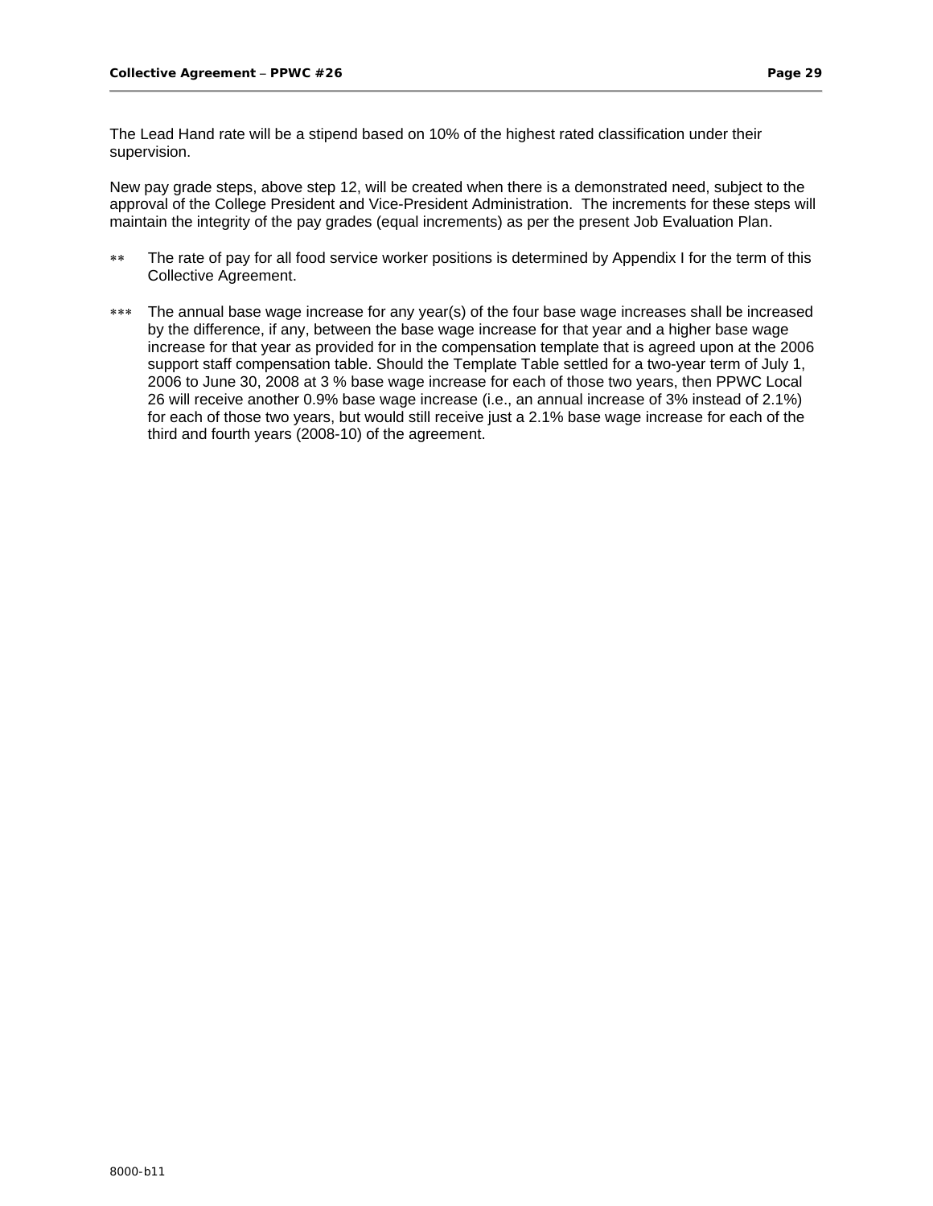The Lead Hand rate will be a stipend based on 10% of the highest rated classification under their supervision.

New pay grade steps, above step 12, will be created when there is a demonstrated need, subject to the approval of the College President and Vice-President Administration. The increments for these steps will maintain the integrity of the pay grades (equal increments) as per the present Job Evaluation Plan.

** The rate of pay for all food service worker positions is determined by Appendix I for the term of this Collective Agreement.

*** The annual base wage increase for any year(s) of the four base wage increases shall be increased by the difference, if any, between the base wage increase for that year and a higher base wage increase for that year as provided for in the compensation template that is agreed upon at the 2006 support staff compensation table. Should the Template Table settled for a two-year term of July 1, 2006 to June 30, 2008 at 3 % base wage increase for each of those two years, then PPWC Local 26 will receive another 0.9% base wage increase (i.e., an annual increase of 3% instead of 2.1%) for each of those two years, but would still receive just a 2.1% base wage increase for each of the third and fourth years (2008-10) of the agreement.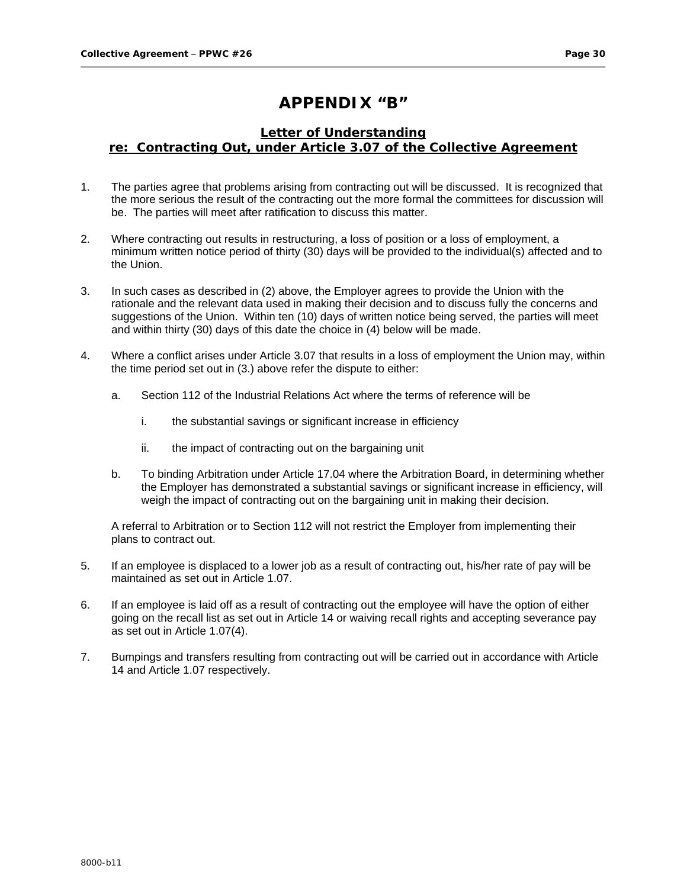# APPENDIX "B"

## Letter of Understanding re: Contracting Out, under Article 3.07 of the Collective Agreement

1. The parties agree that problems arising from contracting out will be discussed. It is recognized that the more serious the result of the contracting out the more formal the committees for discussion will be. The parties will meet after ratification to discuss this matter.

2. Where contracting out results in restructuring, a loss of position or a loss of employment, a minimum written notice period of thirty (30) days will be provided to the individual(s) affected and to the Union.

3. In such cases as described in (2) above, the Employer agrees to provide the Union with the rationale and the relevant data used in making their decision and to discuss fully the concerns and suggestions of the Union. Within ten (10) days of written notice being served, the parties will meet and within thirty (30) days of this date the choice in (4) below will be made.

4. Where a conflict arises under Article 3.07 that results in a loss of employment the Union may, within the time period set out in (3.) above refer the dispute to either:

   a. Section 112 of the Industrial Relations Act where the terms of reference will be

      i. the substantial savings or significant increase in efficiency

      ii. the impact of contracting out on the bargaining unit

   b. To binding Arbitration under Article 17.04 where the Arbitration Board, in determining whether the Employer has demonstrated a substantial savings or significant increase in efficiency, will weigh the impact of contracting out on the bargaining unit in making their decision.

   A referral to Arbitration or to Section 112 will not restrict the Employer from implementing their plans to contract out.

5. If an employee is displaced to a lower job as a result of contracting out, his/her rate of pay will be maintained as set out in Article 1.07.

6. If an employee is laid off as a result of contracting out the employee will have the option of either going on the recall list as set out in Article 14 or waiving recall rights and accepting severance pay as set out in Article 1.07(4).

7. Bumpings and transfers resulting from contracting out will be carried out in accordance with Article 14 and Article 1.07 respectively.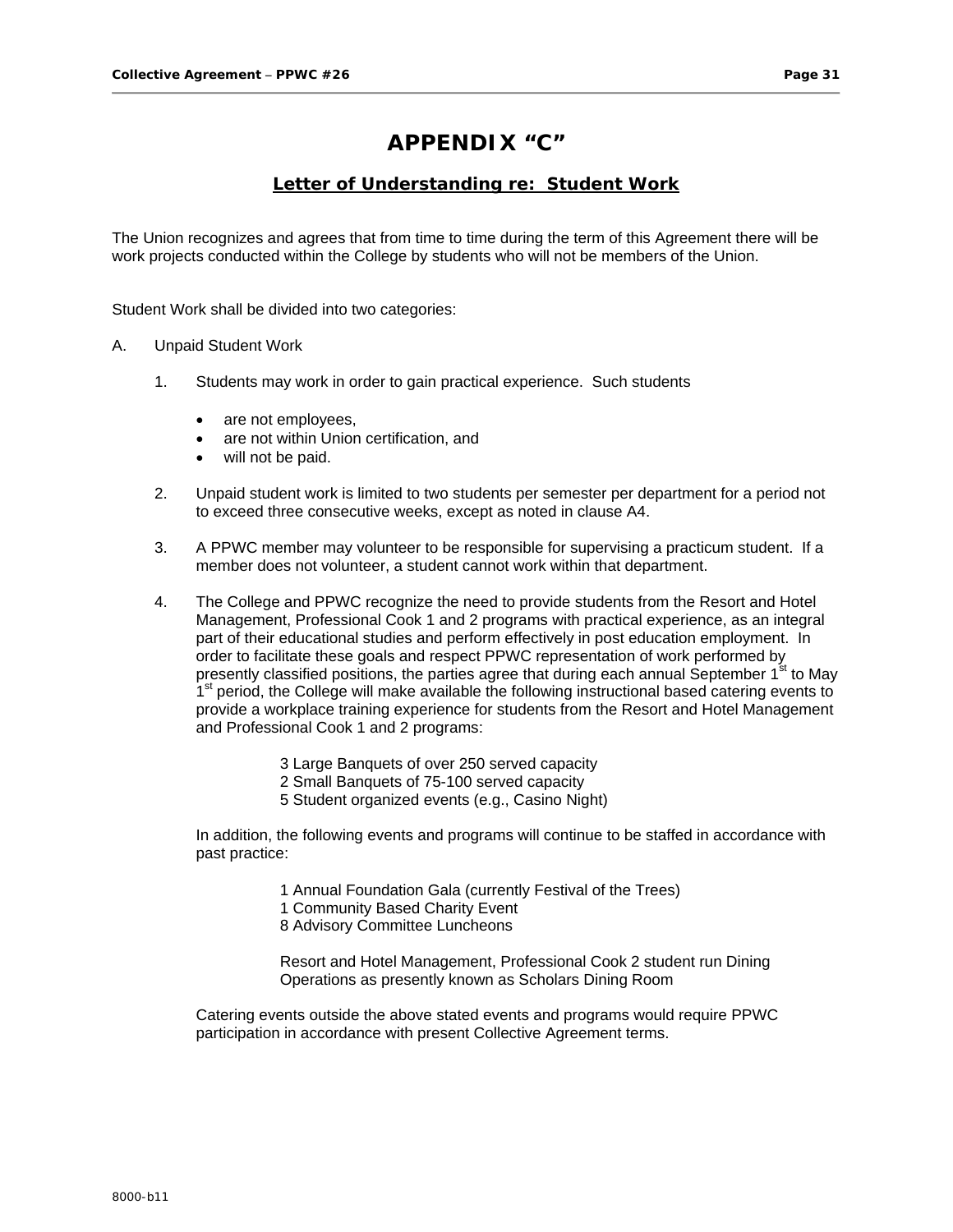# APPENDIX "C"

## Letter of Understanding re: Student Work

The Union recognizes and agrees that from time to time during the term of this Agreement there will be work projects conducted within the College by students who will not be members of the Union.

Student Work shall be divided into two categories:

A. Unpaid Student Work

1. Students may work in order to gain practical experience. Such students

   - are not employees,
   - are not within Union certification, and
   - will not be paid.

2. Unpaid student work is limited to two students per semester per department for a period not to exceed three consecutive weeks, except as noted in clause A4.

3. A PPWC member may volunteer to be responsible for supervising a practicum student. If a member does not volunteer, a student cannot work within that department.

4. The College and PPWC recognize the need to provide students from the Resort and Hotel Management, Professional Cook 1 and 2 programs with practical experience, as an integral part of their educational studies and perform effectively in post education employment. In order to facilitate these goals and respect PPWC representation of work performed by presently classified positions, the parties agree that during each annual September 1st to May 1st period, the College will make available the following instructional based catering events to provide a workplace training experience for students from the Resort and Hotel Management and Professional Cook 1 and 2 programs:

   3 Large Banquets of over 250 served capacity
   2 Small Banquets of 75-100 served capacity
   5 Student organized events (e.g., Casino Night)

   In addition, the following events and programs will continue to be staffed in accordance with past practice:

   1 Annual Foundation Gala (currently Festival of the Trees)
   1 Community Based Charity Event
   8 Advisory Committee Luncheons

   Resort and Hotel Management, Professional Cook 2 student run Dining Operations as presently known as Scholars Dining Room

   Catering events outside the above stated events and programs would require PPWC participation in accordance with present Collective Agreement terms.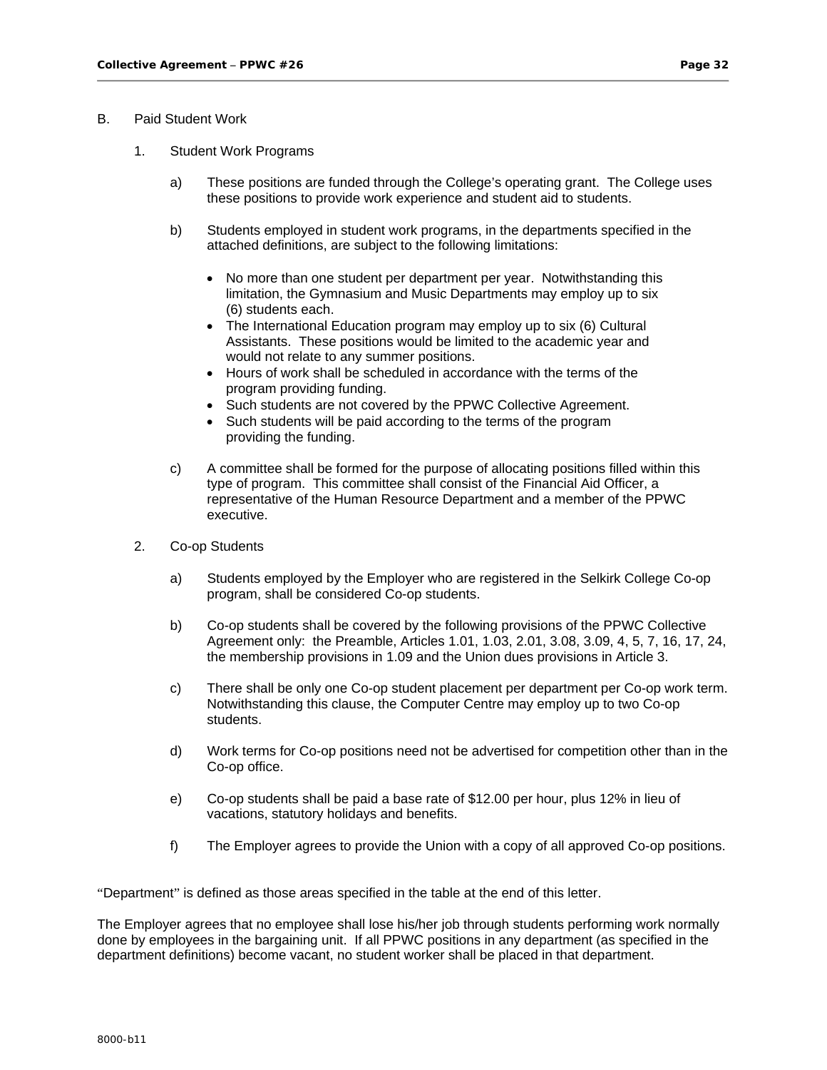B. Paid Student Work

1. Student Work Programs

   a) These positions are funded through the College's operating grant. The College uses these positions to provide work experience and student aid to students.

   b) Students employed in student work programs, in the departments specified in the attached definitions, are subject to the following limitations:

      - No more than one student per department per year. Notwithstanding this limitation, the Gymnasium and Music Departments may employ up to six (6) students each.
      - The International Education program may employ up to six (6) Cultural Assistants. These positions would be limited to the academic year and would not relate to any summer positions.
      - Hours of work shall be scheduled in accordance with the terms of the program providing funding.
      - Such students are not covered by the PPWC Collective Agreement.
      - Such students will be paid according to the terms of the program providing the funding.

   c) A committee shall be formed for the purpose of allocating positions filled within this type of program. This committee shall consist of the Financial Aid Officer, a representative of the Human Resource Department and a member of the PPWC executive.

2. Co-op Students

   a) Students employed by the Employer who are registered in the Selkirk College Co-op program, shall be considered Co-op students.

   b) Co-op students shall be covered by the following provisions of the PPWC Collective Agreement only: the Preamble, Articles 1.01, 1.03, 2.01, 3.08, 3.09, 4, 5, 7, 16, 17, 24, the membership provisions in 1.09 and the Union dues provisions in Article 3.

   c) There shall be only one Co-op student placement per department per Co-op work term. Notwithstanding this clause, the Computer Centre may employ up to two Co-op students.

   d) Work terms for Co-op positions need not be advertised for competition other than in the Co-op office.

   e) Co-op students shall be paid a base rate of $12.00 per hour, plus 12% in lieu of vacations, statutory holidays and benefits.

   f) The Employer agrees to provide the Union with a copy of all approved Co-op positions.

"Department" is defined as those areas specified in the table at the end of this letter.

The Employer agrees that no employee shall lose his/her job through students performing work normally done by employees in the bargaining unit. If all PPWC positions in any department (as specified in the department definitions) become vacant, no student worker shall be placed in that department.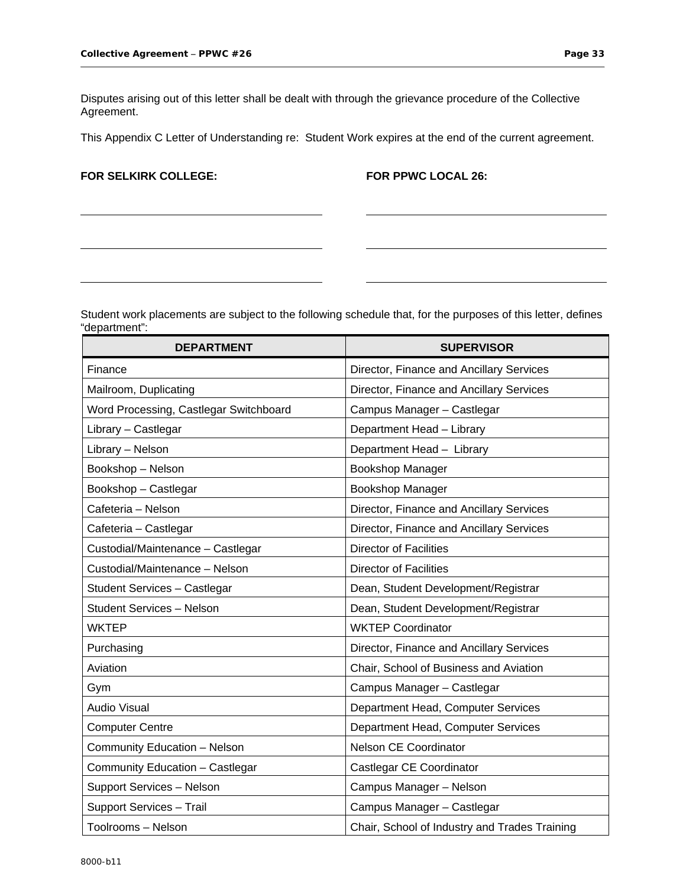Disputes arising out of this letter shall be dealt with through the grievance procedure of the Collective Agreement.

This Appendix C Letter of Understanding re: Student Work expires at the end of the current agreement.

| **FOR SELKIRK COLLEGE:** | **FOR PPWC LOCAL 26:** |
|---|---|
| ______________________________ | ______________________________ |
| ______________________________ | ______________________________ |
| ______________________________ | ______________________________ |

Student work placements are subject to the following schedule that, for the purposes of this letter, defines "department":

| DEPARTMENT | SUPERVISOR |
|---|---|
| Finance | Director, Finance and Ancillary Services |
| Mailroom, Duplicating | Director, Finance and Ancillary Services |
| Word Processing, Castlegar Switchboard | Campus Manager – Castlegar |
| Library – Castlegar | Department Head – Library |
| Library – Nelson | Department Head – Library |
| Bookshop – Nelson | Bookshop Manager |
| Bookshop – Castlegar | Bookshop Manager |
| Cafeteria – Nelson | Director, Finance and Ancillary Services |
| Cafeteria – Castlegar | Director, Finance and Ancillary Services |
| Custodial/Maintenance – Castlegar | Director of Facilities |
| Custodial/Maintenance – Nelson | Director of Facilities |
| Student Services – Castlegar | Dean, Student Development/Registrar |
| Student Services – Nelson | Dean, Student Development/Registrar |
| WKTEP | WKTEP Coordinator |
| Purchasing | Director, Finance and Ancillary Services |
| Aviation | Chair, School of Business and Aviation |
| Gym | Campus Manager – Castlegar |
| Audio Visual | Department Head, Computer Services |
| Computer Centre | Department Head, Computer Services |
| Community Education – Nelson | Nelson CE Coordinator |
| Community Education – Castlegar | Castlegar CE Coordinator |
| Support Services – Nelson | Campus Manager – Nelson |
| Support Services – Trail | Campus Manager – Castlegar |
| Toolrooms – Nelson | Chair, School of Industry and Trades Training |

8000-b11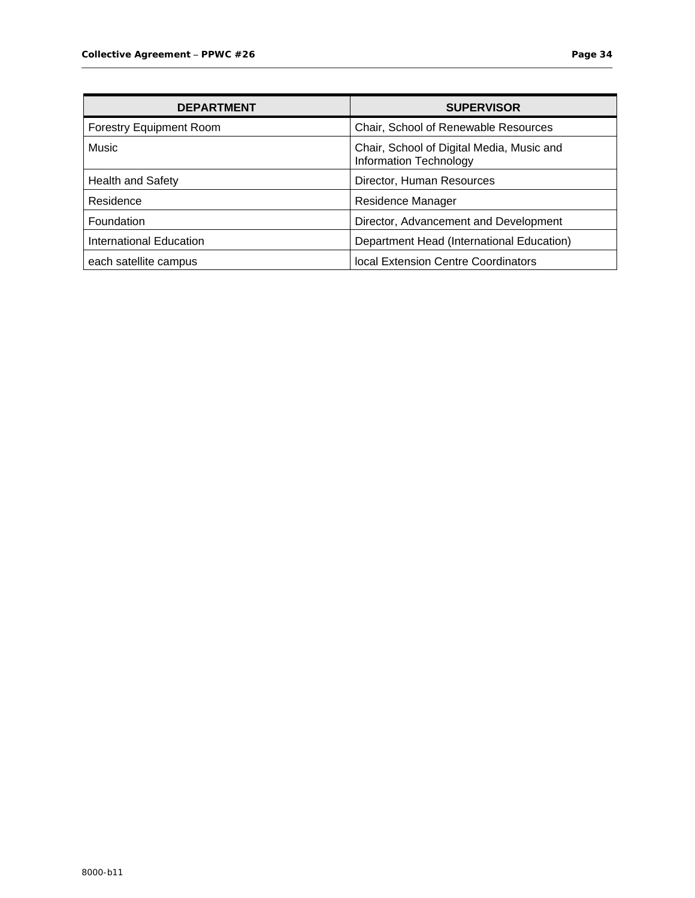| DEPARTMENT | SUPERVISOR |
|---|---|
| Forestry Equipment Room | Chair, School of Renewable Resources |
| Music | Chair, School of Digital Media, Music and Information Technology |
| Health and Safety | Director, Human Resources |
| Residence | Residence Manager |
| Foundation | Director, Advancement and Development |
| International Education | Department Head (International Education) |
| each satellite campus | local Extension Centre Coordinators |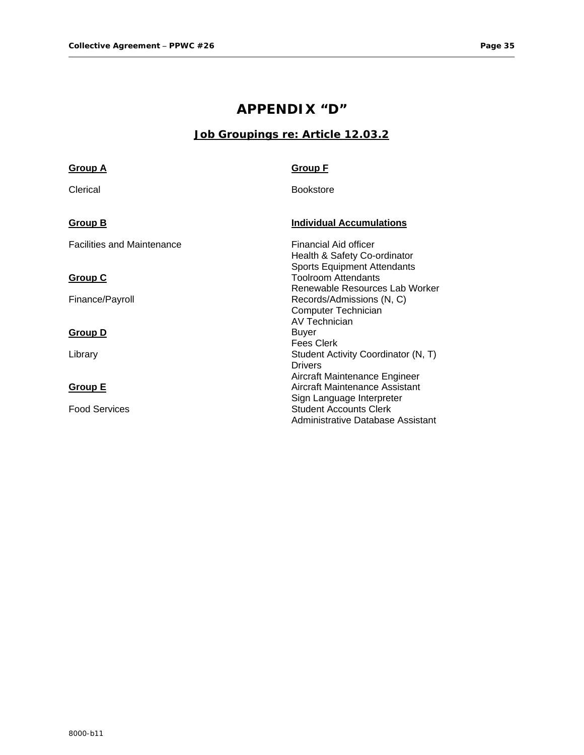# APPENDIX “D”

## Job Groupings re: Article 12.03.2

**Group A**

Clerical

**Group B**

Facilities and Maintenance

**Group C**

Finance/Payroll

**Group D**

Library

**Group E**

Food Services

**Group F**

Bookstore

**Individual Accumulations**

Financial Aid officer
Health & Safety Co-ordinator
Sports Equipment Attendants
Toolroom Attendants
Renewable Resources Lab Worker
Records/Admissions (N, C)
Computer Technician
AV Technician
Buyer
Fees Clerk
Student Activity Coordinator (N, T)
Drivers
Aircraft Maintenance Engineer
Aircraft Maintenance Assistant
Sign Language Interpreter
Student Accounts Clerk
Administrative Database Assistant

8000-b11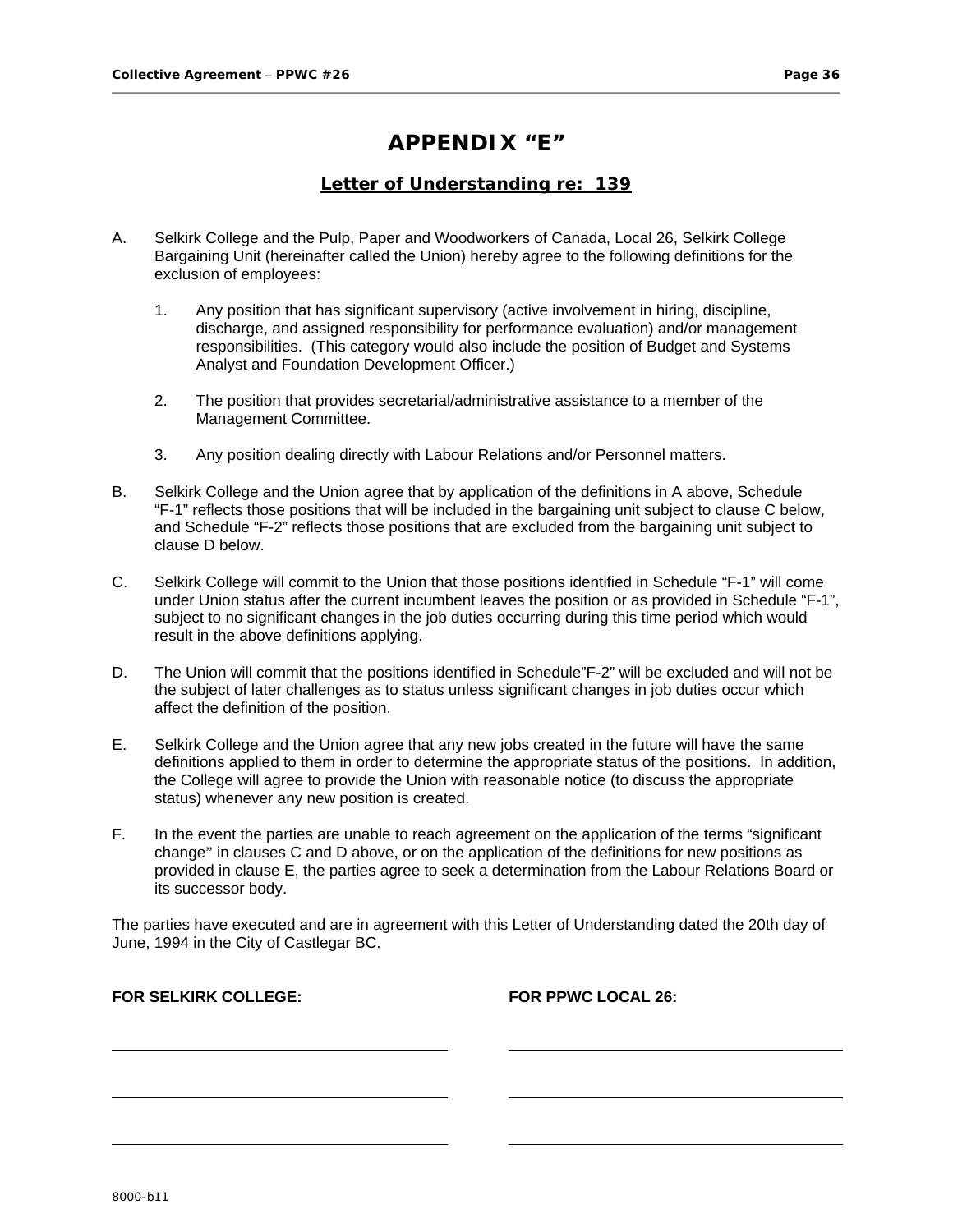# APPENDIX "E"

## Letter of Understanding re: 139

A. Selkirk College and the Pulp, Paper and Woodworkers of Canada, Local 26, Selkirk College Bargaining Unit (hereinafter called the Union) hereby agree to the following definitions for the exclusion of employees:

   1. Any position that has significant supervisory (active involvement in hiring, discipline, discharge, and assigned responsibility for performance evaluation) and/or management responsibilities. (This category would also include the position of Budget and Systems Analyst and Foundation Development Officer.)

   2. The position that provides secretarial/administrative assistance to a member of the Management Committee.

   3. Any position dealing directly with Labour Relations and/or Personnel matters.

B. Selkirk College and the Union agree that by application of the definitions in A above, Schedule "F-1" reflects those positions that will be included in the bargaining unit subject to clause C below, and Schedule "F-2" reflects those positions that are excluded from the bargaining unit subject to clause D below.

C. Selkirk College will commit to the Union that those positions identified in Schedule "F-1" will come under Union status after the current incumbent leaves the position or as provided in Schedule "F-1", subject to no significant changes in the job duties occurring during this time period which would result in the above definitions applying.

D. The Union will commit that the positions identified in Schedule"F-2" will be excluded and will not be the subject of later challenges as to status unless significant changes in job duties occur which affect the definition of the position.

E. Selkirk College and the Union agree that any new jobs created in the future will have the same definitions applied to them in order to determine the appropriate status of the positions. In addition, the College will agree to provide the Union with reasonable notice (to discuss the appropriate status) whenever any new position is created.

F. In the event the parties are unable to reach agreement on the application of the terms "significant change" in clauses C and D above, or on the application of the definitions for new positions as provided in clause E, the parties agree to seek a determination from the Labour Relations Board or its successor body.

The parties have executed and are in agreement with this Letter of Understanding dated the 20th day of June, 1994 in the City of Castlegar BC.

**FOR SELKIRK COLLEGE:** **FOR PPWC LOCAL 26:**

8000-b11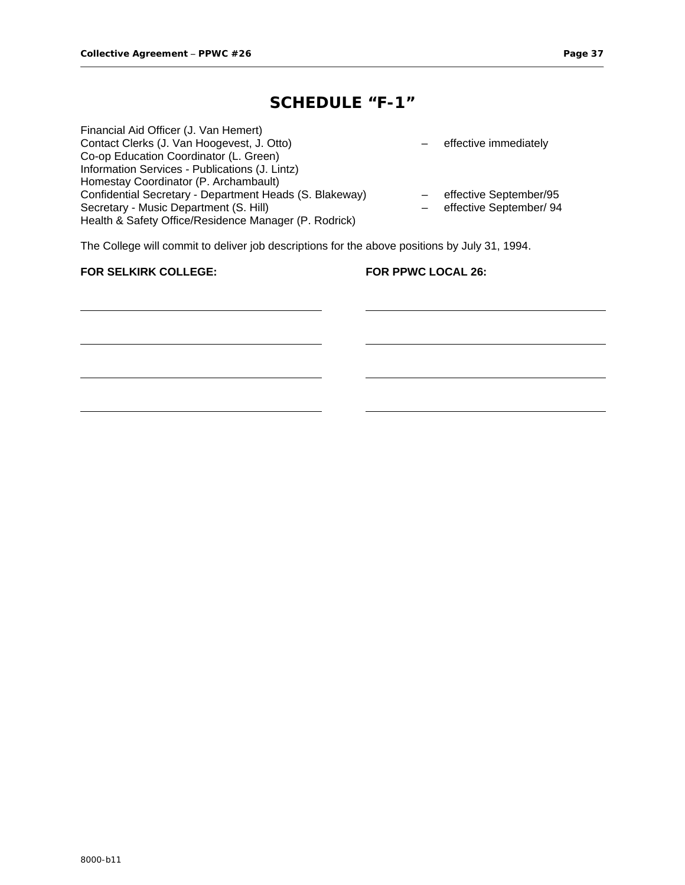# SCHEDULE "F-1"

Financial Aid Officer (J. Van Hemert)
Contact Clerks (J. Van Hoogevest, J. Otto) – effective immediately
Co-op Education Coordinator (L. Green)
Information Services - Publications (J. Lintz)
Homestay Coordinator (P. Archambault)
Confidential Secretary - Department Heads (S. Blakeway) – effective September/95
Secretary - Music Department (S. Hill) – effective September/ 94
Health & Safety Office/Residence Manager (P. Rodrick)

The College will commit to deliver job descriptions for the above positions by July 31, 1994.

| FOR SELKIRK COLLEGE: | FOR PPWC LOCAL 26: |
|---|---|
| ______________________________ | ______________________________ |
| ______________________________ | ______________________________ |
| ______________________________ | ______________________________ |
| ______________________________ | ______________________________ |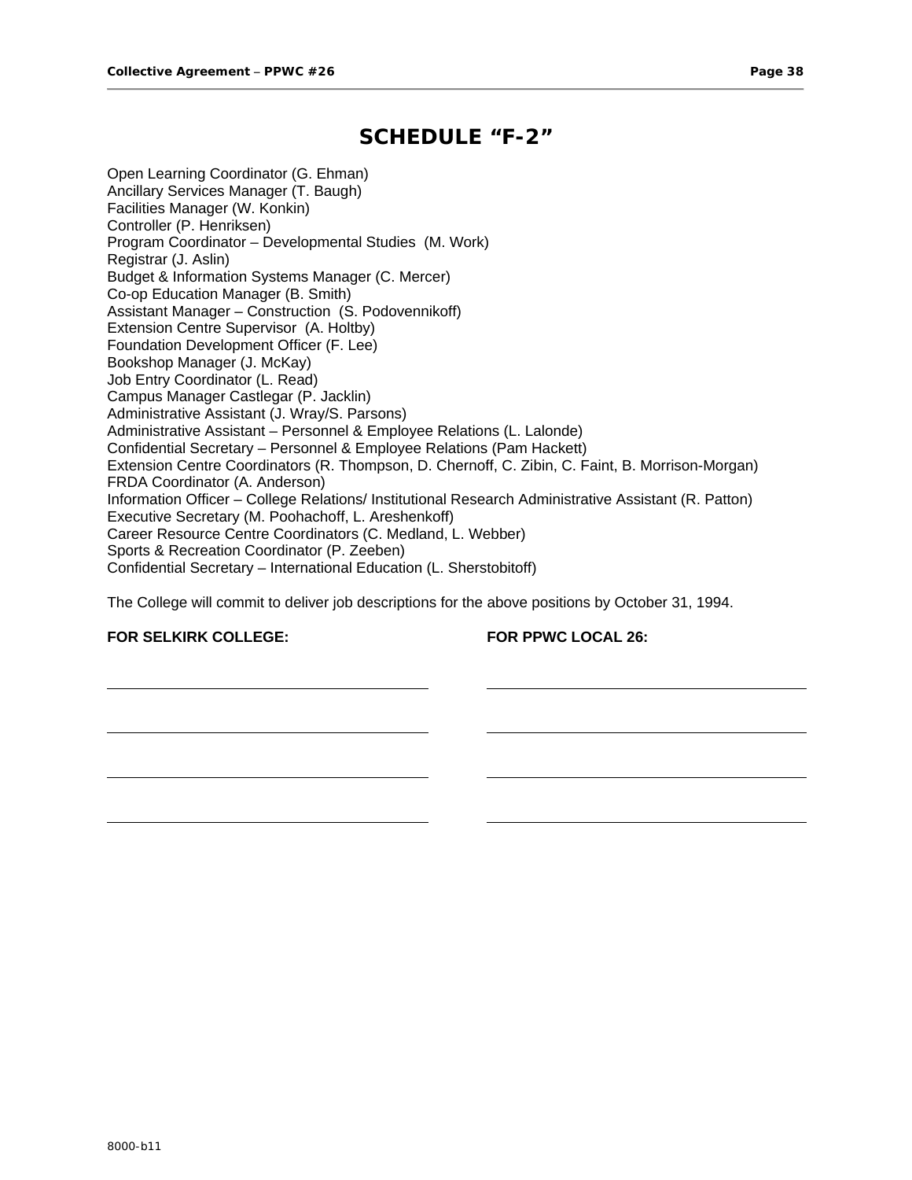# SCHEDULE "F-2"

Open Learning Coordinator (G. Ehman)
Ancillary Services Manager (T. Baugh)
Facilities Manager (W. Konkin)
Controller (P. Henriksen)
Program Coordinator – Developmental Studies (M. Work)
Registrar (J. Aslin)
Budget & Information Systems Manager (C. Mercer)
Co-op Education Manager (B. Smith)
Assistant Manager – Construction (S. Podovennikoff)
Extension Centre Supervisor (A. Holtby)
Foundation Development Officer (F. Lee)
Bookshop Manager (J. McKay)
Job Entry Coordinator (L. Read)
Campus Manager Castlegar (P. Jacklin)
Administrative Assistant (J. Wray/S. Parsons)
Administrative Assistant – Personnel & Employee Relations (L. Lalonde)
Confidential Secretary – Personnel & Employee Relations (Pam Hackett)
Extension Centre Coordinators (R. Thompson, D. Chernoff, C. Zibin, C. Faint, B. Morrison-Morgan)
FRDA Coordinator (A. Anderson)
Information Officer – College Relations/ Institutional Research Administrative Assistant (R. Patton)
Executive Secretary (M. Poohachoff, L. Areshenkoff)
Career Resource Centre Coordinators (C. Medland, L. Webber)
Sports & Recreation Coordinator (P. Zeeben)
Confidential Secretary – International Education (L. Sherstobitoff)

The College will commit to deliver job descriptions for the above positions by October 31, 1994.

| **FOR SELKIRK COLLEGE:** | **FOR PPWC LOCAL 26:** |
|---|---|
| ______________________ | ______________________ |
| ______________________ | ______________________ |
| ______________________ | ______________________ |
| ______________________ | ______________________ |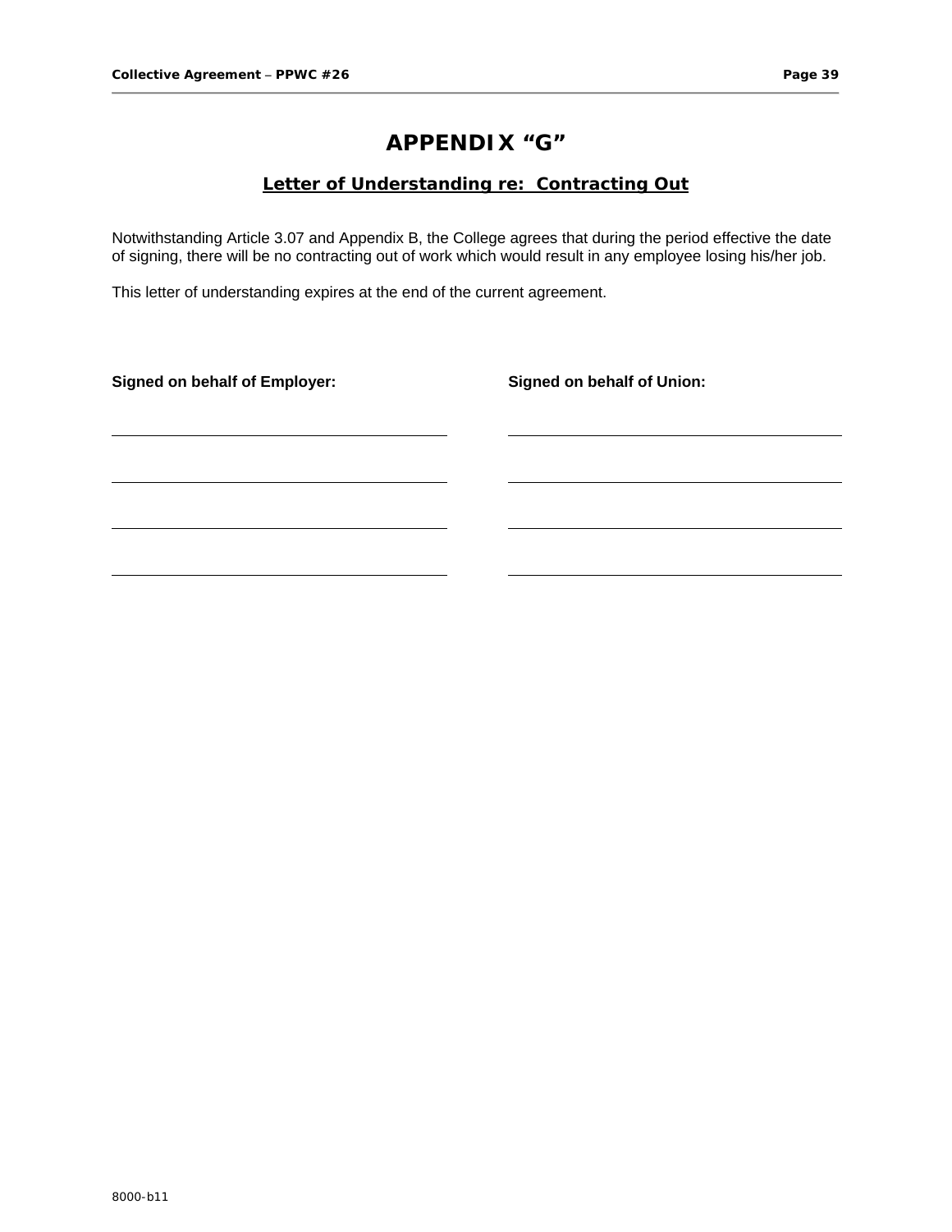# APPENDIX "G"

## Letter of Understanding re: Contracting Out

Notwithstanding Article 3.07 and Appendix B, the College agrees that during the period effective the date of signing, there will be no contracting out of work which would result in any employee losing his/her job.

This letter of understanding expires at the end of the current agreement.

| Signed on behalf of Employer: | Signed on behalf of Union: |
|---|---|
| ______________________________ | ______________________________ |
| ______________________________ | ______________________________ |
| ______________________________ | ______________________________ |
| ______________________________ | ______________________________ |

8000-b11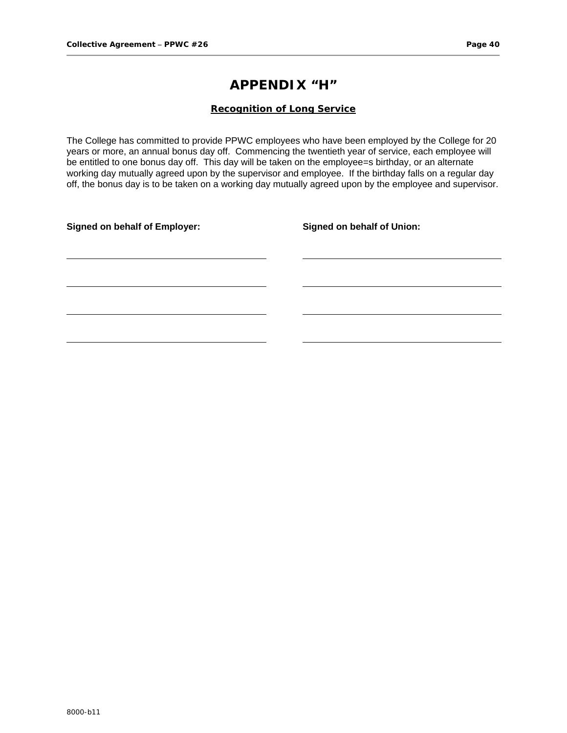# APPENDIX "H"

## Recognition of Long Service

The College has committed to provide PPWC employees who have been employed by the College for 20 years or more, an annual bonus day off. Commencing the twentieth year of service, each employee will be entitled to one bonus day off. This day will be taken on the employee=s birthday, or an alternate working day mutually agreed upon by the supervisor and employee. If the birthday falls on a regular day off, the bonus day is to be taken on a working day mutually agreed upon by the employee and supervisor.

| **Signed on behalf of Employer:** | **Signed on behalf of Union:** |
|---|---|
| ______________________________ | ______________________________ |
| ______________________________ | ______________________________ |
| ______________________________ | ______________________________ |
| ______________________________ | ______________________________ |

8000-b11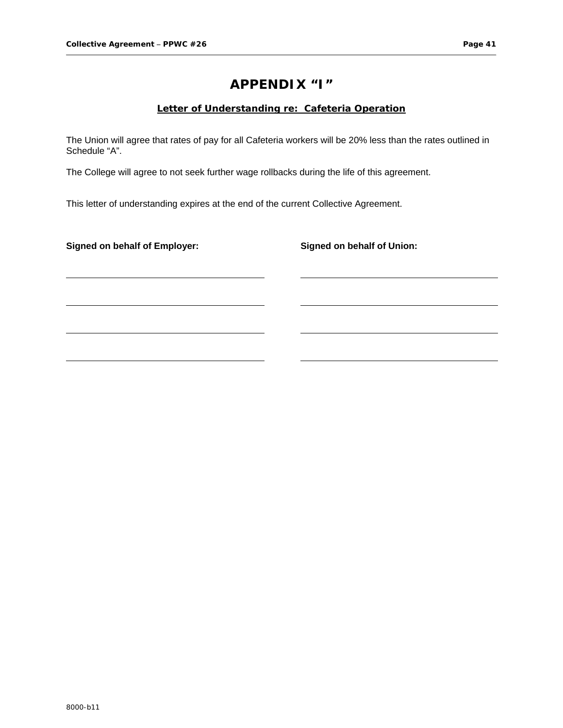# APPENDIX "I"

## Letter of Understanding re: Cafeteria Operation

The Union will agree that rates of pay for all Cafeteria workers will be 20% less than the rates outlined in Schedule "A".

The College will agree to not seek further wage rollbacks during the life of this agreement.

This letter of understanding expires at the end of the current Collective Agreement.

| **Signed on behalf of Employer:** | **Signed on behalf of Union:** |
|---|---|
| ______________________________ | ______________________________ |
| ______________________________ | ______________________________ |
| ______________________________ | ______________________________ |
| ______________________________ | ______________________________ |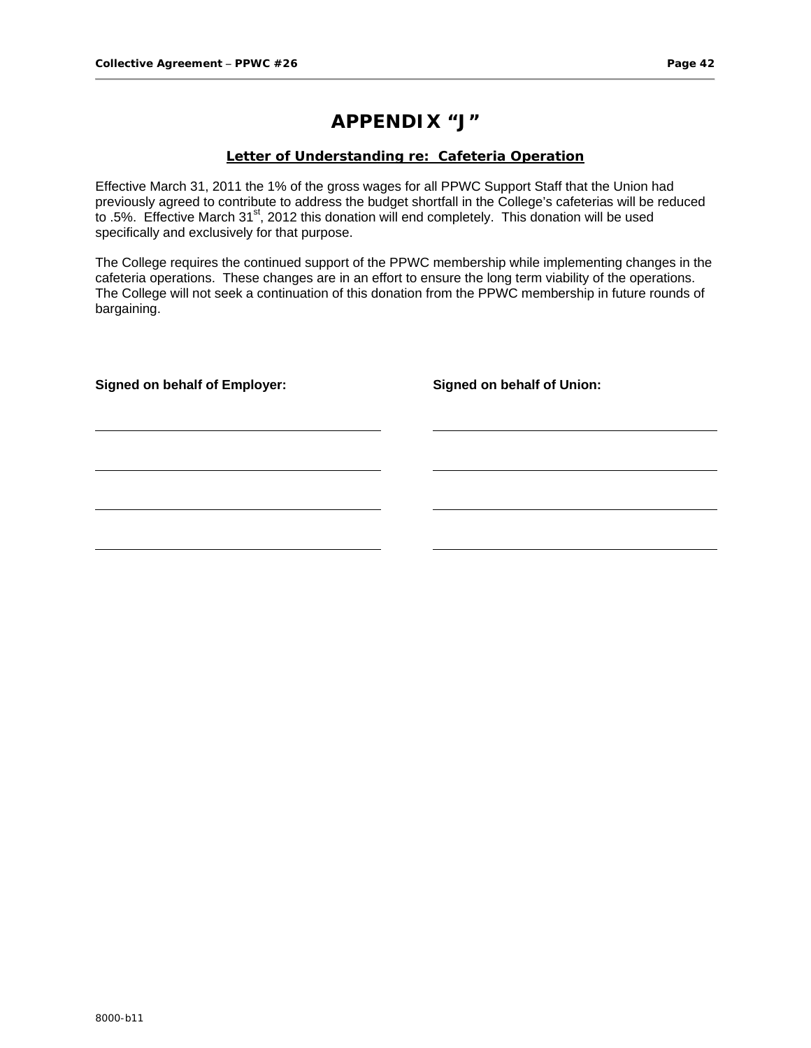# APPENDIX "J"

## Letter of Understanding re: Cafeteria Operation

Effective March 31, 2011 the 1% of the gross wages for all PPWC Support Staff that the Union had previously agreed to contribute to address the budget shortfall in the College's cafeterias will be reduced to .5%. Effective March 31st, 2012 this donation will end completely. This donation will be used specifically and exclusively for that purpose.

The College requires the continued support of the PPWC membership while implementing changes in the cafeteria operations. These changes are in an effort to ensure the long term viability of the operations. The College will not seek a continuation of this donation from the PPWC membership in future rounds of bargaining.

| **Signed on behalf of Employer:** | **Signed on behalf of Union:** |
|---|---|
| \_\_\_\_\_\_\_\_\_\_\_\_\_\_\_\_\_\_\_\_ | \_\_\_\_\_\_\_\_\_\_\_\_\_\_\_\_\_\_\_\_ |
| \_\_\_\_\_\_\_\_\_\_\_\_\_\_\_\_\_\_\_\_ | \_\_\_\_\_\_\_\_\_\_\_\_\_\_\_\_\_\_\_\_ |
| \_\_\_\_\_\_\_\_\_\_\_\_\_\_\_\_\_\_\_\_ | \_\_\_\_\_\_\_\_\_\_\_\_\_\_\_\_\_\_\_\_ |
| \_\_\_\_\_\_\_\_\_\_\_\_\_\_\_\_\_\_\_\_ | \_\_\_\_\_\_\_\_\_\_\_\_\_\_\_\_\_\_\_\_ |

8000-b11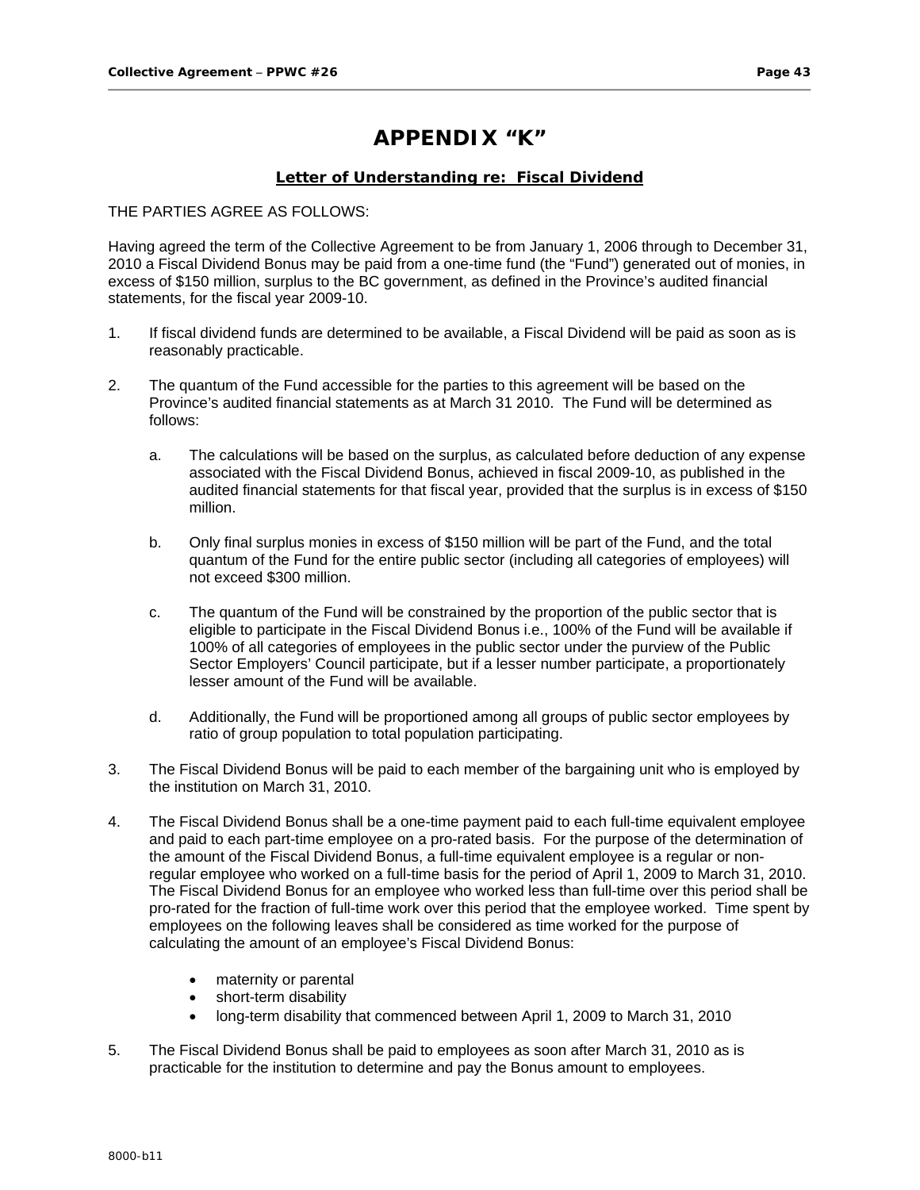# APPENDIX "K"

**Letter of Understanding re: Fiscal Dividend**

THE PARTIES AGREE AS FOLLOWS:

Having agreed the term of the Collective Agreement to be from January 1, 2006 through to December 31, 2010 a Fiscal Dividend Bonus may be paid from a one-time fund (the "Fund") generated out of monies, in excess of $150 million, surplus to the BC government, as defined in the Province's audited financial statements, for the fiscal year 2009-10.

1. If fiscal dividend funds are determined to be available, a Fiscal Dividend will be paid as soon as is reasonably practicable.

2. The quantum of the Fund accessible for the parties to this agreement will be based on the Province's audited financial statements as at March 31 2010. The Fund will be determined as follows:

   a. The calculations will be based on the surplus, as calculated before deduction of any expense associated with the Fiscal Dividend Bonus, achieved in fiscal 2009-10, as published in the audited financial statements for that fiscal year, provided that the surplus is in excess of $150 million.

   b. Only final surplus monies in excess of $150 million will be part of the Fund, and the total quantum of the Fund for the entire public sector (including all categories of employees) will not exceed $300 million.

   c. The quantum of the Fund will be constrained by the proportion of the public sector that is eligible to participate in the Fiscal Dividend Bonus i.e., 100% of the Fund will be available if 100% of all categories of employees in the public sector under the purview of the Public Sector Employers' Council participate, but if a lesser number participate, a proportionately lesser amount of the Fund will be available.

   d. Additionally, the Fund will be proportioned among all groups of public sector employees by ratio of group population to total population participating.

3. The Fiscal Dividend Bonus will be paid to each member of the bargaining unit who is employed by the institution on March 31, 2010.

4. The Fiscal Dividend Bonus shall be a one-time payment paid to each full-time equivalent employee and paid to each part-time employee on a pro-rated basis. For the purpose of the determination of the amount of the Fiscal Dividend Bonus, a full-time equivalent employee is a regular or non-regular employee who worked on a full-time basis for the period of April 1, 2009 to March 31, 2010. The Fiscal Dividend Bonus for an employee who worked less than full-time over this period shall be pro-rated for the fraction of full-time work over this period that the employee worked. Time spent by employees on the following leaves shall be considered as time worked for the purpose of calculating the amount of an employee's Fiscal Dividend Bonus:

   - maternity or parental
   - short-term disability
   - long-term disability that commenced between April 1, 2009 to March 31, 2010

5. The Fiscal Dividend Bonus shall be paid to employees as soon after March 31, 2010 as is practicable for the institution to determine and pay the Bonus amount to employees.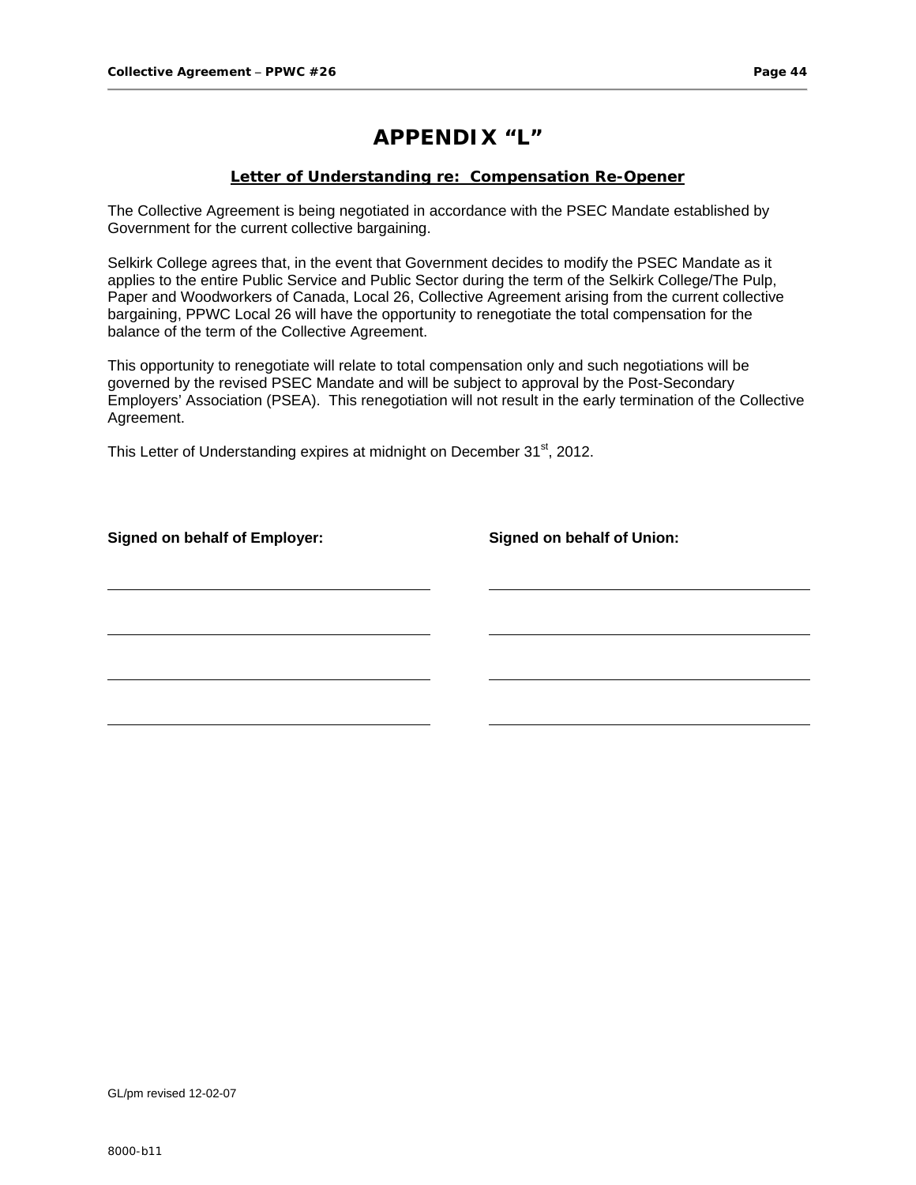# APPENDIX "L"

**Letter of Understanding re: Compensation Re-Opener**

The Collective Agreement is being negotiated in accordance with the PSEC Mandate established by Government for the current collective bargaining.

Selkirk College agrees that, in the event that Government decides to modify the PSEC Mandate as it applies to the entire Public Service and Public Sector during the term of the Selkirk College/The Pulp, Paper and Woodworkers of Canada, Local 26, Collective Agreement arising from the current collective bargaining, PPWC Local 26 will have the opportunity to renegotiate the total compensation for the balance of the term of the Collective Agreement.

This opportunity to renegotiate will relate to total compensation only and such negotiations will be governed by the revised PSEC Mandate and will be subject to approval by the Post-Secondary Employers' Association (PSEA). This renegotiation will not result in the early termination of the Collective Agreement.

This Letter of Understanding expires at midnight on December 31st, 2012.

**Signed on behalf of Employer:** | **Signed on behalf of Union:**

_______________________ | _______________________

_______________________ | _______________________

_______________________ | _______________________

_______________________ | _______________________

GL/pm revised 12-02-07

8000-b11